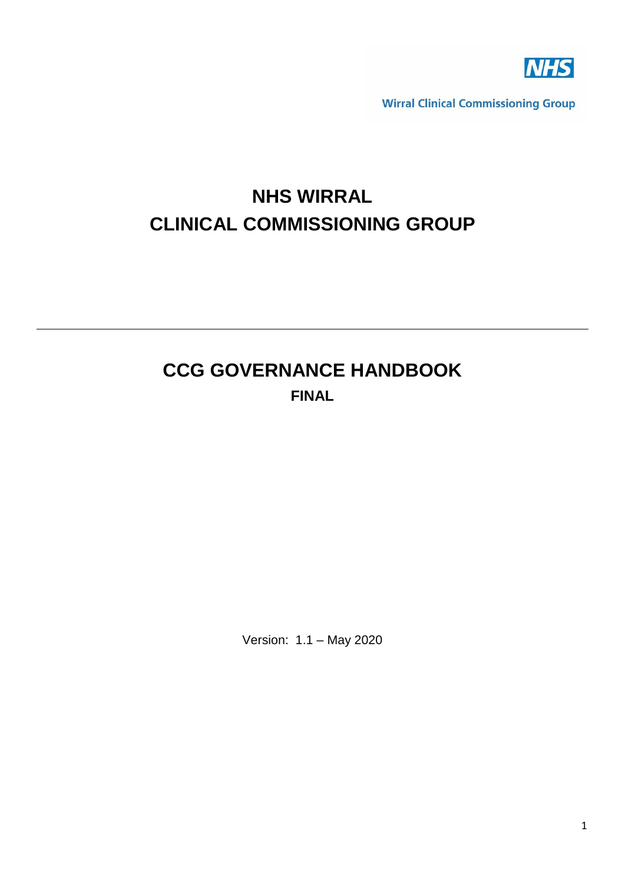NHS

Wirral Clinical Commissioning Group

# NHS WIRRAL CLINICAL COMMISSIONING GROUP

---

# CCG GOVERNANCE HANDBOOK

**FINAL**

Version: 1.1 – May 2020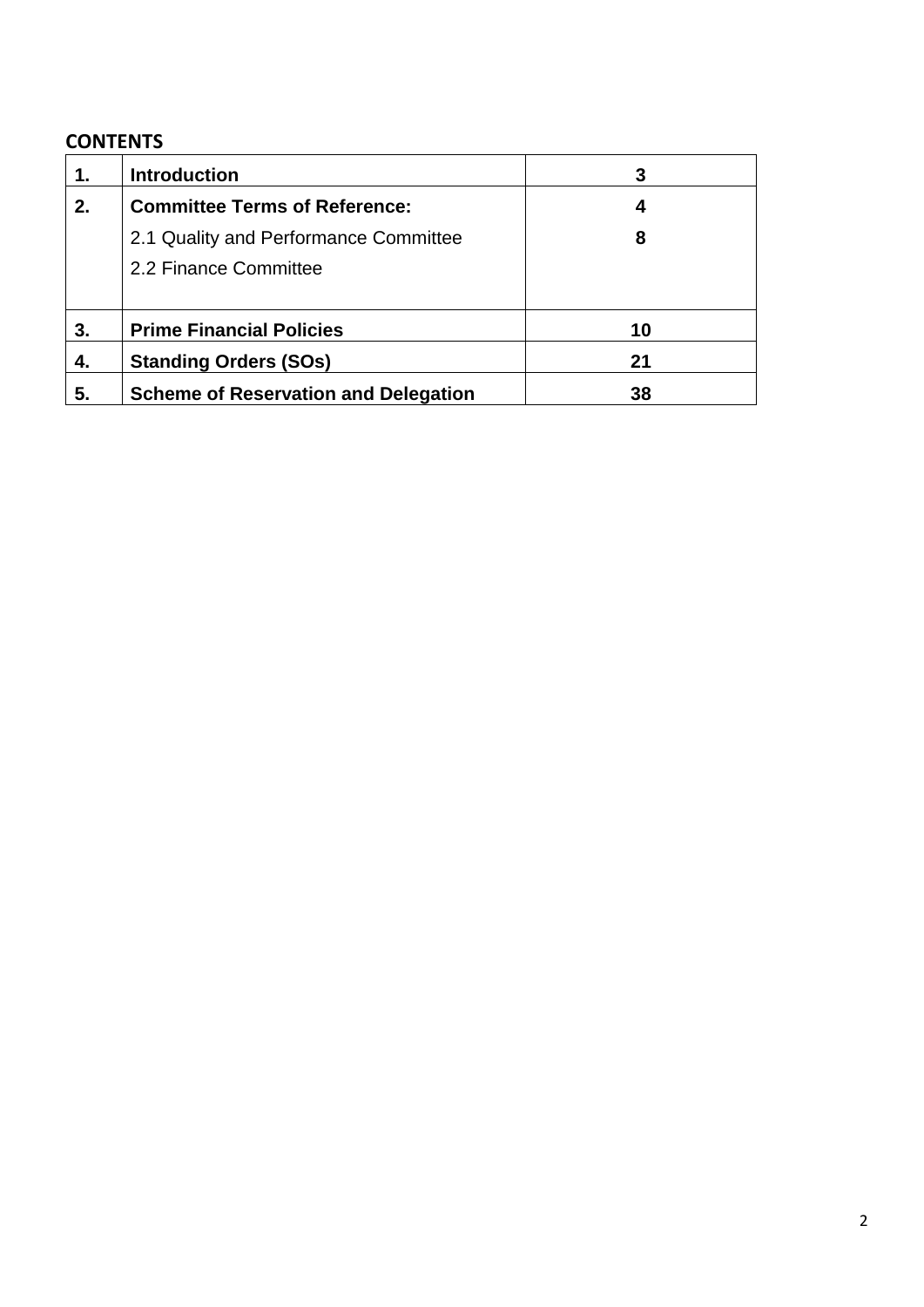**CONTENTS**

| | | |
|---|---|---|
| **1.** | **Introduction** | **3** |
| **2.** | **Committee Terms of Reference:**<br>2.1 Quality and Performance Committee<br>2.2 Finance Committee | **4**<br>**8** |
| **3.** | **Prime Financial Policies** | **10** |
| **4.** | **Standing Orders (SOs)** | **21** |
| **5.** | **Scheme of Reservation and Delegation** | **38** |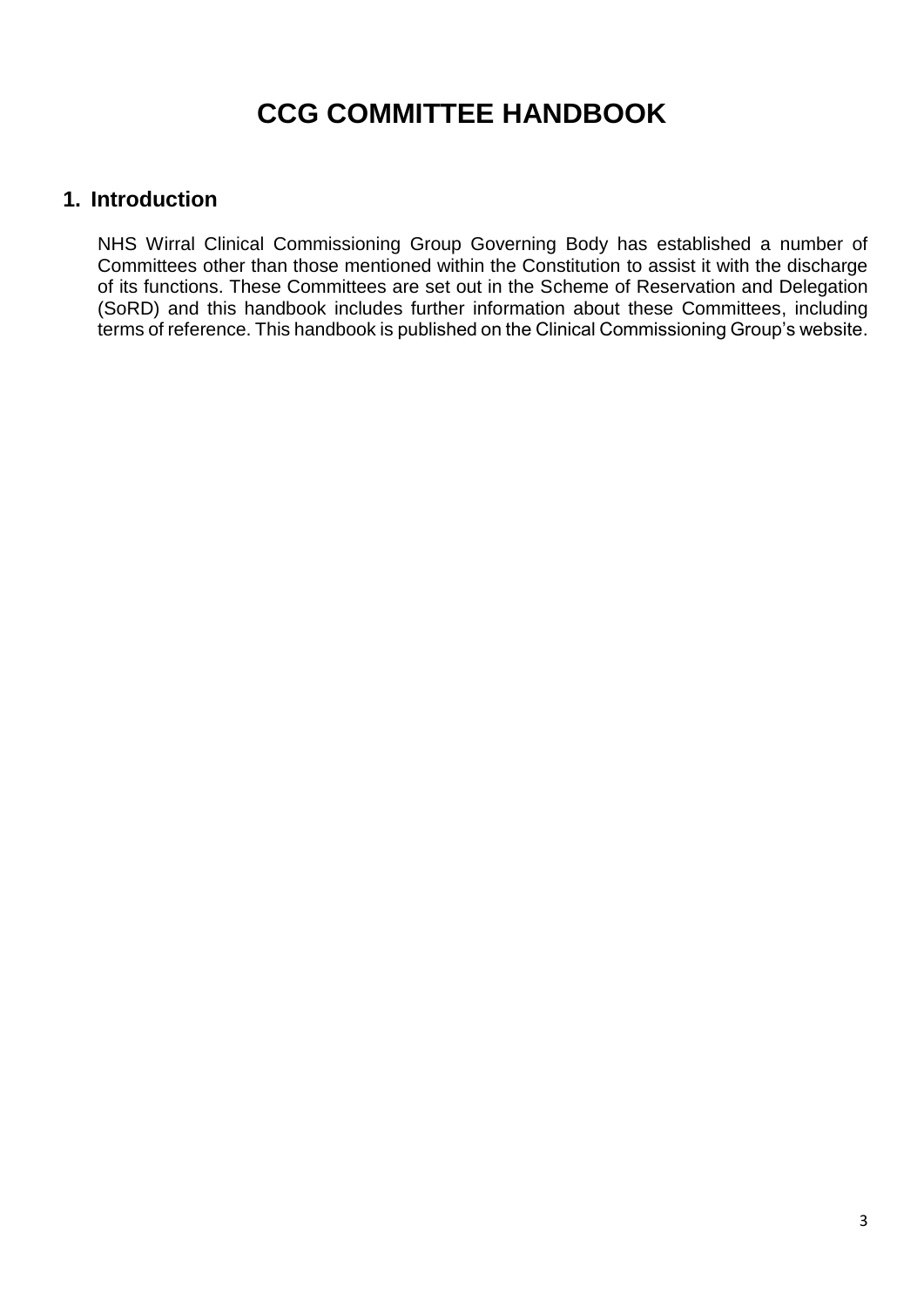# CCG COMMITTEE HANDBOOK

## 1. Introduction

NHS Wirral Clinical Commissioning Group Governing Body has established a number of Committees other than those mentioned within the Constitution to assist it with the discharge of its functions. These Committees are set out in the Scheme of Reservation and Delegation (SoRD) and this handbook includes further information about these Committees, including terms of reference. This handbook is published on the Clinical Commissioning Group's website.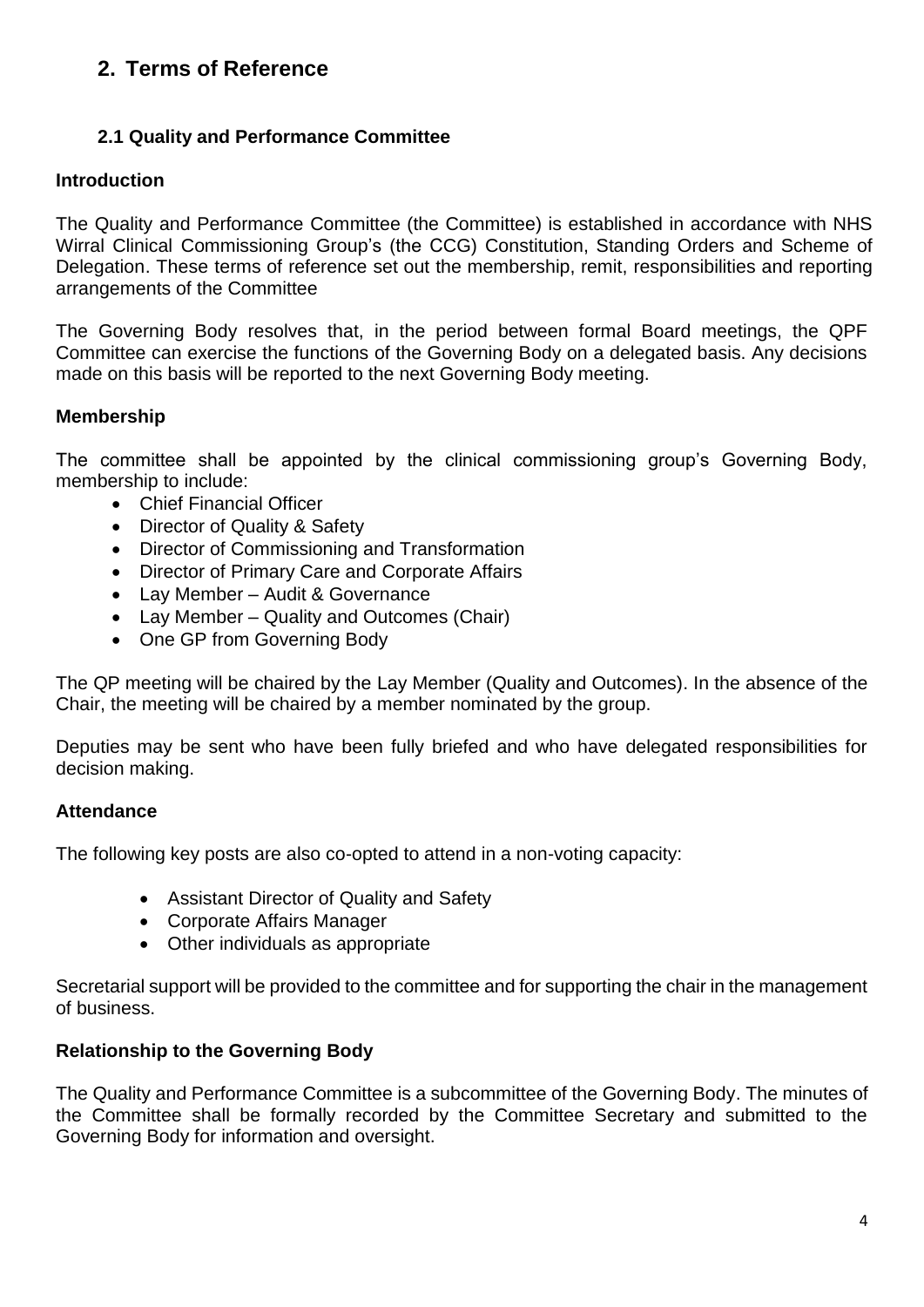## 2. Terms of Reference

### 2.1 Quality and Performance Committee

**Introduction**

The Quality and Performance Committee (the Committee) is established in accordance with NHS Wirral Clinical Commissioning Group's (the CCG) Constitution, Standing Orders and Scheme of Delegation. These terms of reference set out the membership, remit, responsibilities and reporting arrangements of the Committee

The Governing Body resolves that, in the period between formal Board meetings, the QPF Committee can exercise the functions of the Governing Body on a delegated basis. Any decisions made on this basis will be reported to the next Governing Body meeting.

**Membership**

The committee shall be appointed by the clinical commissioning group's Governing Body, membership to include:

- Chief Financial Officer
- Director of Quality & Safety
- Director of Commissioning and Transformation
- Director of Primary Care and Corporate Affairs
- Lay Member – Audit & Governance
- Lay Member – Quality and Outcomes (Chair)
- One GP from Governing Body

The QP meeting will be chaired by the Lay Member (Quality and Outcomes). In the absence of the Chair, the meeting will be chaired by a member nominated by the group.

Deputies may be sent who have been fully briefed and who have delegated responsibilities for decision making.

**Attendance**

The following key posts are also co-opted to attend in a non-voting capacity:

- Assistant Director of Quality and Safety
- Corporate Affairs Manager
- Other individuals as appropriate

Secretarial support will be provided to the committee and for supporting the chair in the management of business.

**Relationship to the Governing Body**

The Quality and Performance Committee is a subcommittee of the Governing Body. The minutes of the Committee shall be formally recorded by the Committee Secretary and submitted to the Governing Body for information and oversight.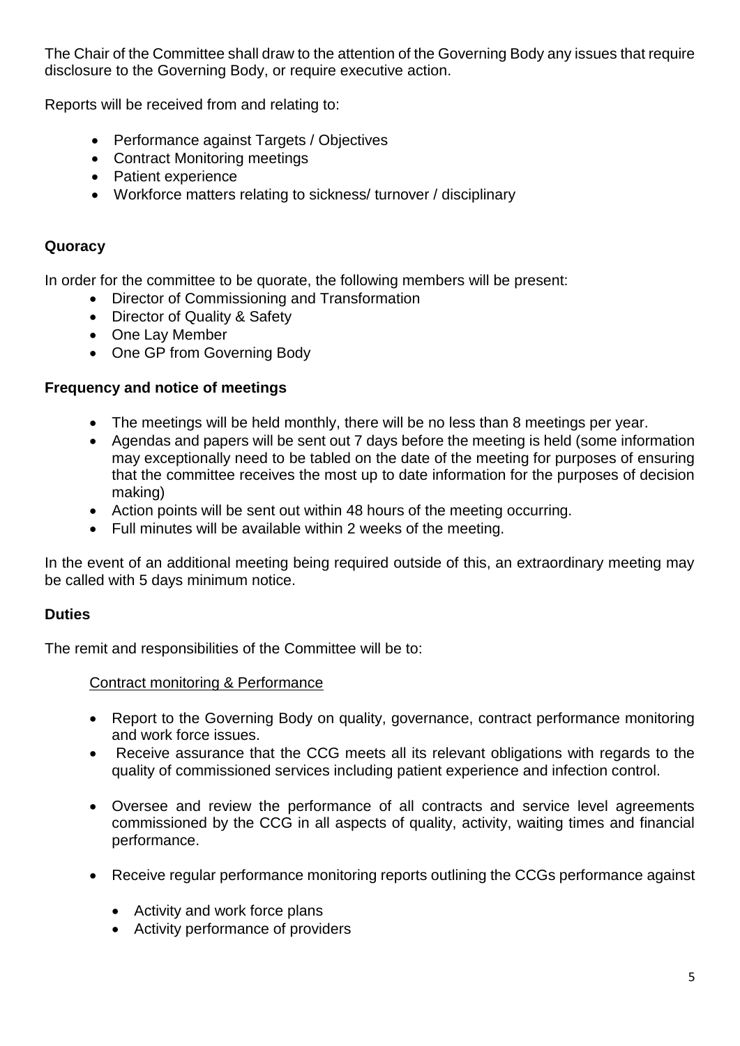The Chair of the Committee shall draw to the attention of the Governing Body any issues that require disclosure to the Governing Body, or require executive action.

Reports will be received from and relating to:

- Performance against Targets / Objectives
- Contract Monitoring meetings
- Patient experience
- Workforce matters relating to sickness/ turnover / disciplinary

**Quoracy**

In order for the committee to be quorate, the following members will be present:

- Director of Commissioning and Transformation
- Director of Quality & Safety
- One Lay Member
- One GP from Governing Body

**Frequency and notice of meetings**

- The meetings will be held monthly, there will be no less than 8 meetings per year.
- Agendas and papers will be sent out 7 days before the meeting is held (some information may exceptionally need to be tabled on the date of the meeting for purposes of ensuring that the committee receives the most up to date information for the purposes of decision making)
- Action points will be sent out within 48 hours of the meeting occurring.
- Full minutes will be available within 2 weeks of the meeting.

In the event of an additional meeting being required outside of this, an extraordinary meeting may be called with 5 days minimum notice.

**Duties**

The remit and responsibilities of the Committee will be to:

<u>Contract monitoring & Performance</u>

- Report to the Governing Body on quality, governance, contract performance monitoring and work force issues.
- Receive assurance that the CCG meets all its relevant obligations with regards to the quality of commissioned services including patient experience and infection control.
- Oversee and review the performance of all contracts and service level agreements commissioned by the CCG in all aspects of quality, activity, waiting times and financial performance.
- Receive regular performance monitoring reports outlining the CCGs performance against
  - Activity and work force plans
  - Activity performance of providers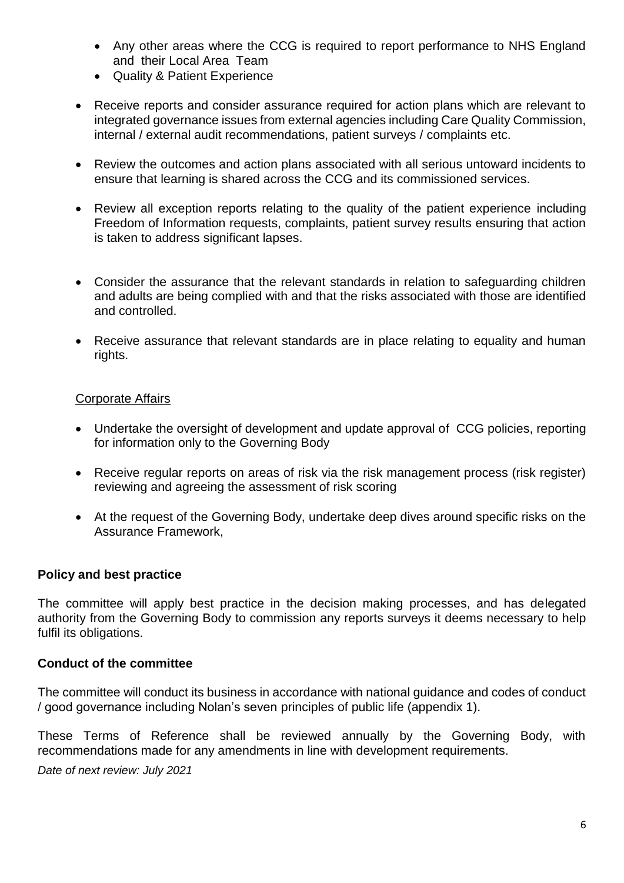- Any other areas where the CCG is required to report performance to NHS England and their Local Area Team
- Quality & Patient Experience

- Receive reports and consider assurance required for action plans which are relevant to integrated governance issues from external agencies including Care Quality Commission, internal / external audit recommendations, patient surveys / complaints etc.

- Review the outcomes and action plans associated with all serious untoward incidents to ensure that learning is shared across the CCG and its commissioned services.

- Review all exception reports relating to the quality of the patient experience including Freedom of Information requests, complaints, patient survey results ensuring that action is taken to address significant lapses.

- Consider the assurance that the relevant standards in relation to safeguarding children and adults are being complied with and that the risks associated with those are identified and controlled.

- Receive assurance that relevant standards are in place relating to equality and human rights.

<u>Corporate Affairs</u>

- Undertake the oversight of development and update approval of CCG policies, reporting for information only to the Governing Body

- Receive regular reports on areas of risk via the risk management process (risk register) reviewing and agreeing the assessment of risk scoring

- At the request of the Governing Body, undertake deep dives around specific risks on the Assurance Framework,

**Policy and best practice**

The committee will apply best practice in the decision making processes, and has delegated authority from the Governing Body to commission any reports surveys it deems necessary to help fulfil its obligations.

**Conduct of the committee**

The committee will conduct its business in accordance with national guidance and codes of conduct / good governance including Nolan's seven principles of public life (appendix 1).

These Terms of Reference shall be reviewed annually by the Governing Body, with recommendations made for any amendments in line with development requirements.

*Date of next review: July 2021*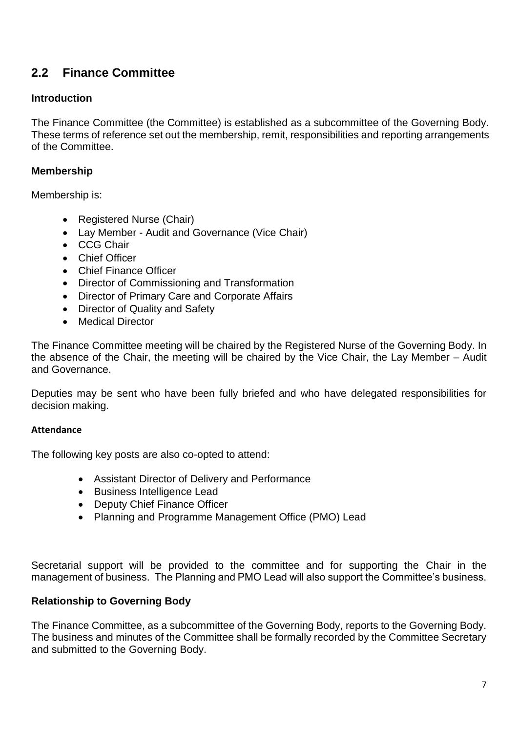## 2.2 Finance Committee

### Introduction

The Finance Committee (the Committee) is established as a subcommittee of the Governing Body. These terms of reference set out the membership, remit, responsibilities and reporting arrangements of the Committee.

### Membership

Membership is:

- Registered Nurse (Chair)
- Lay Member - Audit and Governance (Vice Chair)
- CCG Chair
- Chief Officer
- Chief Finance Officer
- Director of Commissioning and Transformation
- Director of Primary Care and Corporate Affairs
- Director of Quality and Safety
- Medical Director

The Finance Committee meeting will be chaired by the Registered Nurse of the Governing Body. In the absence of the Chair, the meeting will be chaired by the Vice Chair, the Lay Member – Audit and Governance.

Deputies may be sent who have been fully briefed and who have delegated responsibilities for decision making.

#### Attendance

The following key posts are also co-opted to attend:

- Assistant Director of Delivery and Performance
- Business Intelligence Lead
- Deputy Chief Finance Officer
- Planning and Programme Management Office (PMO) Lead

Secretarial support will be provided to the committee and for supporting the Chair in the management of business. The Planning and PMO Lead will also support the Committee's business.

### Relationship to Governing Body

The Finance Committee, as a subcommittee of the Governing Body, reports to the Governing Body. The business and minutes of the Committee shall be formally recorded by the Committee Secretary and submitted to the Governing Body.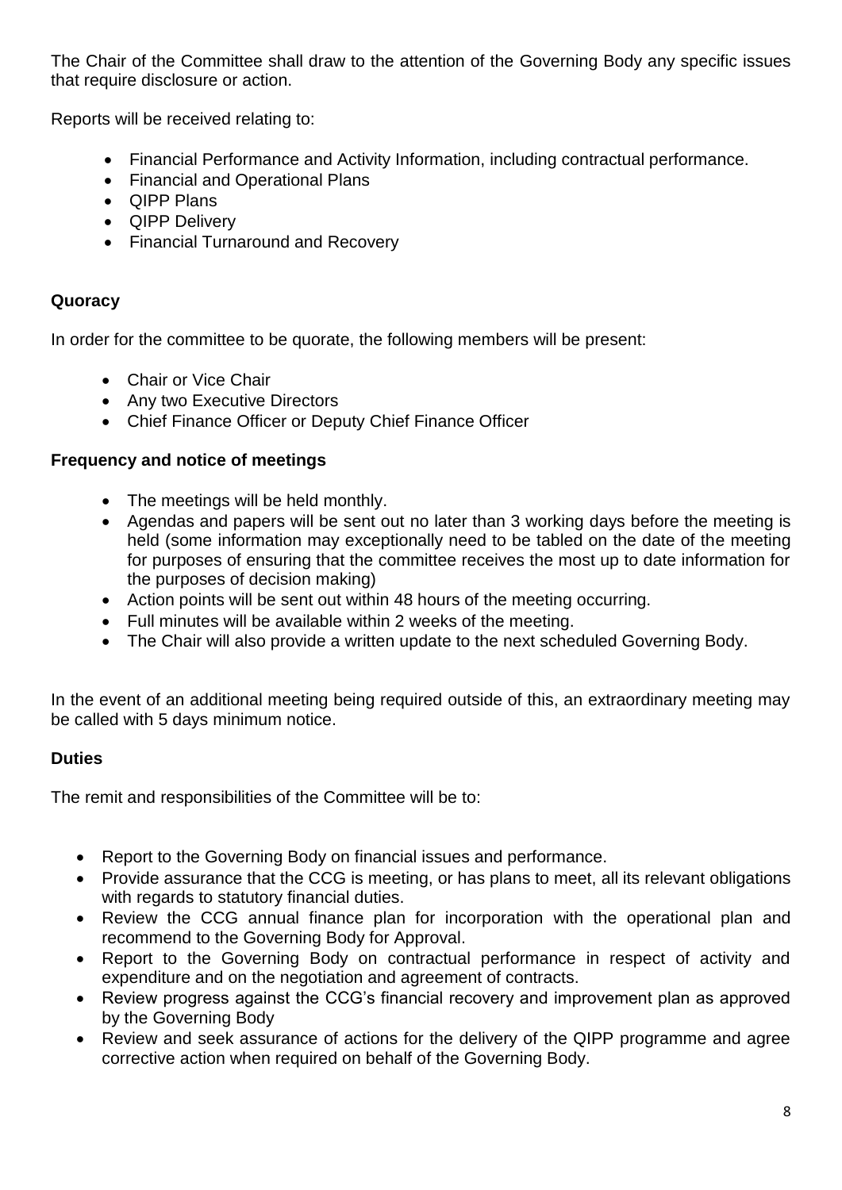The Chair of the Committee shall draw to the attention of the Governing Body any specific issues that require disclosure or action.

Reports will be received relating to:

- Financial Performance and Activity Information, including contractual performance.
- Financial and Operational Plans
- QIPP Plans
- QIPP Delivery
- Financial Turnaround and Recovery

**Quoracy**

In order for the committee to be quorate, the following members will be present:

- Chair or Vice Chair
- Any two Executive Directors
- Chief Finance Officer or Deputy Chief Finance Officer

**Frequency and notice of meetings**

- The meetings will be held monthly.
- Agendas and papers will be sent out no later than 3 working days before the meeting is held (some information may exceptionally need to be tabled on the date of the meeting for purposes of ensuring that the committee receives the most up to date information for the purposes of decision making)
- Action points will be sent out within 48 hours of the meeting occurring.
- Full minutes will be available within 2 weeks of the meeting.
- The Chair will also provide a written update to the next scheduled Governing Body.

In the event of an additional meeting being required outside of this, an extraordinary meeting may be called with 5 days minimum notice.

**Duties**

The remit and responsibilities of the Committee will be to:

- Report to the Governing Body on financial issues and performance.
- Provide assurance that the CCG is meeting, or has plans to meet, all its relevant obligations with regards to statutory financial duties.
- Review the CCG annual finance plan for incorporation with the operational plan and recommend to the Governing Body for Approval.
- Report to the Governing Body on contractual performance in respect of activity and expenditure and on the negotiation and agreement of contracts.
- Review progress against the CCG's financial recovery and improvement plan as approved by the Governing Body
- Review and seek assurance of actions for the delivery of the QIPP programme and agree corrective action when required on behalf of the Governing Body.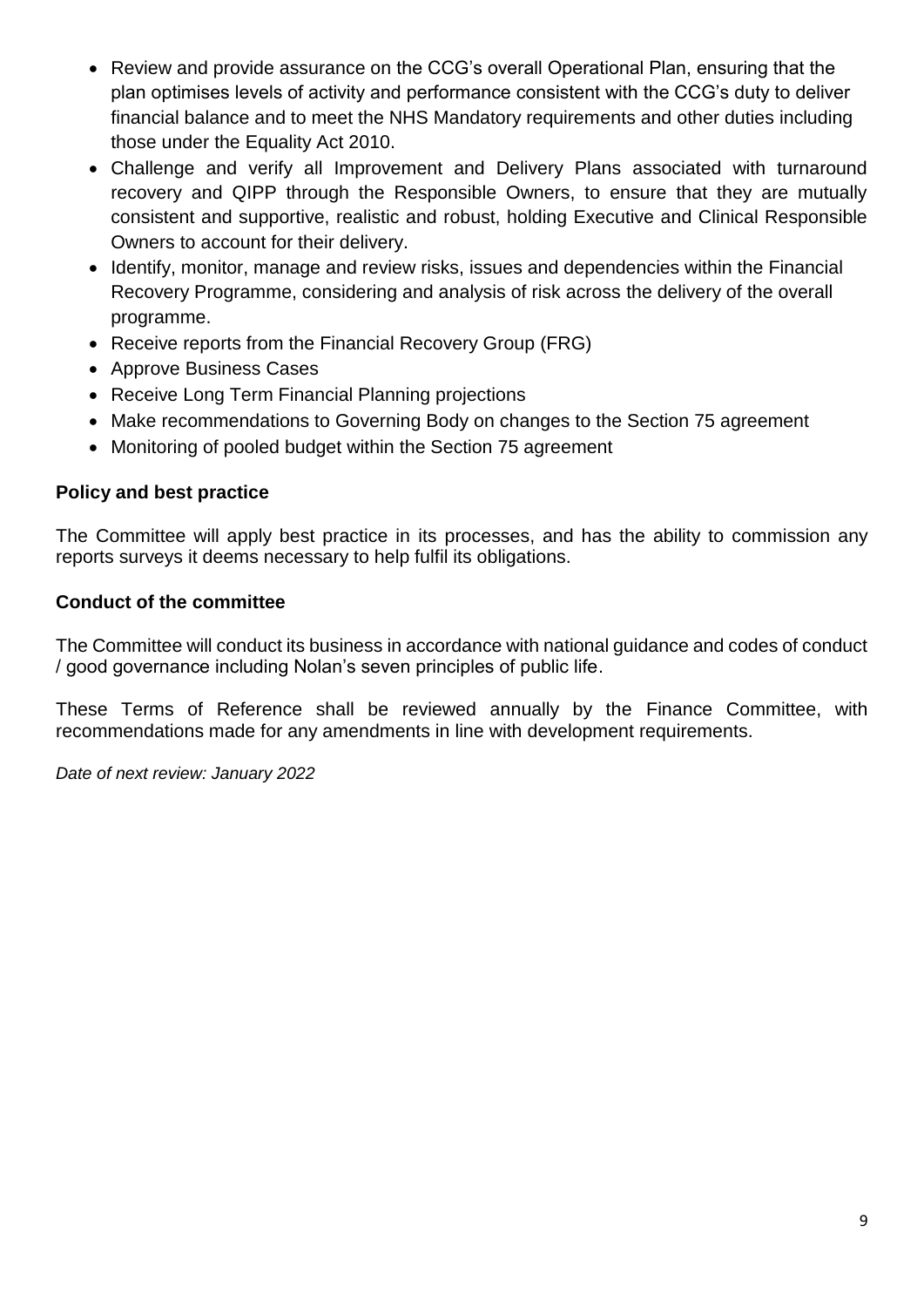- Review and provide assurance on the CCG's overall Operational Plan, ensuring that the plan optimises levels of activity and performance consistent with the CCG's duty to deliver financial balance and to meet the NHS Mandatory requirements and other duties including those under the Equality Act 2010.
- Challenge and verify all Improvement and Delivery Plans associated with turnaround recovery and QIPP through the Responsible Owners, to ensure that they are mutually consistent and supportive, realistic and robust, holding Executive and Clinical Responsible Owners to account for their delivery.
- Identify, monitor, manage and review risks, issues and dependencies within the Financial Recovery Programme, considering and analysis of risk across the delivery of the overall programme.
- Receive reports from the Financial Recovery Group (FRG)
- Approve Business Cases
- Receive Long Term Financial Planning projections
- Make recommendations to Governing Body on changes to the Section 75 agreement
- Monitoring of pooled budget within the Section 75 agreement

**Policy and best practice**

The Committee will apply best practice in its processes, and has the ability to commission any reports surveys it deems necessary to help fulfil its obligations.

**Conduct of the committee**

The Committee will conduct its business in accordance with national guidance and codes of conduct / good governance including Nolan's seven principles of public life.

These Terms of Reference shall be reviewed annually by the Finance Committee, with recommendations made for any amendments in line with development requirements.

*Date of next review: January 2022*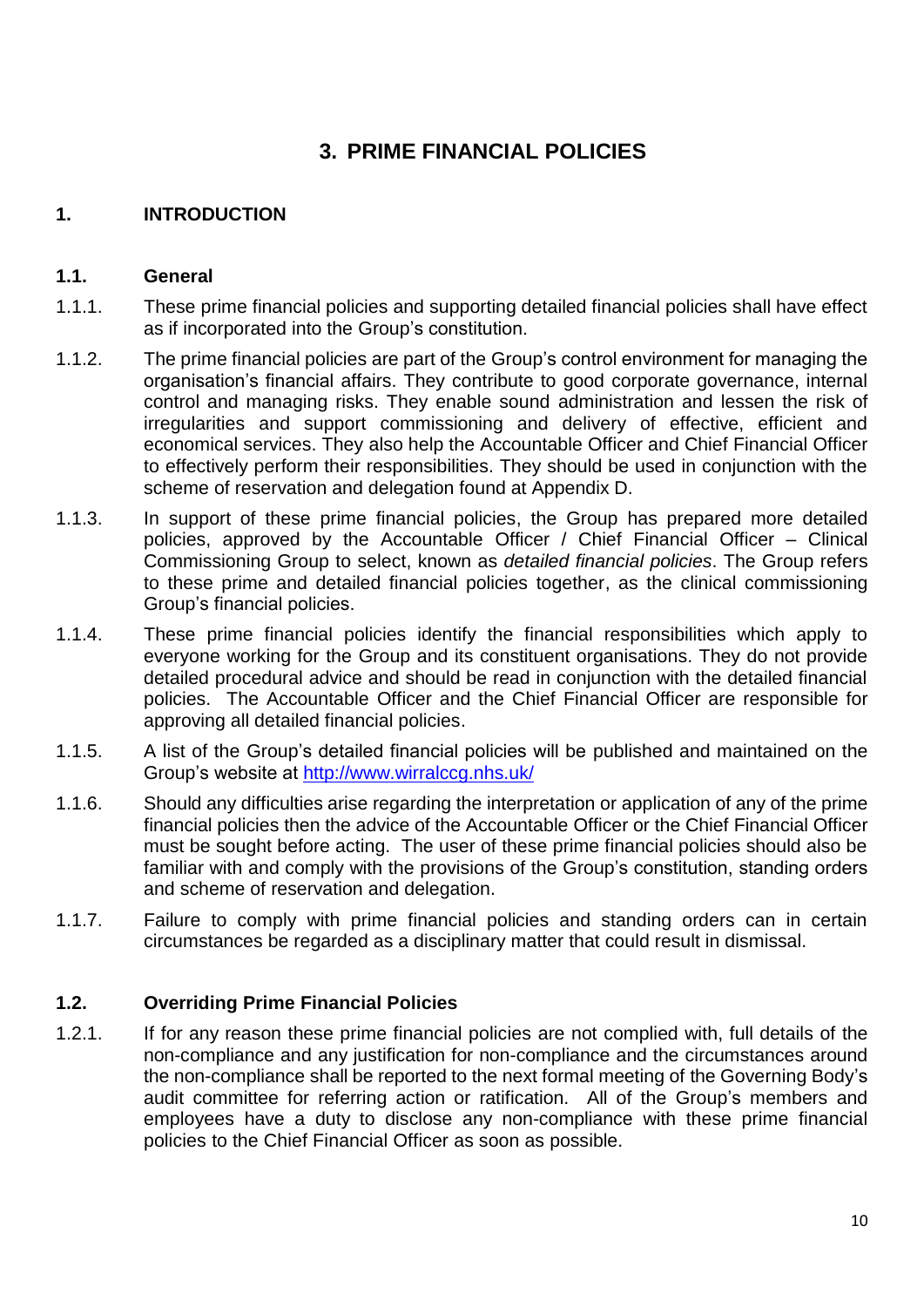# 3. PRIME FINANCIAL POLICIES

## 1. INTRODUCTION

### 1.1. General

1.1.1. These prime financial policies and supporting detailed financial policies shall have effect as if incorporated into the Group's constitution.

1.1.2. The prime financial policies are part of the Group's control environment for managing the organisation's financial affairs. They contribute to good corporate governance, internal control and managing risks. They enable sound administration and lessen the risk of irregularities and support commissioning and delivery of effective, efficient and economical services. They also help the Accountable Officer and Chief Financial Officer to effectively perform their responsibilities. They should be used in conjunction with the scheme of reservation and delegation found at Appendix D.

1.1.3. In support of these prime financial policies, the Group has prepared more detailed policies, approved by the Accountable Officer / Chief Financial Officer – Clinical Commissioning Group to select, known as *detailed financial policies*. The Group refers to these prime and detailed financial policies together, as the clinical commissioning Group's financial policies.

1.1.4. These prime financial policies identify the financial responsibilities which apply to everyone working for the Group and its constituent organisations. They do not provide detailed procedural advice and should be read in conjunction with the detailed financial policies. The Accountable Officer and the Chief Financial Officer are responsible for approving all detailed financial policies.

1.1.5. A list of the Group's detailed financial policies will be published and maintained on the Group's website at [http://www.wirralccg.nhs.uk/](http://www.wirralccg.nhs.uk/)

1.1.6. Should any difficulties arise regarding the interpretation or application of any of the prime financial policies then the advice of the Accountable Officer or the Chief Financial Officer must be sought before acting. The user of these prime financial policies should also be familiar with and comply with the provisions of the Group's constitution, standing orders and scheme of reservation and delegation.

1.1.7. Failure to comply with prime financial policies and standing orders can in certain circumstances be regarded as a disciplinary matter that could result in dismissal.

### 1.2. Overriding Prime Financial Policies

1.2.1. If for any reason these prime financial policies are not complied with, full details of the non-compliance and any justification for non-compliance and the circumstances around the non-compliance shall be reported to the next formal meeting of the Governing Body's audit committee for referring action or ratification. All of the Group's members and employees have a duty to disclose any non-compliance with these prime financial policies to the Chief Financial Officer as soon as possible.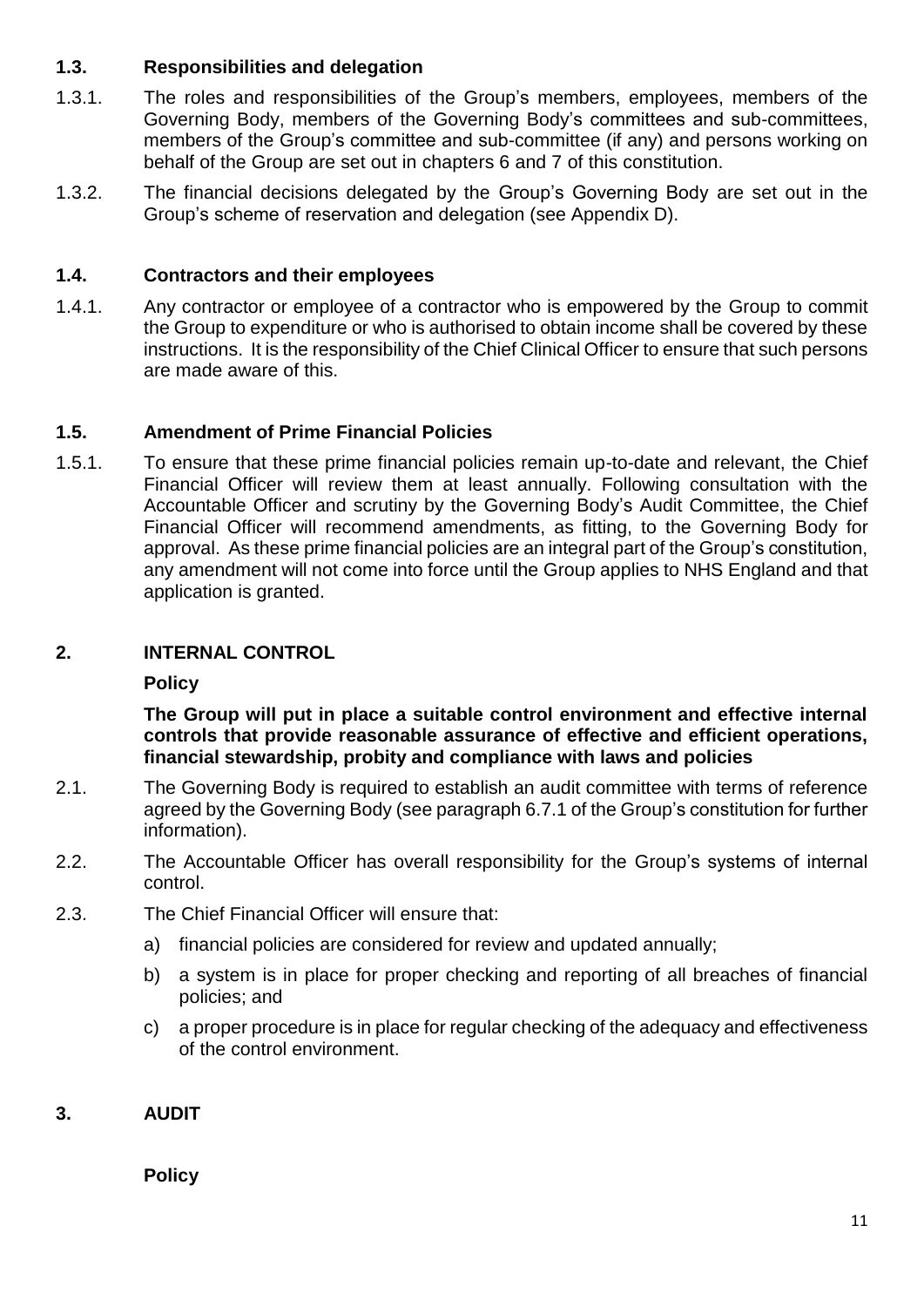### 1.3. Responsibilities and delegation

1.3.1. The roles and responsibilities of the Group's members, employees, members of the Governing Body, members of the Governing Body's committees and sub-committees, members of the Group's committee and sub-committee (if any) and persons working on behalf of the Group are set out in chapters 6 and 7 of this constitution.

1.3.2. The financial decisions delegated by the Group's Governing Body are set out in the Group's scheme of reservation and delegation (see Appendix D).

### 1.4. Contractors and their employees

1.4.1. Any contractor or employee of a contractor who is empowered by the Group to commit the Group to expenditure or who is authorised to obtain income shall be covered by these instructions. It is the responsibility of the Chief Clinical Officer to ensure that such persons are made aware of this.

### 1.5. Amendment of Prime Financial Policies

1.5.1. To ensure that these prime financial policies remain up-to-date and relevant, the Chief Financial Officer will review them at least annually. Following consultation with the Accountable Officer and scrutiny by the Governing Body's Audit Committee, the Chief Financial Officer will recommend amendments, as fitting, to the Governing Body for approval. As these prime financial policies are an integral part of the Group's constitution, any amendment will not come into force until the Group applies to NHS England and that application is granted.

## 2. INTERNAL CONTROL

**Policy**

**The Group will put in place a suitable control environment and effective internal controls that provide reasonable assurance of effective and efficient operations, financial stewardship, probity and compliance with laws and policies**

2.1. The Governing Body is required to establish an audit committee with terms of reference agreed by the Governing Body (see paragraph 6.7.1 of the Group's constitution for further information).

2.2. The Accountable Officer has overall responsibility for the Group's systems of internal control.

2.3. The Chief Financial Officer will ensure that:

a) financial policies are considered for review and updated annually;

b) a system is in place for proper checking and reporting of all breaches of financial policies; and

c) a proper procedure is in place for regular checking of the adequacy and effectiveness of the control environment.

## 3. AUDIT

**Policy**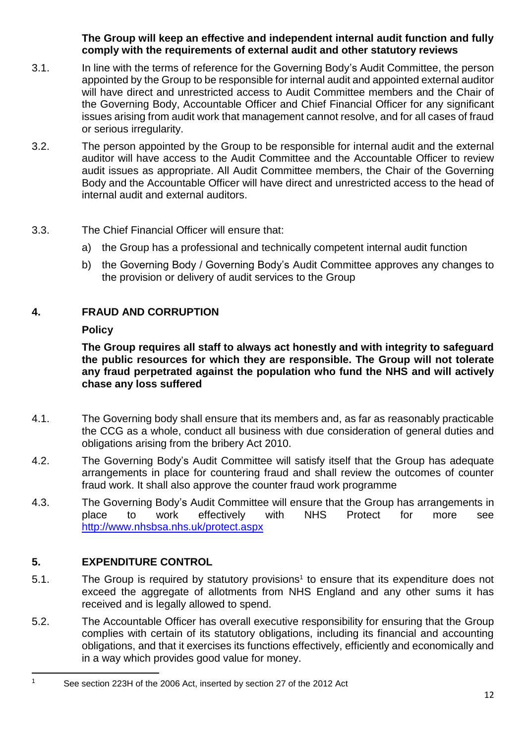**The Group will keep an effective and independent internal audit function and fully comply with the requirements of external audit and other statutory reviews**

3.1. In line with the terms of reference for the Governing Body's Audit Committee, the person appointed by the Group to be responsible for internal audit and appointed external auditor will have direct and unrestricted access to Audit Committee members and the Chair of the Governing Body, Accountable Officer and Chief Financial Officer for any significant issues arising from audit work that management cannot resolve, and for all cases of fraud or serious irregularity.

3.2. The person appointed by the Group to be responsible for internal audit and the external auditor will have access to the Audit Committee and the Accountable Officer to review audit issues as appropriate. All Audit Committee members, the Chair of the Governing Body and the Accountable Officer will have direct and unrestricted access to the head of internal audit and external auditors.

3.3. The Chief Financial Officer will ensure that:

a) the Group has a professional and technically competent internal audit function

b) the Governing Body / Governing Body's Audit Committee approves any changes to the provision or delivery of audit services to the Group

## 4. FRAUD AND CORRUPTION

**Policy**

**The Group requires all staff to always act honestly and with integrity to safeguard the public resources for which they are responsible. The Group will not tolerate any fraud perpetrated against the population who fund the NHS and will actively chase any loss suffered**

4.1. The Governing body shall ensure that its members and, as far as reasonably practicable the CCG as a whole, conduct all business with due consideration of general duties and obligations arising from the bribery Act 2010.

4.2. The Governing Body's Audit Committee will satisfy itself that the Group has adequate arrangements in place for countering fraud and shall review the outcomes of counter fraud work. It shall also approve the counter fraud work programme

4.3. The Governing Body's Audit Committee will ensure that the Group has arrangements in place to work effectively with NHS Protect for more see http://www.nhsbsa.nhs.uk/protect.aspx

## 5. EXPENDITURE CONTROL

5.1. The Group is required by statutory provisions[1] to ensure that its expenditure does not exceed the aggregate of allotments from NHS England and any other sums it has received and is legally allowed to spend.

5.2. The Accountable Officer has overall executive responsibility for ensuring that the Group complies with certain of its statutory obligations, including its financial and accounting obligations, and that it exercises its functions effectively, efficiently and economically and in a way which provides good value for money.

[1] See section 223H of the 2006 Act, inserted by section 27 of the 2012 Act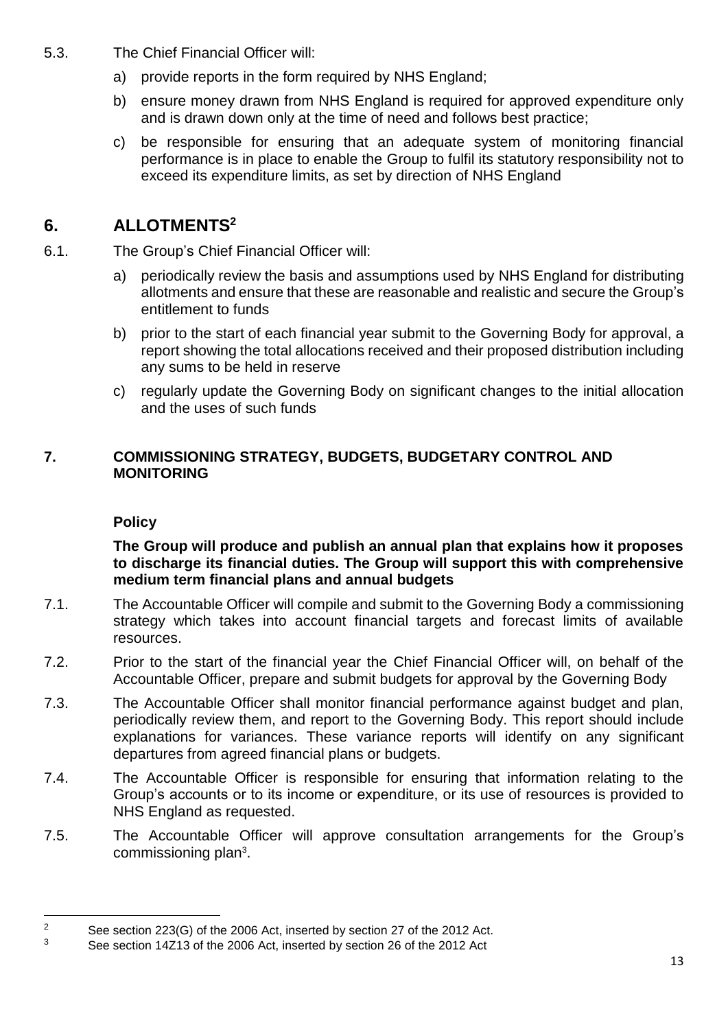5.3. The Chief Financial Officer will:

a) provide reports in the form required by NHS England;

b) ensure money drawn from NHS England is required for approved expenditure only and is drawn down only at the time of need and follows best practice;

c) be responsible for ensuring that an adequate system of monitoring financial performance is in place to enable the Group to fulfil its statutory responsibility not to exceed its expenditure limits, as set by direction of NHS England

## 6. ALLOTMENTS[2]

6.1. The Group's Chief Financial Officer will:

a) periodically review the basis and assumptions used by NHS England for distributing allotments and ensure that these are reasonable and realistic and secure the Group's entitlement to funds

b) prior to the start of each financial year submit to the Governing Body for approval, a report showing the total allocations received and their proposed distribution including any sums to be held in reserve

c) regularly update the Governing Body on significant changes to the initial allocation and the uses of such funds

## 7. COMMISSIONING STRATEGY, BUDGETS, BUDGETARY CONTROL AND MONITORING

**Policy**

**The Group will produce and publish an annual plan that explains how it proposes to discharge its financial duties. The Group will support this with comprehensive medium term financial plans and annual budgets**

7.1. The Accountable Officer will compile and submit to the Governing Body a commissioning strategy which takes into account financial targets and forecast limits of available resources.

7.2. Prior to the start of the financial year the Chief Financial Officer will, on behalf of the Accountable Officer, prepare and submit budgets for approval by the Governing Body

7.3. The Accountable Officer shall monitor financial performance against budget and plan, periodically review them, and report to the Governing Body. This report should include explanations for variances. These variance reports will identify on any significant departures from agreed financial plans or budgets.

7.4. The Accountable Officer is responsible for ensuring that information relating to the Group's accounts or to its income or expenditure, or its use of resources is provided to NHS England as requested.

7.5. The Accountable Officer will approve consultation arrangements for the Group's commissioning plan[3].

---

[2] See section 223(G) of the 2006 Act, inserted by section 27 of the 2012 Act.

[3] See section 14Z13 of the 2006 Act, inserted by section 26 of the 2012 Act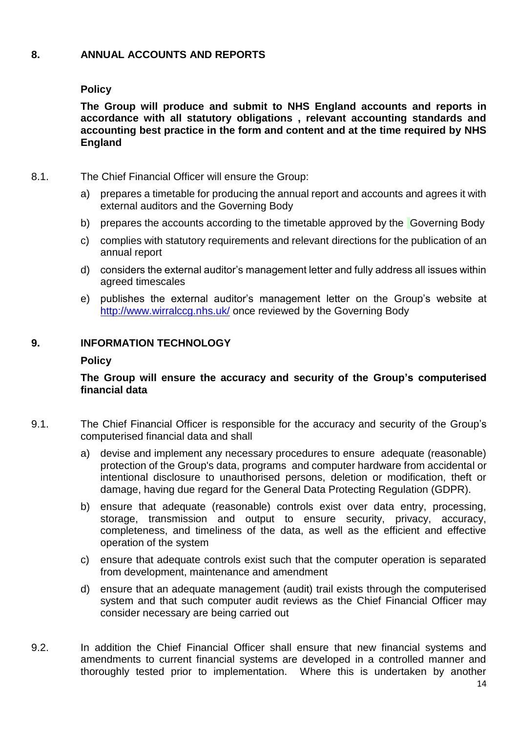## 8. ANNUAL ACCOUNTS AND REPORTS

**Policy**

**The Group will produce and submit to NHS England accounts and reports in accordance with all statutory obligations , relevant accounting standards and accounting best practice in the form and content and at the time required by NHS England**

8.1. The Chief Financial Officer will ensure the Group:

a) prepares a timetable for producing the annual report and accounts and agrees it with external auditors and the Governing Body

b) prepares the accounts according to the timetable approved by the Governing Body

c) complies with statutory requirements and relevant directions for the publication of an annual report

d) considers the external auditor's management letter and fully address all issues within agreed timescales

e) publishes the external auditor's management letter on the Group's website at [http://www.wirralccg.nhs.uk/](http://www.wirralccg.nhs.uk/) once reviewed by the Governing Body

## 9. INFORMATION TECHNOLOGY

**Policy**

**The Group will ensure the accuracy and security of the Group's computerised financial data**

9.1. The Chief Financial Officer is responsible for the accuracy and security of the Group's computerised financial data and shall

a) devise and implement any necessary procedures to ensure adequate (reasonable) protection of the Group's data, programs and computer hardware from accidental or intentional disclosure to unauthorised persons, deletion or modification, theft or damage, having due regard for the General Data Protecting Regulation (GDPR).

b) ensure that adequate (reasonable) controls exist over data entry, processing, storage, transmission and output to ensure security, privacy, accuracy, completeness, and timeliness of the data, as well as the efficient and effective operation of the system

c) ensure that adequate controls exist such that the computer operation is separated from development, maintenance and amendment

d) ensure that an adequate management (audit) trail exists through the computerised system and that such computer audit reviews as the Chief Financial Officer may consider necessary are being carried out

9.2. In addition the Chief Financial Officer shall ensure that new financial systems and amendments to current financial systems are developed in a controlled manner and thoroughly tested prior to implementation. Where this is undertaken by another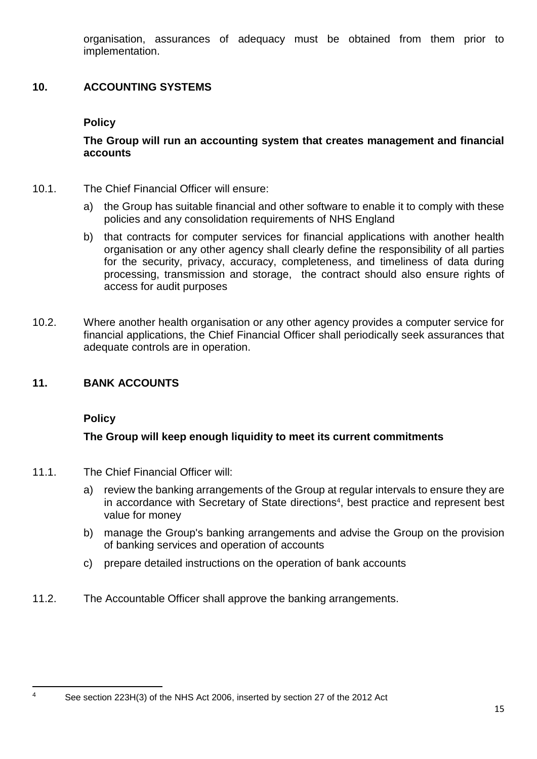organisation, assurances of adequacy must be obtained from them prior to implementation.

## 10. ACCOUNTING SYSTEMS

**Policy**

**The Group will run an accounting system that creates management and financial accounts**

10.1. The Chief Financial Officer will ensure:

a) the Group has suitable financial and other software to enable it to comply with these policies and any consolidation requirements of NHS England

b) that contracts for computer services for financial applications with another health organisation or any other agency shall clearly define the responsibility of all parties for the security, privacy, accuracy, completeness, and timeliness of data during processing, transmission and storage, the contract should also ensure rights of access for audit purposes

10.2. Where another health organisation or any other agency provides a computer service for financial applications, the Chief Financial Officer shall periodically seek assurances that adequate controls are in operation.

## 11. BANK ACCOUNTS

**Policy**

**The Group will keep enough liquidity to meet its current commitments**

11.1. The Chief Financial Officer will:

a) review the banking arrangements of the Group at regular intervals to ensure they are in accordance with Secretary of State directions[4], best practice and represent best value for money

b) manage the Group's banking arrangements and advise the Group on the provision of banking services and operation of accounts

c) prepare detailed instructions on the operation of bank accounts

11.2. The Accountable Officer shall approve the banking arrangements.

[4] See section 223H(3) of the NHS Act 2006, inserted by section 27 of the 2012 Act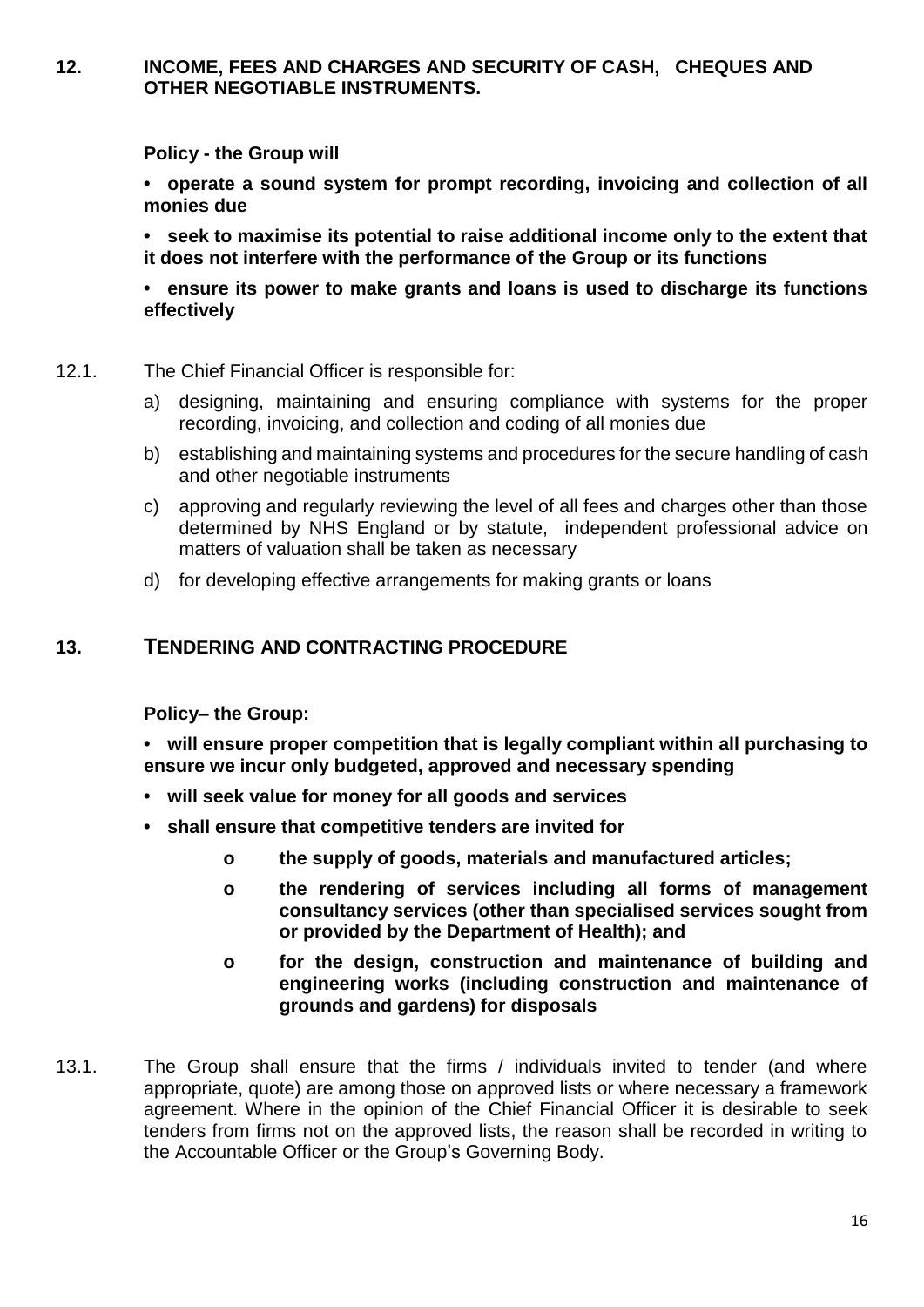## 12. INCOME, FEES AND CHARGES AND SECURITY OF CASH, CHEQUES AND OTHER NEGOTIABLE INSTRUMENTS.

**Policy - the Group will**

- **operate a sound system for prompt recording, invoicing and collection of all monies due**
- **seek to maximise its potential to raise additional income only to the extent that it does not interfere with the performance of the Group or its functions**
- **ensure its power to make grants and loans is used to discharge its functions effectively**

12.1. The Chief Financial Officer is responsible for:

a) designing, maintaining and ensuring compliance with systems for the proper recording, invoicing, and collection and coding of all monies due

b) establishing and maintaining systems and procedures for the secure handling of cash and other negotiable instruments

c) approving and regularly reviewing the level of all fees and charges other than those determined by NHS England or by statute, independent professional advice on matters of valuation shall be taken as necessary

d) for developing effective arrangements for making grants or loans

## 13. TENDERING AND CONTRACTING PROCEDURE

**Policy– the Group:**

- **will ensure proper competition that is legally compliant within all purchasing to ensure we incur only budgeted, approved and necessary spending**
- **will seek value for money for all goods and services**
- **shall ensure that competitive tenders are invited for**
  - **the supply of goods, materials and manufactured articles;**
  - **the rendering of services including all forms of management consultancy services (other than specialised services sought from or provided by the Department of Health); and**
  - **for the design, construction and maintenance of building and engineering works (including construction and maintenance of grounds and gardens) for disposals**

13.1. The Group shall ensure that the firms / individuals invited to tender (and where appropriate, quote) are among those on approved lists or where necessary a framework agreement. Where in the opinion of the Chief Financial Officer it is desirable to seek tenders from firms not on the approved lists, the reason shall be recorded in writing to the Accountable Officer or the Group's Governing Body.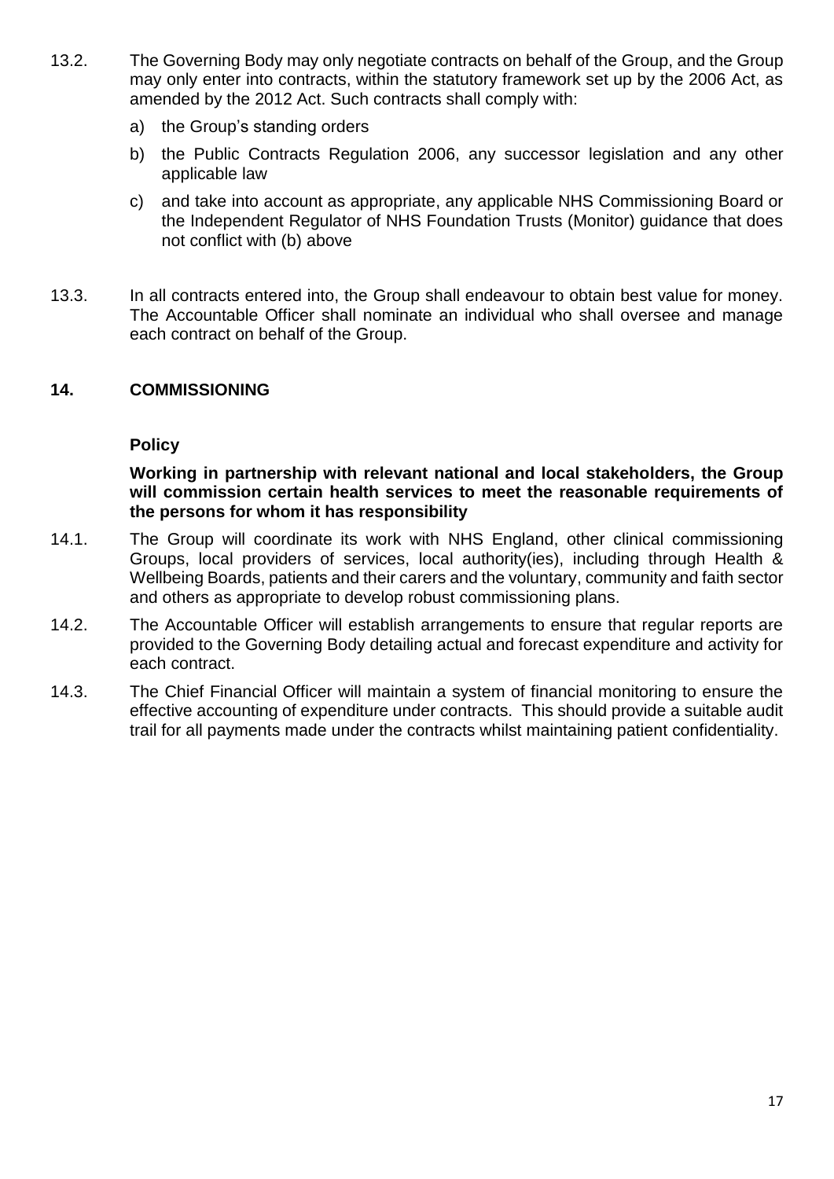13.2. The Governing Body may only negotiate contracts on behalf of the Group, and the Group may only enter into contracts, within the statutory framework set up by the 2006 Act, as amended by the 2012 Act. Such contracts shall comply with:

a) the Group's standing orders

b) the Public Contracts Regulation 2006, any successor legislation and any other applicable law

c) and take into account as appropriate, any applicable NHS Commissioning Board or the Independent Regulator of NHS Foundation Trusts (Monitor) guidance that does not conflict with (b) above

13.3. In all contracts entered into, the Group shall endeavour to obtain best value for money. The Accountable Officer shall nominate an individual who shall oversee and manage each contract on behalf of the Group.

## 14. COMMISSIONING

### Policy

**Working in partnership with relevant national and local stakeholders, the Group will commission certain health services to meet the reasonable requirements of the persons for whom it has responsibility**

14.1. The Group will coordinate its work with NHS England, other clinical commissioning Groups, local providers of services, local authority(ies), including through Health & Wellbeing Boards, patients and their carers and the voluntary, community and faith sector and others as appropriate to develop robust commissioning plans.

14.2. The Accountable Officer will establish arrangements to ensure that regular reports are provided to the Governing Body detailing actual and forecast expenditure and activity for each contract.

14.3. The Chief Financial Officer will maintain a system of financial monitoring to ensure the effective accounting of expenditure under contracts. This should provide a suitable audit trail for all payments made under the contracts whilst maintaining patient confidentiality.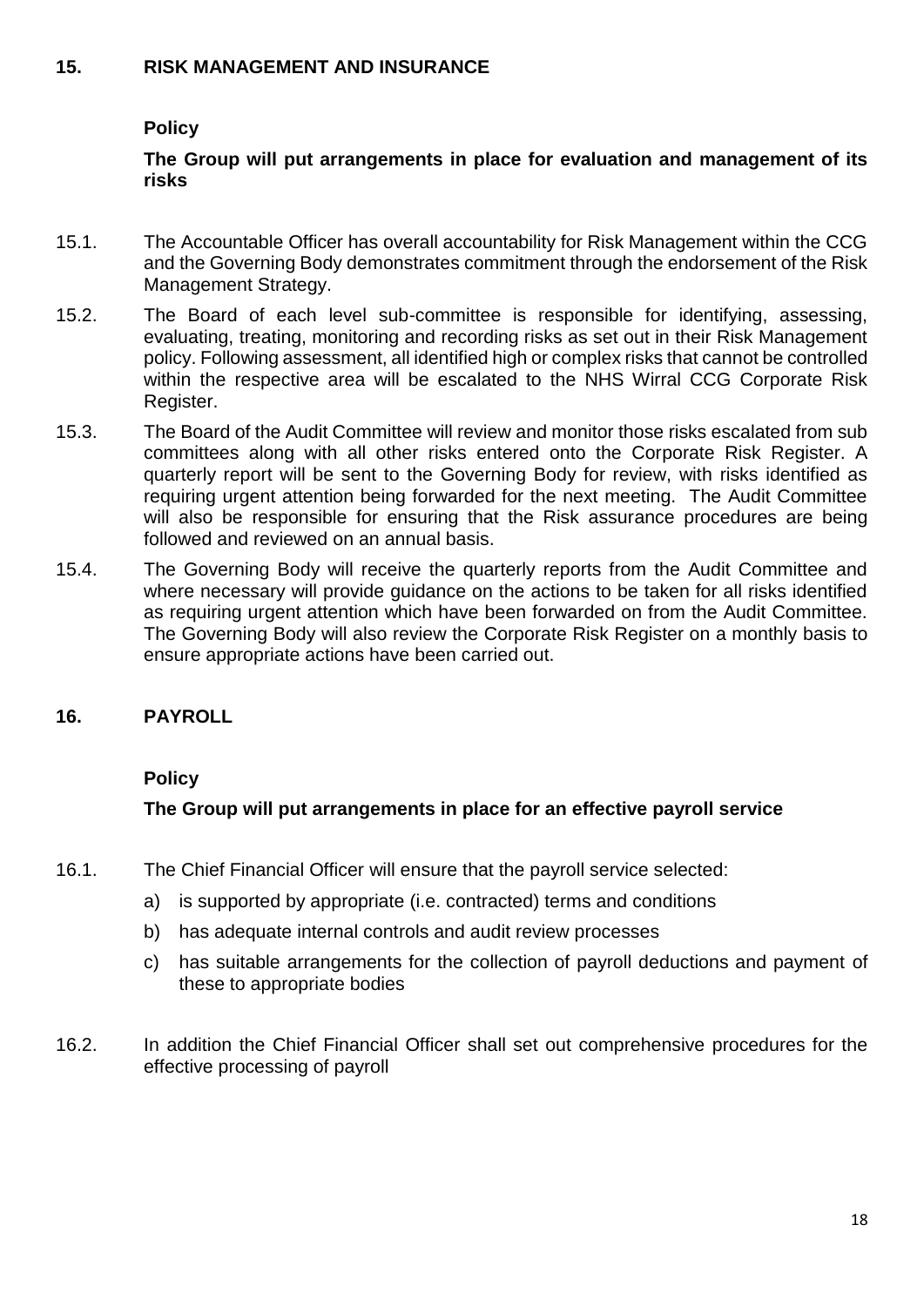## 15. RISK MANAGEMENT AND INSURANCE

**Policy**

**The Group will put arrangements in place for evaluation and management of its risks**

15.1. The Accountable Officer has overall accountability for Risk Management within the CCG and the Governing Body demonstrates commitment through the endorsement of the Risk Management Strategy.

15.2. The Board of each level sub-committee is responsible for identifying, assessing, evaluating, treating, monitoring and recording risks as set out in their Risk Management policy. Following assessment, all identified high or complex risks that cannot be controlled within the respective area will be escalated to the NHS Wirral CCG Corporate Risk Register.

15.3. The Board of the Audit Committee will review and monitor those risks escalated from sub committees along with all other risks entered onto the Corporate Risk Register. A quarterly report will be sent to the Governing Body for review, with risks identified as requiring urgent attention being forwarded for the next meeting. The Audit Committee will also be responsible for ensuring that the Risk assurance procedures are being followed and reviewed on an annual basis.

15.4. The Governing Body will receive the quarterly reports from the Audit Committee and where necessary will provide guidance on the actions to be taken for all risks identified as requiring urgent attention which have been forwarded on from the Audit Committee. The Governing Body will also review the Corporate Risk Register on a monthly basis to ensure appropriate actions have been carried out.

## 16. PAYROLL

**Policy**

**The Group will put arrangements in place for an effective payroll service**

16.1. The Chief Financial Officer will ensure that the payroll service selected:

a) is supported by appropriate (i.e. contracted) terms and conditions
b) has adequate internal controls and audit review processes
c) has suitable arrangements for the collection of payroll deductions and payment of these to appropriate bodies

16.2. In addition the Chief Financial Officer shall set out comprehensive procedures for the effective processing of payroll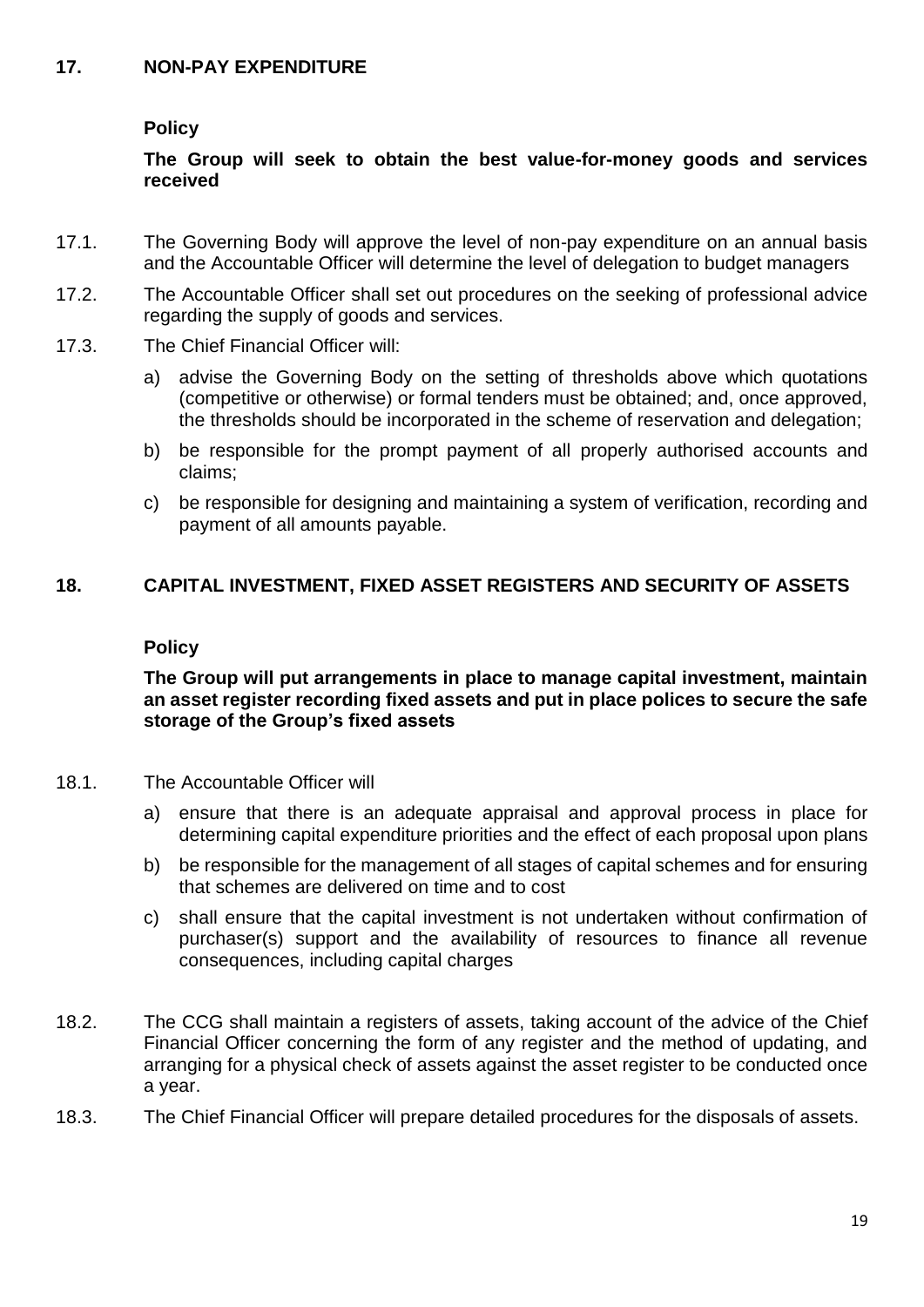## 17. NON-PAY EXPENDITURE

**Policy**

**The Group will seek to obtain the best value-for-money goods and services received**

17.1. The Governing Body will approve the level of non-pay expenditure on an annual basis and the Accountable Officer will determine the level of delegation to budget managers

17.2. The Accountable Officer shall set out procedures on the seeking of professional advice regarding the supply of goods and services.

17.3. The Chief Financial Officer will:

a) advise the Governing Body on the setting of thresholds above which quotations (competitive or otherwise) or formal tenders must be obtained; and, once approved, the thresholds should be incorporated in the scheme of reservation and delegation;

b) be responsible for the prompt payment of all properly authorised accounts and claims;

c) be responsible for designing and maintaining a system of verification, recording and payment of all amounts payable.

## 18. CAPITAL INVESTMENT, FIXED ASSET REGISTERS AND SECURITY OF ASSETS

**Policy**

**The Group will put arrangements in place to manage capital investment, maintain an asset register recording fixed assets and put in place polices to secure the safe storage of the Group's fixed assets**

18.1. The Accountable Officer will

a) ensure that there is an adequate appraisal and approval process in place for determining capital expenditure priorities and the effect of each proposal upon plans

b) be responsible for the management of all stages of capital schemes and for ensuring that schemes are delivered on time and to cost

c) shall ensure that the capital investment is not undertaken without confirmation of purchaser(s) support and the availability of resources to finance all revenue consequences, including capital charges

18.2. The CCG shall maintain a registers of assets, taking account of the advice of the Chief Financial Officer concerning the form of any register and the method of updating, and arranging for a physical check of assets against the asset register to be conducted once a year.

18.3. The Chief Financial Officer will prepare detailed procedures for the disposals of assets.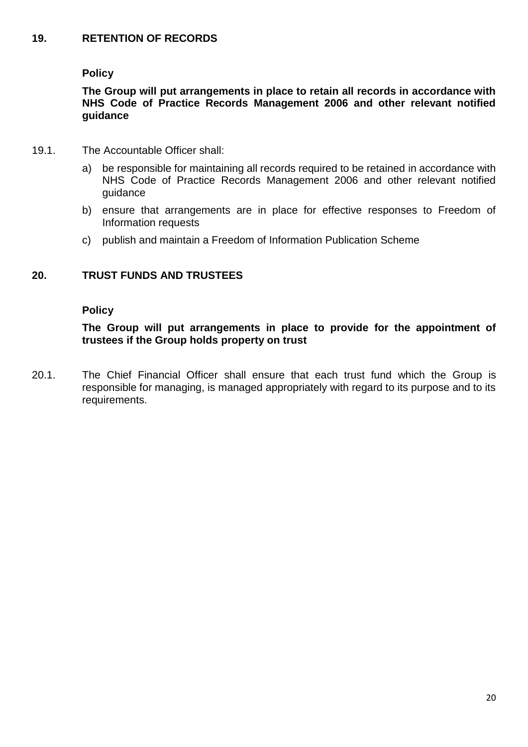## 19. RETENTION OF RECORDS

**Policy**

**The Group will put arrangements in place to retain all records in accordance with NHS Code of Practice Records Management 2006 and other relevant notified guidance**

19.1. The Accountable Officer shall:

a) be responsible for maintaining all records required to be retained in accordance with NHS Code of Practice Records Management 2006 and other relevant notified guidance
b) ensure that arrangements are in place for effective responses to Freedom of Information requests
c) publish and maintain a Freedom of Information Publication Scheme

## 20. TRUST FUNDS AND TRUSTEES

**Policy**

**The Group will put arrangements in place to provide for the appointment of trustees if the Group holds property on trust**

20.1. The Chief Financial Officer shall ensure that each trust fund which the Group is responsible for managing, is managed appropriately with regard to its purpose and to its requirements.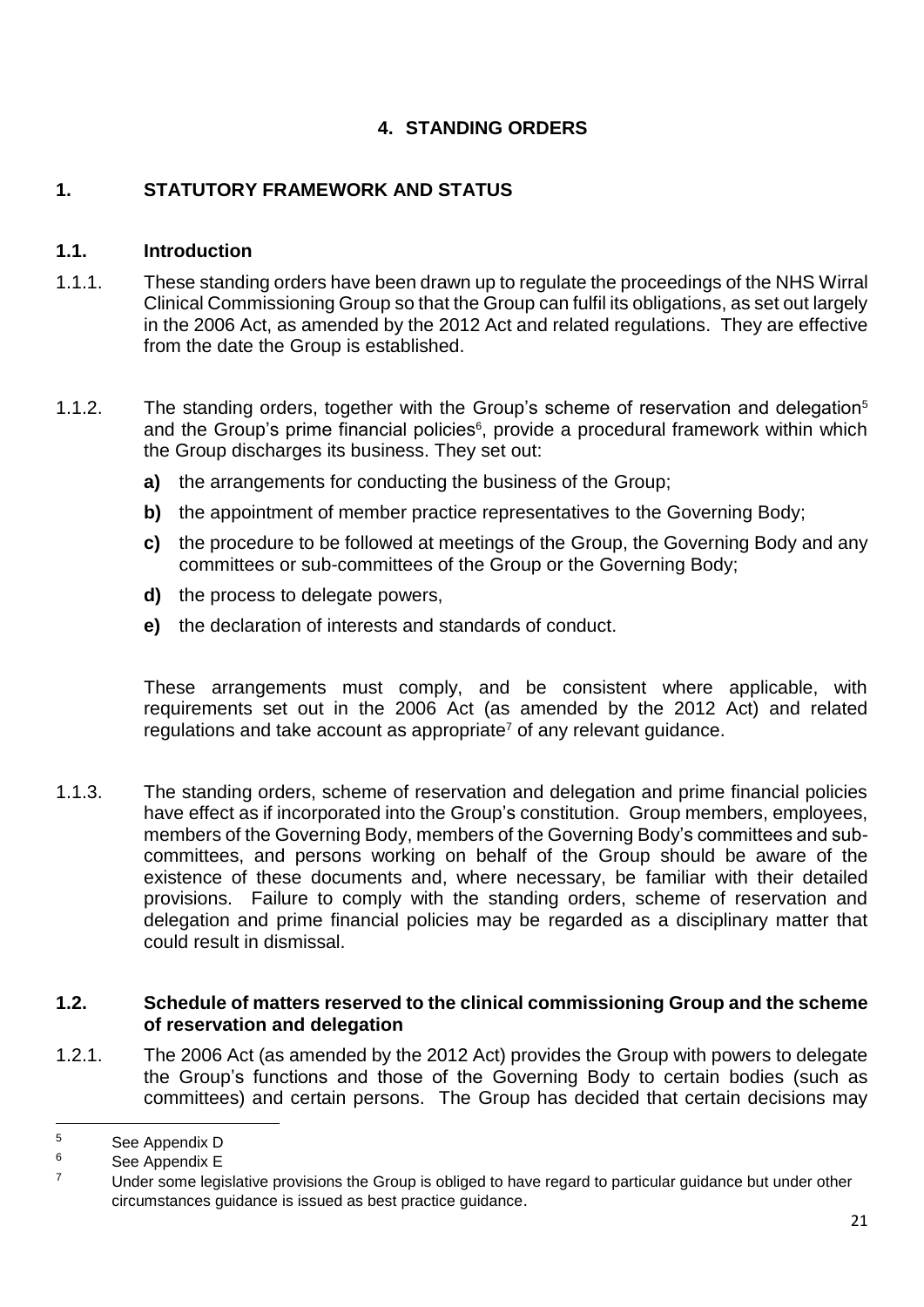# 4. STANDING ORDERS

## 1. STATUTORY FRAMEWORK AND STATUS

### 1.1. Introduction

1.1.1. These standing orders have been drawn up to regulate the proceedings of the NHS Wirral Clinical Commissioning Group so that the Group can fulfil its obligations, as set out largely in the 2006 Act, as amended by the 2012 Act and related regulations. They are effective from the date the Group is established.

1.1.2. The standing orders, together with the Group's scheme of reservation and delegation[5] and the Group's prime financial policies[6], provide a procedural framework within which the Group discharges its business. They set out:

**a)** the arrangements for conducting the business of the Group;

**b)** the appointment of member practice representatives to the Governing Body;

**c)** the procedure to be followed at meetings of the Group, the Governing Body and any committees or sub-committees of the Group or the Governing Body;

**d)** the process to delegate powers,

**e)** the declaration of interests and standards of conduct.

These arrangements must comply, and be consistent where applicable, with requirements set out in the 2006 Act (as amended by the 2012 Act) and related regulations and take account as appropriate[7] of any relevant guidance.

1.1.3. The standing orders, scheme of reservation and delegation and prime financial policies have effect as if incorporated into the Group's constitution. Group members, employees, members of the Governing Body, members of the Governing Body's committees and sub-committees, and persons working on behalf of the Group should be aware of the existence of these documents and, where necessary, be familiar with their detailed provisions. Failure to comply with the standing orders, scheme of reservation and delegation and prime financial policies may be regarded as a disciplinary matter that could result in dismissal.

### 1.2. Schedule of matters reserved to the clinical commissioning Group and the scheme of reservation and delegation

1.2.1. The 2006 Act (as amended by the 2012 Act) provides the Group with powers to delegate the Group's functions and those of the Governing Body to certain bodies (such as committees) and certain persons. The Group has decided that certain decisions may

---

[5] See Appendix D

[6] See Appendix E

[7] Under some legislative provisions the Group is obliged to have regard to particular guidance but under other circumstances guidance is issued as best practice guidance.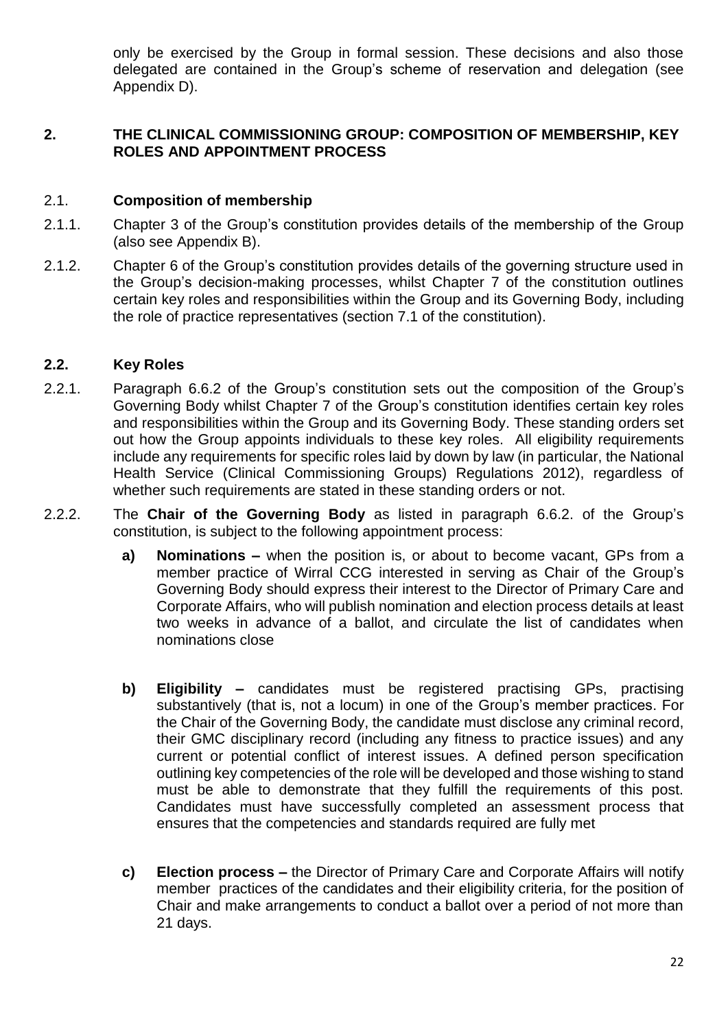only be exercised by the Group in formal session. These decisions and also those delegated are contained in the Group's scheme of reservation and delegation (see Appendix D).

## 2. THE CLINICAL COMMISSIONING GROUP: COMPOSITION OF MEMBERSHIP, KEY ROLES AND APPOINTMENT PROCESS

### 2.1. Composition of membership

2.1.1. Chapter 3 of the Group's constitution provides details of the membership of the Group (also see Appendix B).

2.1.2. Chapter 6 of the Group's constitution provides details of the governing structure used in the Group's decision-making processes, whilst Chapter 7 of the constitution outlines certain key roles and responsibilities within the Group and its Governing Body, including the role of practice representatives (section 7.1 of the constitution).

### 2.2. Key Roles

2.2.1. Paragraph 6.6.2 of the Group's constitution sets out the composition of the Group's Governing Body whilst Chapter 7 of the Group's constitution identifies certain key roles and responsibilities within the Group and its Governing Body. These standing orders set out how the Group appoints individuals to these key roles. All eligibility requirements include any requirements for specific roles laid by down by law (in particular, the National Health Service (Clinical Commissioning Groups) Regulations 2012), regardless of whether such requirements are stated in these standing orders or not.

2.2.2. The **Chair of the Governing Body** as listed in paragraph 6.6.2. of the Group's constitution, is subject to the following appointment process:

- **a) Nominations –** when the position is, or about to become vacant, GPs from a member practice of Wirral CCG interested in serving as Chair of the Group's Governing Body should express their interest to the Director of Primary Care and Corporate Affairs, who will publish nomination and election process details at least two weeks in advance of a ballot, and circulate the list of candidates when nominations close

- **b) Eligibility –** candidates must be registered practising GPs, practising substantively (that is, not a locum) in one of the Group's member practices. For the Chair of the Governing Body, the candidate must disclose any criminal record, their GMC disciplinary record (including any fitness to practice issues) and any current or potential conflict of interest issues. A defined person specification outlining key competencies of the role will be developed and those wishing to stand must be able to demonstrate that they fulfill the requirements of this post. Candidates must have successfully completed an assessment process that ensures that the competencies and standards required are fully met

- **c) Election process –** the Director of Primary Care and Corporate Affairs will notify member practices of the candidates and their eligibility criteria, for the position of Chair and make arrangements to conduct a ballot over a period of not more than 21 days.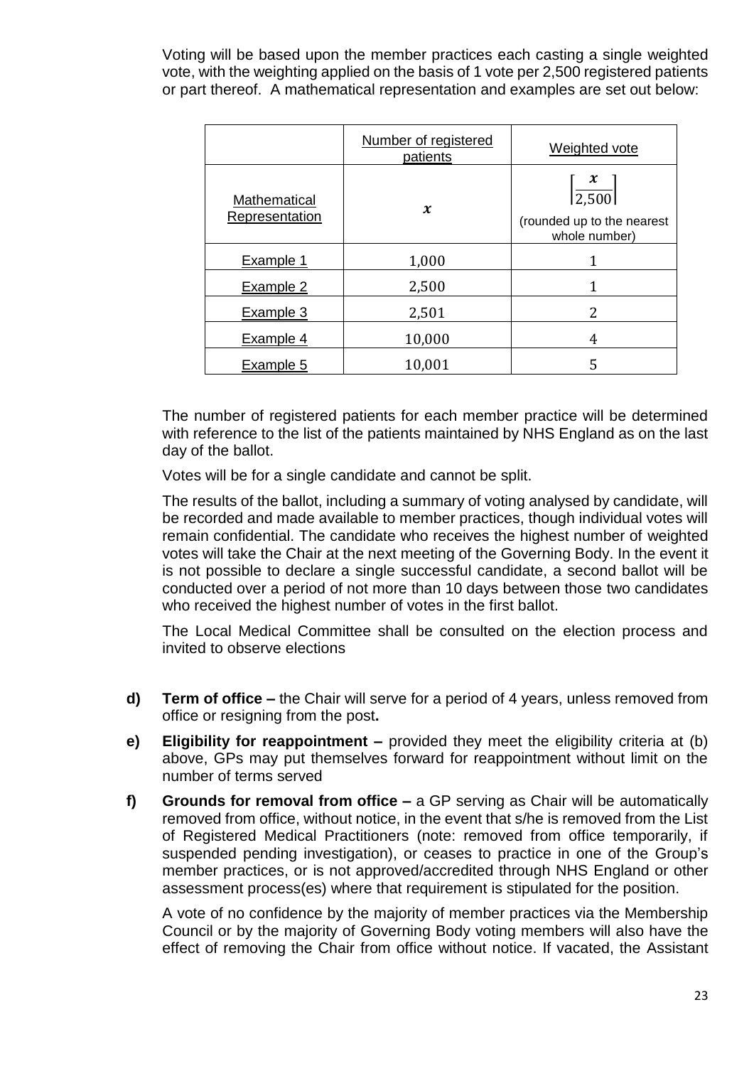Voting will be based upon the member practices each casting a single weighted vote, with the weighting applied on the basis of 1 vote per 2,500 registered patients or part thereof. A mathematical representation and examples are set out below:

| | Number of registered patients | Weighted vote |
|---|---|---|
| Mathematical Representation | $x$ | $\left\lceil \frac{x}{2{,}500} \right\rceil$ (rounded up to the nearest whole number) |
| Example 1 | 1,000 | 1 |
| Example 2 | 2,500 | 1 |
| Example 3 | 2,501 | 2 |
| Example 4 | 10,000 | 4 |
| Example 5 | 10,001 | 5 |

The number of registered patients for each member practice will be determined with reference to the list of the patients maintained by NHS England as on the last day of the ballot.

Votes will be for a single candidate and cannot be split.

The results of the ballot, including a summary of voting analysed by candidate, will be recorded and made available to member practices, though individual votes will remain confidential. The candidate who receives the highest number of weighted votes will take the Chair at the next meeting of the Governing Body. In the event it is not possible to declare a single successful candidate, a second ballot will be conducted over a period of not more than 10 days between those two candidates who received the highest number of votes in the first ballot.

The Local Medical Committee shall be consulted on the election process and invited to observe elections

- **d) Term of office –** the Chair will serve for a period of 4 years, unless removed from office or resigning from the post**.**
- **e) Eligibility for reappointment –** provided they meet the eligibility criteria at (b) above, GPs may put themselves forward for reappointment without limit on the number of terms served
- **f) Grounds for removal from office –** a GP serving as Chair will be automatically removed from office, without notice, in the event that s/he is removed from the List of Registered Medical Practitioners (note: removed from office temporarily, if suspended pending investigation), or ceases to practice in one of the Group's member practices, or is not approved/accredited through NHS England or other assessment process(es) where that requirement is stipulated for the position.

  A vote of no confidence by the majority of member practices via the Membership Council or by the majority of Governing Body voting members will also have the effect of removing the Chair from office without notice. If vacated, the Assistant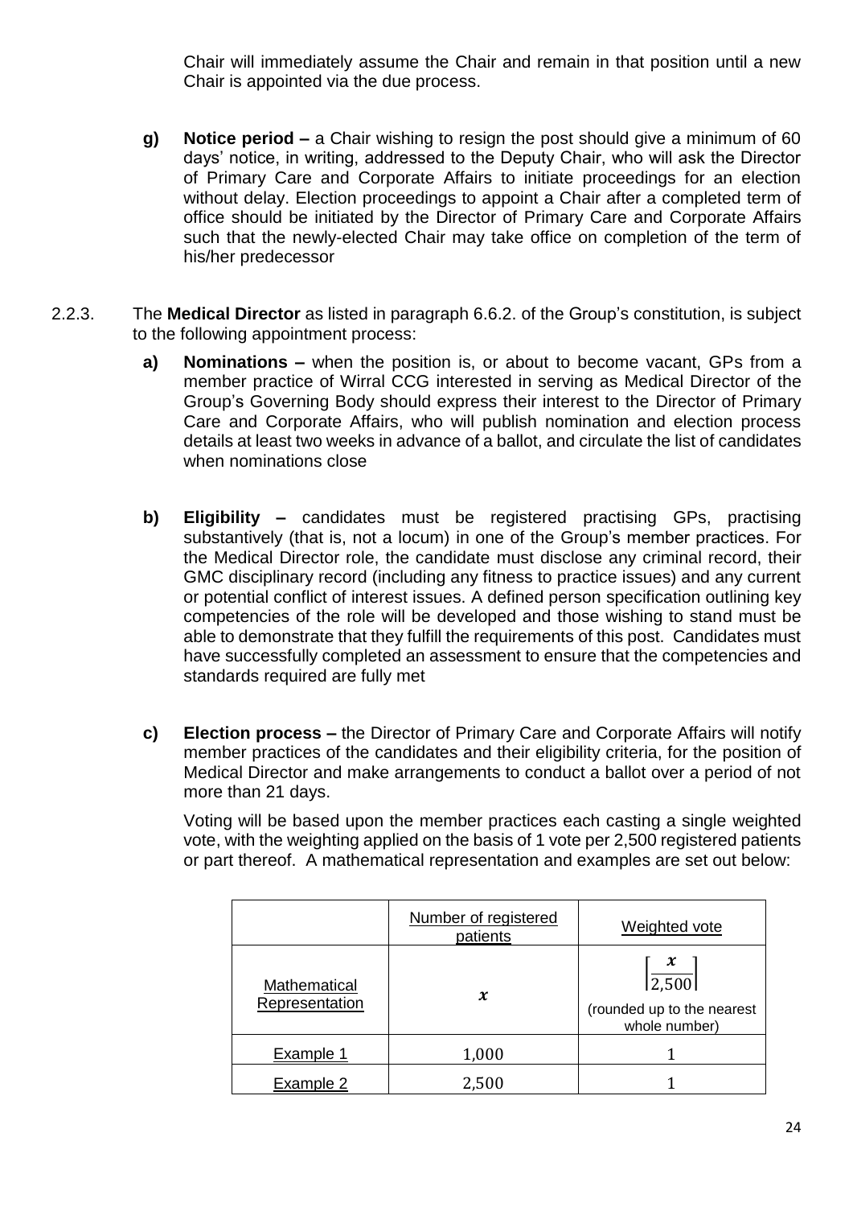Chair will immediately assume the Chair and remain in that position until a new Chair is appointed via the due process.

**g) Notice period –** a Chair wishing to resign the post should give a minimum of 60 days' notice, in writing, addressed to the Deputy Chair, who will ask the Director of Primary Care and Corporate Affairs to initiate proceedings for an election without delay. Election proceedings to appoint a Chair after a completed term of office should be initiated by the Director of Primary Care and Corporate Affairs such that the newly-elected Chair may take office on completion of the term of his/her predecessor

2.2.3. The **Medical Director** as listed in paragraph 6.6.2. of the Group's constitution, is subject to the following appointment process:

**a) Nominations –** when the position is, or about to become vacant, GPs from a member practice of Wirral CCG interested in serving as Medical Director of the Group's Governing Body should express their interest to the Director of Primary Care and Corporate Affairs, who will publish nomination and election process details at least two weeks in advance of a ballot, and circulate the list of candidates when nominations close

**b) Eligibility –** candidates must be registered practising GPs, practising substantively (that is, not a locum) in one of the Group's member practices. For the Medical Director role, the candidate must disclose any criminal record, their GMC disciplinary record (including any fitness to practice issues) and any current or potential conflict of interest issues. A defined person specification outlining key competencies of the role will be developed and those wishing to stand must be able to demonstrate that they fulfill the requirements of this post. Candidates must have successfully completed an assessment to ensure that the competencies and standards required are fully met

**c) Election process –** the Director of Primary Care and Corporate Affairs will notify member practices of the candidates and their eligibility criteria, for the position of Medical Director and make arrangements to conduct a ballot over a period of not more than 21 days.

Voting will be based upon the member practices each casting a single weighted vote, with the weighting applied on the basis of 1 vote per 2,500 registered patients or part thereof. A mathematical representation and examples are set out below:

| | Number of registered patients | Weighted vote |
|---|---|---|
| Mathematical Representation | $x$ | $\left\lceil \frac{x}{2{,}500} \right\rceil$ (rounded up to the nearest whole number) |
| Example 1 | 1,000 | 1 |
| Example 2 | 2,500 | 1 |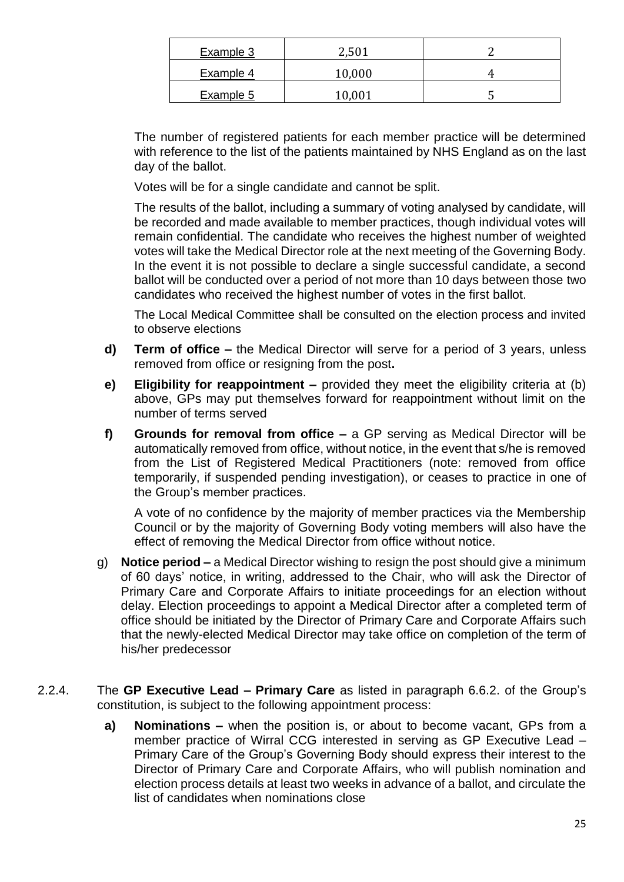| | | |
|---|---|---|
| Example 3 | 2,501 | 2 |
| Example 4 | 10,000 | 4 |
| Example 5 | 10,001 | 5 |

The number of registered patients for each member practice will be determined with reference to the list of the patients maintained by NHS England as on the last day of the ballot.

Votes will be for a single candidate and cannot be split.

The results of the ballot, including a summary of voting analysed by candidate, will be recorded and made available to member practices, though individual votes will remain confidential. The candidate who receives the highest number of weighted votes will take the Medical Director role at the next meeting of the Governing Body. In the event it is not possible to declare a single successful candidate, a second ballot will be conducted over a period of not more than 10 days between those two candidates who received the highest number of votes in the first ballot.

The Local Medical Committee shall be consulted on the election process and invited to observe elections

**d) Term of office –** the Medical Director will serve for a period of 3 years, unless removed from office or resigning from the post**.**

**e) Eligibility for reappointment –** provided they meet the eligibility criteria at (b) above, GPs may put themselves forward for reappointment without limit on the number of terms served

**f) Grounds for removal from office –** a GP serving as Medical Director will be automatically removed from office, without notice, in the event that s/he is removed from the List of Registered Medical Practitioners (note: removed from office temporarily, if suspended pending investigation), or ceases to practice in one of the Group's member practices.

A vote of no confidence by the majority of member practices via the Membership Council or by the majority of Governing Body voting members will also have the effect of removing the Medical Director from office without notice.

g) **Notice period –** a Medical Director wishing to resign the post should give a minimum of 60 days' notice, in writing, addressed to the Chair, who will ask the Director of Primary Care and Corporate Affairs to initiate proceedings for an election without delay. Election proceedings to appoint a Medical Director after a completed term of office should be initiated by the Director of Primary Care and Corporate Affairs such that the newly-elected Medical Director may take office on completion of the term of his/her predecessor

2.2.4. The **GP Executive Lead – Primary Care** as listed in paragraph 6.6.2. of the Group's constitution, is subject to the following appointment process:

**a) Nominations –** when the position is, or about to become vacant, GPs from a member practice of Wirral CCG interested in serving as GP Executive Lead – Primary Care of the Group's Governing Body should express their interest to the Director of Primary Care and Corporate Affairs, who will publish nomination and election process details at least two weeks in advance of a ballot, and circulate the list of candidates when nominations close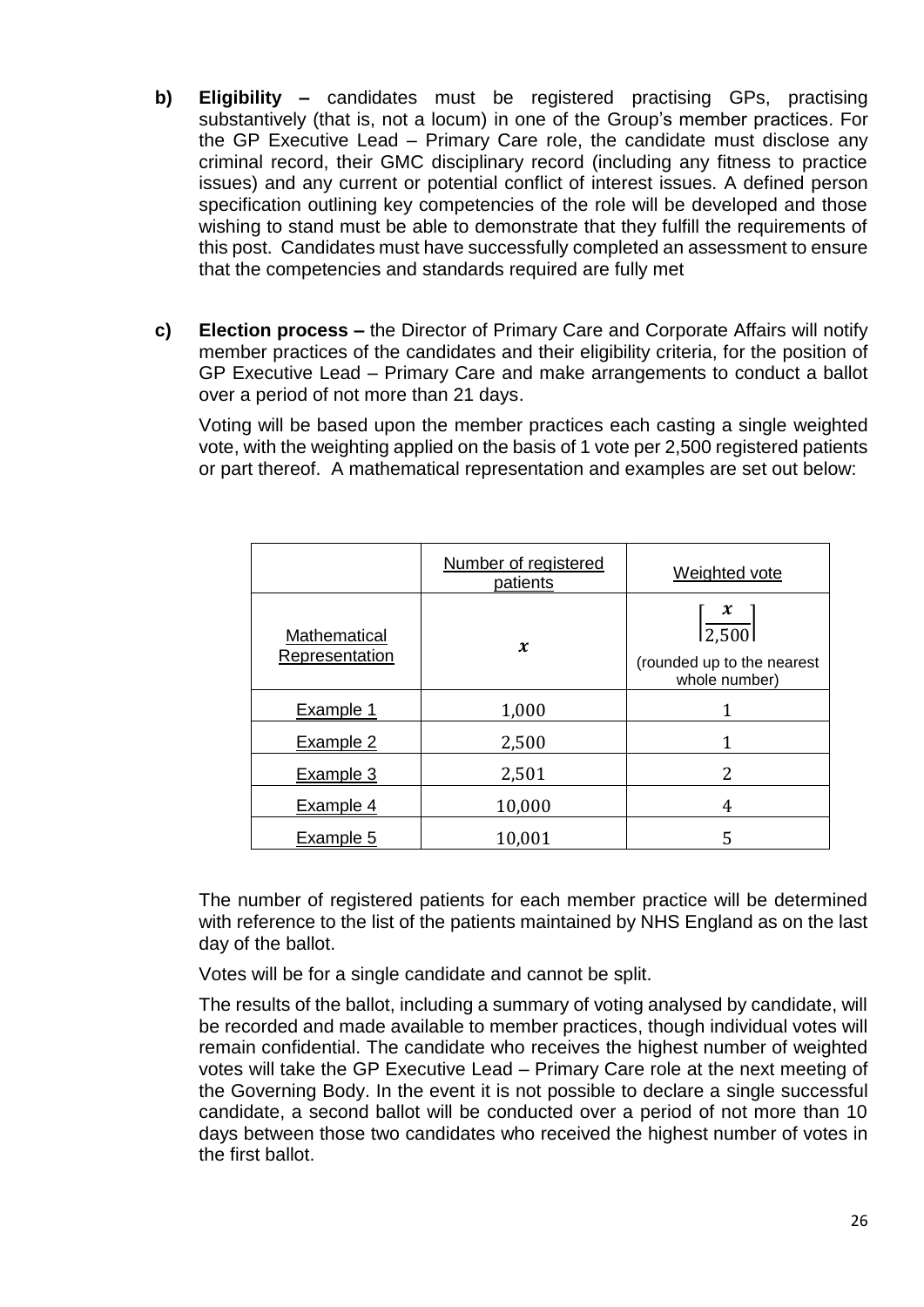**b) Eligibility –** candidates must be registered practising GPs, practising substantively (that is, not a locum) in one of the Group's member practices. For the GP Executive Lead – Primary Care role, the candidate must disclose any criminal record, their GMC disciplinary record (including any fitness to practice issues) and any current or potential conflict of interest issues. A defined person specification outlining key competencies of the role will be developed and those wishing to stand must be able to demonstrate that they fulfill the requirements of this post. Candidates must have successfully completed an assessment to ensure that the competencies and standards required are fully met

**c) Election process –** the Director of Primary Care and Corporate Affairs will notify member practices of the candidates and their eligibility criteria, for the position of GP Executive Lead – Primary Care and make arrangements to conduct a ballot over a period of not more than 21 days.

Voting will be based upon the member practices each casting a single weighted vote, with the weighting applied on the basis of 1 vote per 2,500 registered patients or part thereof. A mathematical representation and examples are set out below:

| | Number of registered patients | Weighted vote |
|---|---|---|
| Mathematical Representation | $x$ | $\left\lceil \frac{x}{2{,}500} \right\rceil$ (rounded up to the nearest whole number) |
| Example 1 | 1,000 | 1 |
| Example 2 | 2,500 | 1 |
| Example 3 | 2,501 | 2 |
| Example 4 | 10,000 | 4 |
| Example 5 | 10,001 | 5 |

The number of registered patients for each member practice will be determined with reference to the list of the patients maintained by NHS England as on the last day of the ballot.

Votes will be for a single candidate and cannot be split.

The results of the ballot, including a summary of voting analysed by candidate, will be recorded and made available to member practices, though individual votes will remain confidential. The candidate who receives the highest number of weighted votes will take the GP Executive Lead – Primary Care role at the next meeting of the Governing Body. In the event it is not possible to declare a single successful candidate, a second ballot will be conducted over a period of not more than 10 days between those two candidates who received the highest number of votes in the first ballot.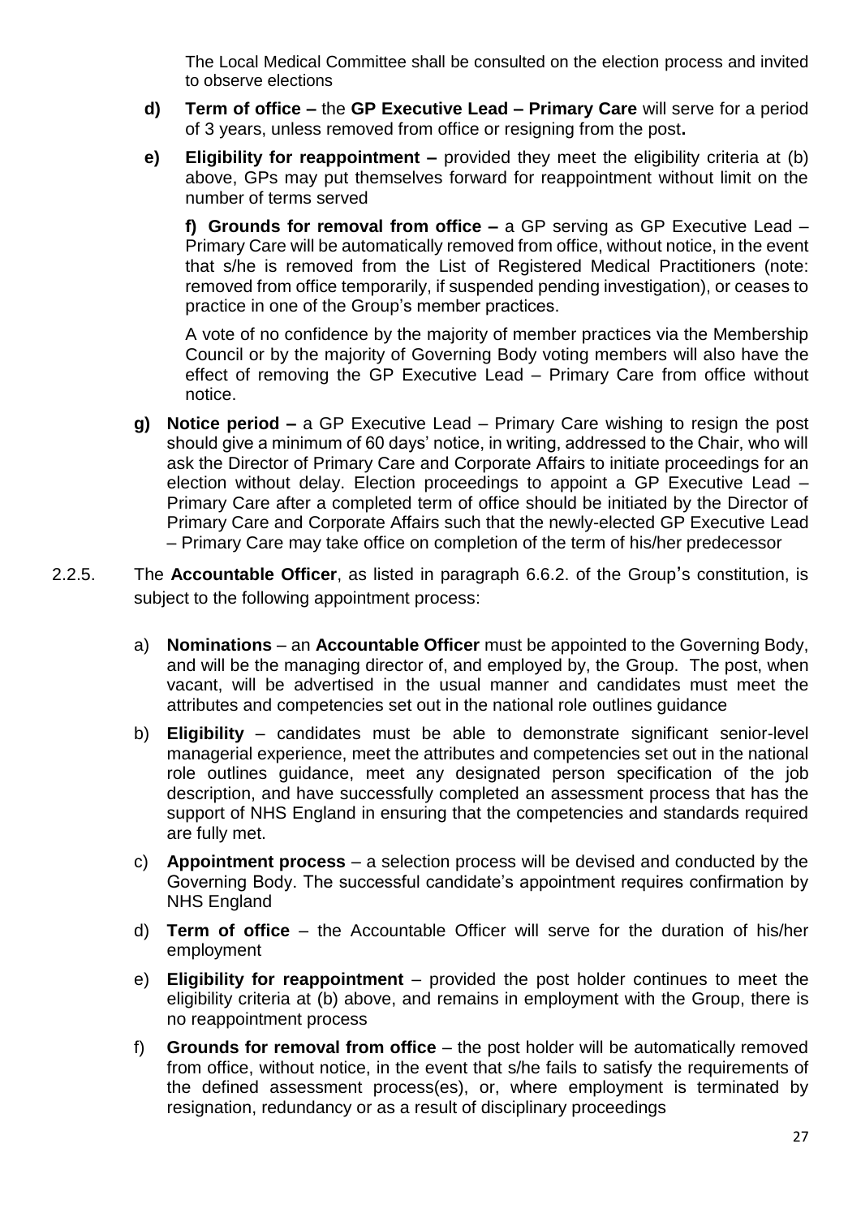The Local Medical Committee shall be consulted on the election process and invited to observe elections

**d) Term of office –** the **GP Executive Lead – Primary Care** will serve for a period of 3 years, unless removed from office or resigning from the post**.**

**e) Eligibility for reappointment –** provided they meet the eligibility criteria at (b) above, GPs may put themselves forward for reappointment without limit on the number of terms served

**f) Grounds for removal from office –** a GP serving as GP Executive Lead – Primary Care will be automatically removed from office, without notice, in the event that s/he is removed from the List of Registered Medical Practitioners (note: removed from office temporarily, if suspended pending investigation), or ceases to practice in one of the Group's member practices.

A vote of no confidence by the majority of member practices via the Membership Council or by the majority of Governing Body voting members will also have the effect of removing the GP Executive Lead – Primary Care from office without notice.

**g) Notice period –** a GP Executive Lead – Primary Care wishing to resign the post should give a minimum of 60 days' notice, in writing, addressed to the Chair, who will ask the Director of Primary Care and Corporate Affairs to initiate proceedings for an election without delay. Election proceedings to appoint a GP Executive Lead – Primary Care after a completed term of office should be initiated by the Director of Primary Care and Corporate Affairs such that the newly-elected GP Executive Lead – Primary Care may take office on completion of the term of his/her predecessor

2.2.5. The **Accountable Officer**, as listed in paragraph 6.6.2. of the Group's constitution, is subject to the following appointment process:

a) **Nominations** – an **Accountable Officer** must be appointed to the Governing Body, and will be the managing director of, and employed by, the Group. The post, when vacant, will be advertised in the usual manner and candidates must meet the attributes and competencies set out in the national role outlines guidance

b) **Eligibility** – candidates must be able to demonstrate significant senior-level managerial experience, meet the attributes and competencies set out in the national role outlines guidance, meet any designated person specification of the job description, and have successfully completed an assessment process that has the support of NHS England in ensuring that the competencies and standards required are fully met.

c) **Appointment process** – a selection process will be devised and conducted by the Governing Body. The successful candidate's appointment requires confirmation by NHS England

d) **Term of office** – the Accountable Officer will serve for the duration of his/her employment

e) **Eligibility for reappointment** – provided the post holder continues to meet the eligibility criteria at (b) above, and remains in employment with the Group, there is no reappointment process

f) **Grounds for removal from office** – the post holder will be automatically removed from office, without notice, in the event that s/he fails to satisfy the requirements of the defined assessment process(es), or, where employment is terminated by resignation, redundancy or as a result of disciplinary proceedings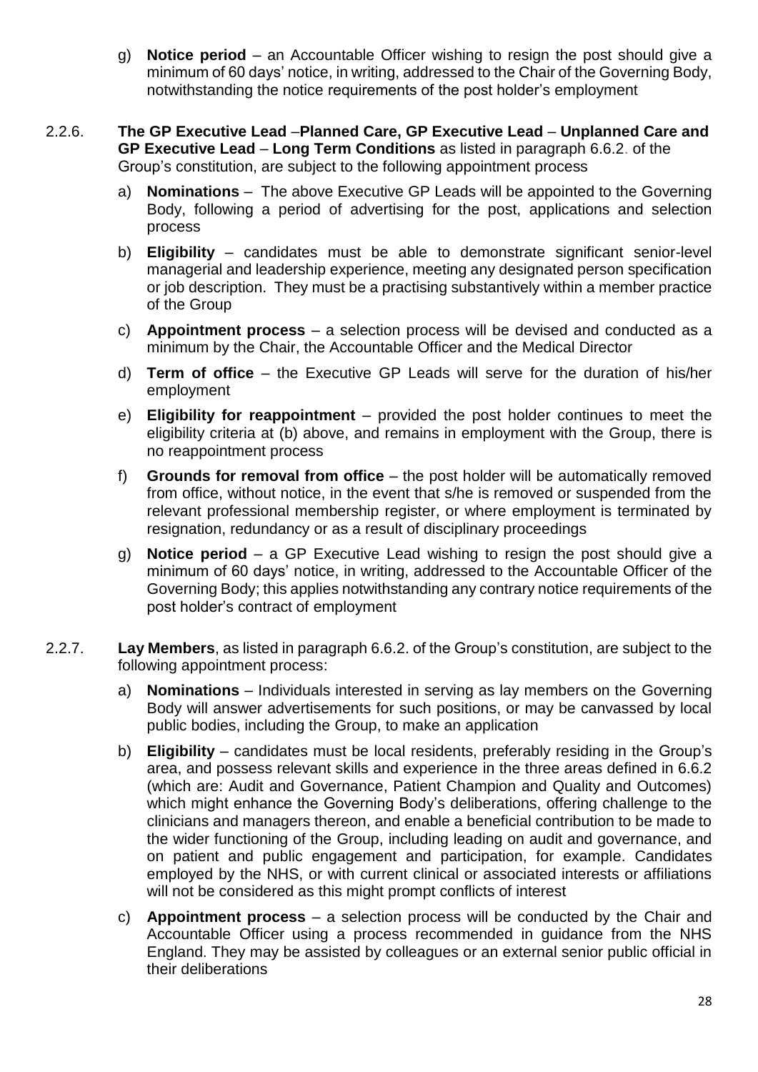g) **Notice period** – an Accountable Officer wishing to resign the post should give a minimum of 60 days' notice, in writing, addressed to the Chair of the Governing Body, notwithstanding the notice requirements of the post holder's employment

2.2.6. **The GP Executive Lead** –**Planned Care, GP Executive Lead** – **Unplanned Care and GP Executive Lead** – **Long Term Conditions** as listed in paragraph 6.6.2. of the Group's constitution, are subject to the following appointment process

a) **Nominations** – The above Executive GP Leads will be appointed to the Governing Body, following a period of advertising for the post, applications and selection process

b) **Eligibility** – candidates must be able to demonstrate significant senior-level managerial and leadership experience, meeting any designated person specification or job description. They must be a practising substantively within a member practice of the Group

c) **Appointment process** – a selection process will be devised and conducted as a minimum by the Chair, the Accountable Officer and the Medical Director

d) **Term of office** – the Executive GP Leads will serve for the duration of his/her employment

e) **Eligibility for reappointment** – provided the post holder continues to meet the eligibility criteria at (b) above, and remains in employment with the Group, there is no reappointment process

f) **Grounds for removal from office** – the post holder will be automatically removed from office, without notice, in the event that s/he is removed or suspended from the relevant professional membership register, or where employment is terminated by resignation, redundancy or as a result of disciplinary proceedings

g) **Notice period** – a GP Executive Lead wishing to resign the post should give a minimum of 60 days' notice, in writing, addressed to the Accountable Officer of the Governing Body; this applies notwithstanding any contrary notice requirements of the post holder's contract of employment

2.2.7. **Lay Members**, as listed in paragraph 6.6.2. of the Group's constitution, are subject to the following appointment process:

a) **Nominations** – Individuals interested in serving as lay members on the Governing Body will answer advertisements for such positions, or may be canvassed by local public bodies, including the Group, to make an application

b) **Eligibility** – candidates must be local residents, preferably residing in the Group's area, and possess relevant skills and experience in the three areas defined in 6.6.2 (which are: Audit and Governance, Patient Champion and Quality and Outcomes) which might enhance the Governing Body's deliberations, offering challenge to the clinicians and managers thereon, and enable a beneficial contribution to be made to the wider functioning of the Group, including leading on audit and governance, and on patient and public engagement and participation, for example. Candidates employed by the NHS, or with current clinical or associated interests or affiliations will not be considered as this might prompt conflicts of interest

c) **Appointment process** – a selection process will be conducted by the Chair and Accountable Officer using a process recommended in guidance from the NHS England. They may be assisted by colleagues or an external senior public official in their deliberations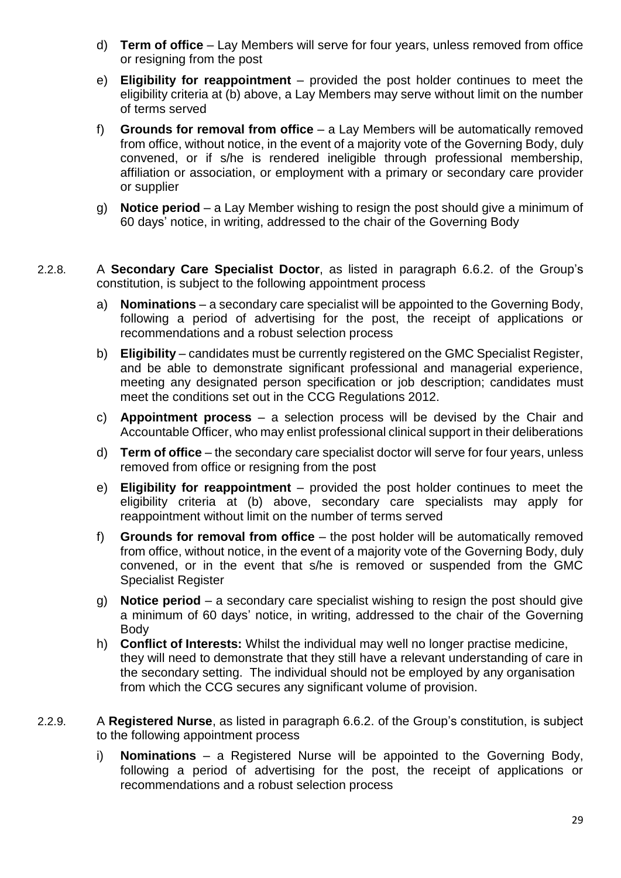d) **Term of office** – Lay Members will serve for four years, unless removed from office or resigning from the post

e) **Eligibility for reappointment** – provided the post holder continues to meet the eligibility criteria at (b) above, a Lay Members may serve without limit on the number of terms served

f) **Grounds for removal from office** – a Lay Members will be automatically removed from office, without notice, in the event of a majority vote of the Governing Body, duly convened, or if s/he is rendered ineligible through professional membership, affiliation or association, or employment with a primary or secondary care provider or supplier

g) **Notice period** – a Lay Member wishing to resign the post should give a minimum of 60 days' notice, in writing, addressed to the chair of the Governing Body

2.2.8. A **Secondary Care Specialist Doctor**, as listed in paragraph 6.6.2. of the Group's constitution, is subject to the following appointment process

a) **Nominations** – a secondary care specialist will be appointed to the Governing Body, following a period of advertising for the post, the receipt of applications or recommendations and a robust selection process

b) **Eligibility** – candidates must be currently registered on the GMC Specialist Register, and be able to demonstrate significant professional and managerial experience, meeting any designated person specification or job description; candidates must meet the conditions set out in the CCG Regulations 2012.

c) **Appointment process** – a selection process will be devised by the Chair and Accountable Officer, who may enlist professional clinical support in their deliberations

d) **Term of office** – the secondary care specialist doctor will serve for four years, unless removed from office or resigning from the post

e) **Eligibility for reappointment** – provided the post holder continues to meet the eligibility criteria at (b) above, secondary care specialists may apply for reappointment without limit on the number of terms served

f) **Grounds for removal from office** – the post holder will be automatically removed from office, without notice, in the event of a majority vote of the Governing Body, duly convened, or in the event that s/he is removed or suspended from the GMC Specialist Register

g) **Notice period** – a secondary care specialist wishing to resign the post should give a minimum of 60 days' notice, in writing, addressed to the chair of the Governing Body

h) **Conflict of Interests:** Whilst the individual may well no longer practise medicine, they will need to demonstrate that they still have a relevant understanding of care in the secondary setting. The individual should not be employed by any organisation from which the CCG secures any significant volume of provision.

2.2.9. A **Registered Nurse**, as listed in paragraph 6.6.2. of the Group's constitution, is subject to the following appointment process

i) **Nominations** – a Registered Nurse will be appointed to the Governing Body, following a period of advertising for the post, the receipt of applications or recommendations and a robust selection process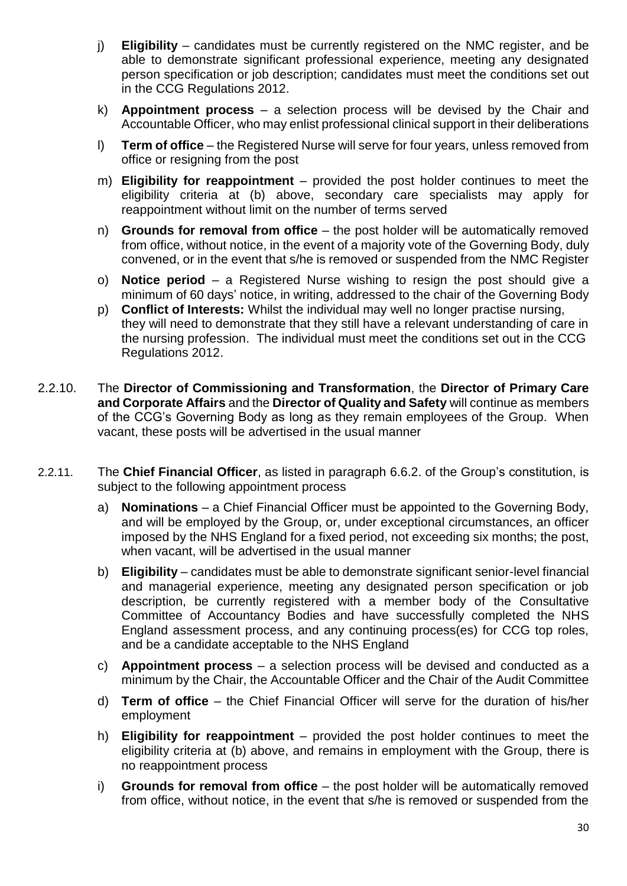j) **Eligibility** – candidates must be currently registered on the NMC register, and be able to demonstrate significant professional experience, meeting any designated person specification or job description; candidates must meet the conditions set out in the CCG Regulations 2012.

k) **Appointment process** – a selection process will be devised by the Chair and Accountable Officer, who may enlist professional clinical support in their deliberations

l) **Term of office** – the Registered Nurse will serve for four years, unless removed from office or resigning from the post

m) **Eligibility for reappointment** – provided the post holder continues to meet the eligibility criteria at (b) above, secondary care specialists may apply for reappointment without limit on the number of terms served

n) **Grounds for removal from office** – the post holder will be automatically removed from office, without notice, in the event of a majority vote of the Governing Body, duly convened, or in the event that s/he is removed or suspended from the NMC Register

o) **Notice period** – a Registered Nurse wishing to resign the post should give a minimum of 60 days' notice, in writing, addressed to the chair of the Governing Body

p) **Conflict of Interests:** Whilst the individual may well no longer practise nursing, they will need to demonstrate that they still have a relevant understanding of care in the nursing profession. The individual must meet the conditions set out in the CCG Regulations 2012.

2.2.10. The **Director of Commissioning and Transformation**, the **Director of Primary Care and Corporate Affairs** and the **Director of Quality and Safety** will continue as members of the CCG's Governing Body as long as they remain employees of the Group. When vacant, these posts will be advertised in the usual manner

2.2.11. The **Chief Financial Officer**, as listed in paragraph 6.6.2. of the Group's constitution, is subject to the following appointment process

a) **Nominations** – a Chief Financial Officer must be appointed to the Governing Body, and will be employed by the Group, or, under exceptional circumstances, an officer imposed by the NHS England for a fixed period, not exceeding six months; the post, when vacant, will be advertised in the usual manner

b) **Eligibility** – candidates must be able to demonstrate significant senior-level financial and managerial experience, meeting any designated person specification or job description, be currently registered with a member body of the Consultative Committee of Accountancy Bodies and have successfully completed the NHS England assessment process, and any continuing process(es) for CCG top roles, and be a candidate acceptable to the NHS England

c) **Appointment process** – a selection process will be devised and conducted as a minimum by the Chair, the Accountable Officer and the Chair of the Audit Committee

d) **Term of office** – the Chief Financial Officer will serve for the duration of his/her employment

h) **Eligibility for reappointment** – provided the post holder continues to meet the eligibility criteria at (b) above, and remains in employment with the Group, there is no reappointment process

i) **Grounds for removal from office** – the post holder will be automatically removed from office, without notice, in the event that s/he is removed or suspended from the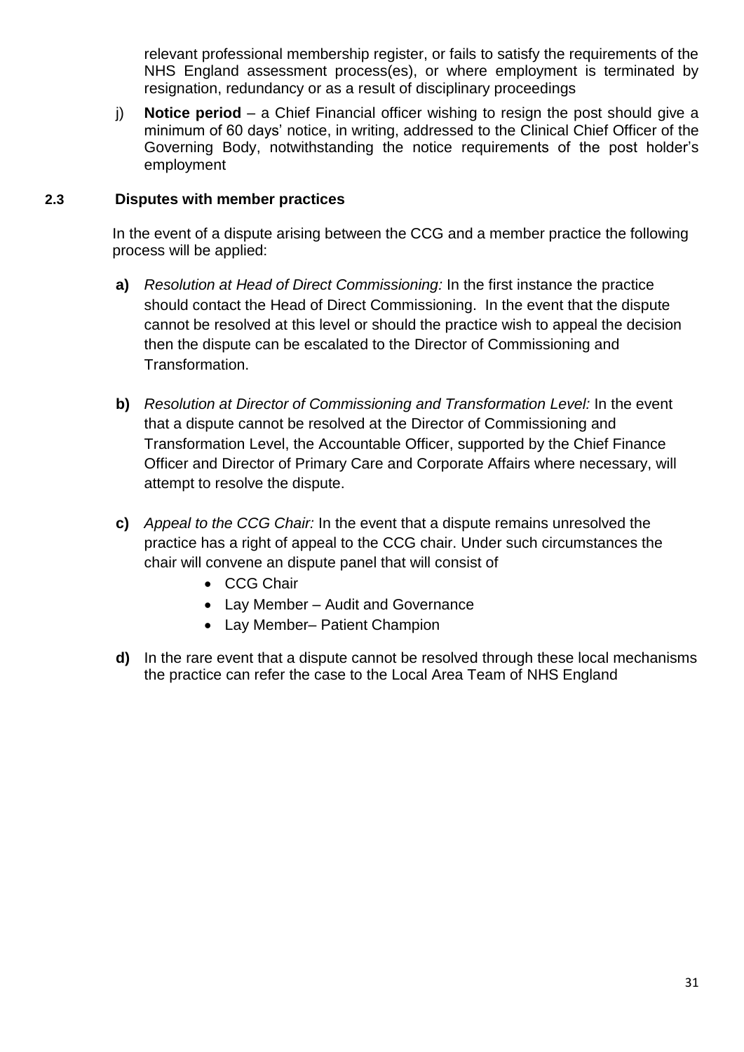relevant professional membership register, or fails to satisfy the requirements of the NHS England assessment process(es), or where employment is terminated by resignation, redundancy or as a result of disciplinary proceedings

j) **Notice period** – a Chief Financial officer wishing to resign the post should give a minimum of 60 days' notice, in writing, addressed to the Clinical Chief Officer of the Governing Body, notwithstanding the notice requirements of the post holder's employment

### 2.3 Disputes with member practices

In the event of a dispute arising between the CCG and a member practice the following process will be applied:

**a)** *Resolution at Head of Direct Commissioning:* In the first instance the practice should contact the Head of Direct Commissioning. In the event that the dispute cannot be resolved at this level or should the practice wish to appeal the decision then the dispute can be escalated to the Director of Commissioning and Transformation.

**b)** *Resolution at Director of Commissioning and Transformation Level:* In the event that a dispute cannot be resolved at the Director of Commissioning and Transformation Level, the Accountable Officer, supported by the Chief Finance Officer and Director of Primary Care and Corporate Affairs where necessary, will attempt to resolve the dispute.

**c)** *Appeal to the CCG Chair:* In the event that a dispute remains unresolved the practice has a right of appeal to the CCG chair. Under such circumstances the chair will convene an dispute panel that will consist of

- CCG Chair
- Lay Member – Audit and Governance
- Lay Member– Patient Champion

**d)** In the rare event that a dispute cannot be resolved through these local mechanisms the practice can refer the case to the Local Area Team of NHS England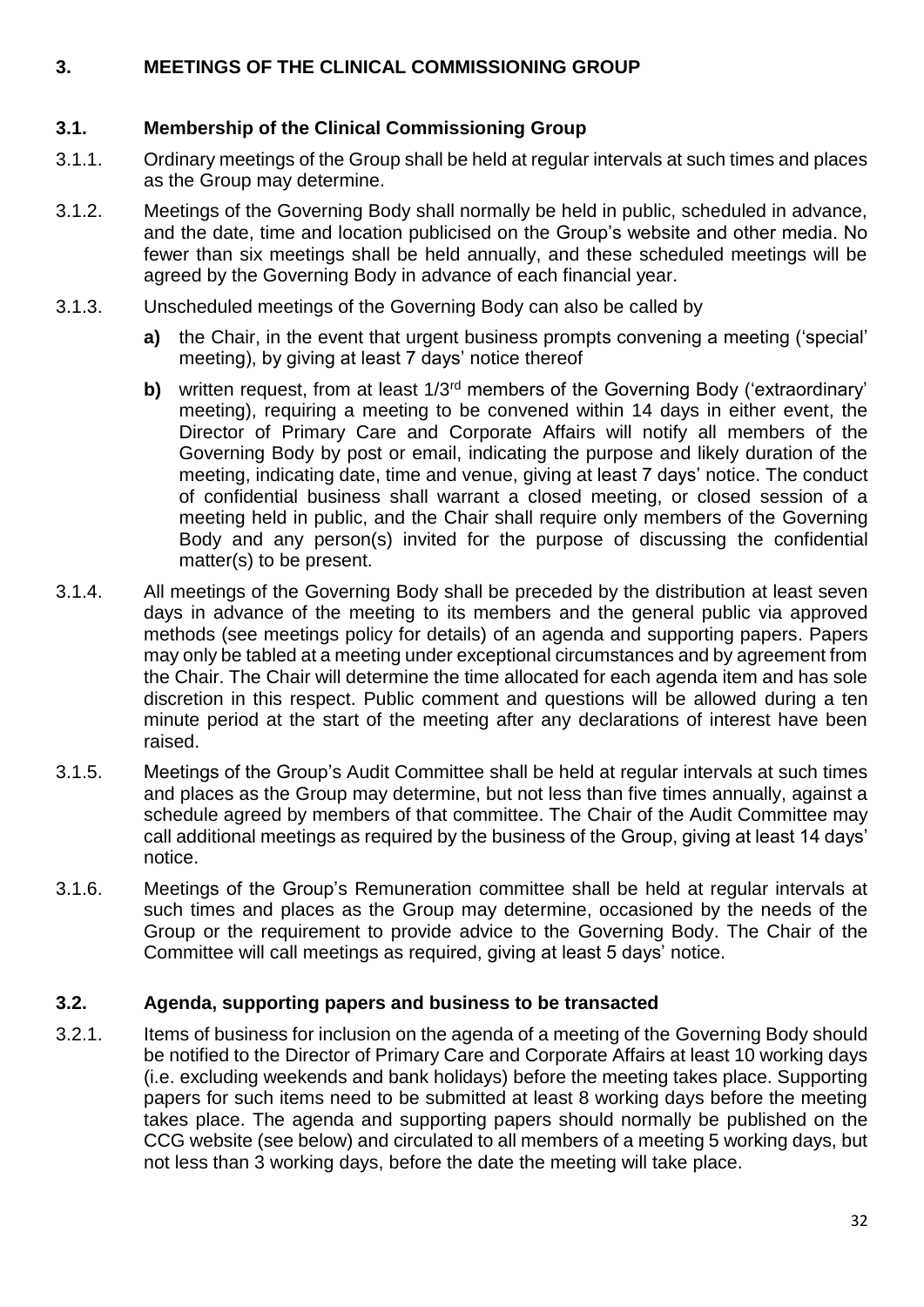## 3. MEETINGS OF THE CLINICAL COMMISSIONING GROUP

### 3.1. Membership of the Clinical Commissioning Group

3.1.1. Ordinary meetings of the Group shall be held at regular intervals at such times and places as the Group may determine.

3.1.2. Meetings of the Governing Body shall normally be held in public, scheduled in advance, and the date, time and location publicised on the Group's website and other media. No fewer than six meetings shall be held annually, and these scheduled meetings will be agreed by the Governing Body in advance of each financial year.

3.1.3. Unscheduled meetings of the Governing Body can also be called by

**a)** the Chair, in the event that urgent business prompts convening a meeting ('special' meeting), by giving at least 7 days' notice thereof

**b)** written request, from at least 1/3rd members of the Governing Body ('extraordinary' meeting), requiring a meeting to be convened within 14 days in either event, the Director of Primary Care and Corporate Affairs will notify all members of the Governing Body by post or email, indicating the purpose and likely duration of the meeting, indicating date, time and venue, giving at least 7 days' notice. The conduct of confidential business shall warrant a closed meeting, or closed session of a meeting held in public, and the Chair shall require only members of the Governing Body and any person(s) invited for the purpose of discussing the confidential matter(s) to be present.

3.1.4. All meetings of the Governing Body shall be preceded by the distribution at least seven days in advance of the meeting to its members and the general public via approved methods (see meetings policy for details) of an agenda and supporting papers. Papers may only be tabled at a meeting under exceptional circumstances and by agreement from the Chair. The Chair will determine the time allocated for each agenda item and has sole discretion in this respect. Public comment and questions will be allowed during a ten minute period at the start of the meeting after any declarations of interest have been raised.

3.1.5. Meetings of the Group's Audit Committee shall be held at regular intervals at such times and places as the Group may determine, but not less than five times annually, against a schedule agreed by members of that committee. The Chair of the Audit Committee may call additional meetings as required by the business of the Group, giving at least 14 days' notice.

3.1.6. Meetings of the Group's Remuneration committee shall be held at regular intervals at such times and places as the Group may determine, occasioned by the needs of the Group or the requirement to provide advice to the Governing Body. The Chair of the Committee will call meetings as required, giving at least 5 days' notice.

### 3.2. Agenda, supporting papers and business to be transacted

3.2.1. Items of business for inclusion on the agenda of a meeting of the Governing Body should be notified to the Director of Primary Care and Corporate Affairs at least 10 working days (i.e. excluding weekends and bank holidays) before the meeting takes place. Supporting papers for such items need to be submitted at least 8 working days before the meeting takes place. The agenda and supporting papers should normally be published on the CCG website (see below) and circulated to all members of a meeting 5 working days, but not less than 3 working days, before the date the meeting will take place.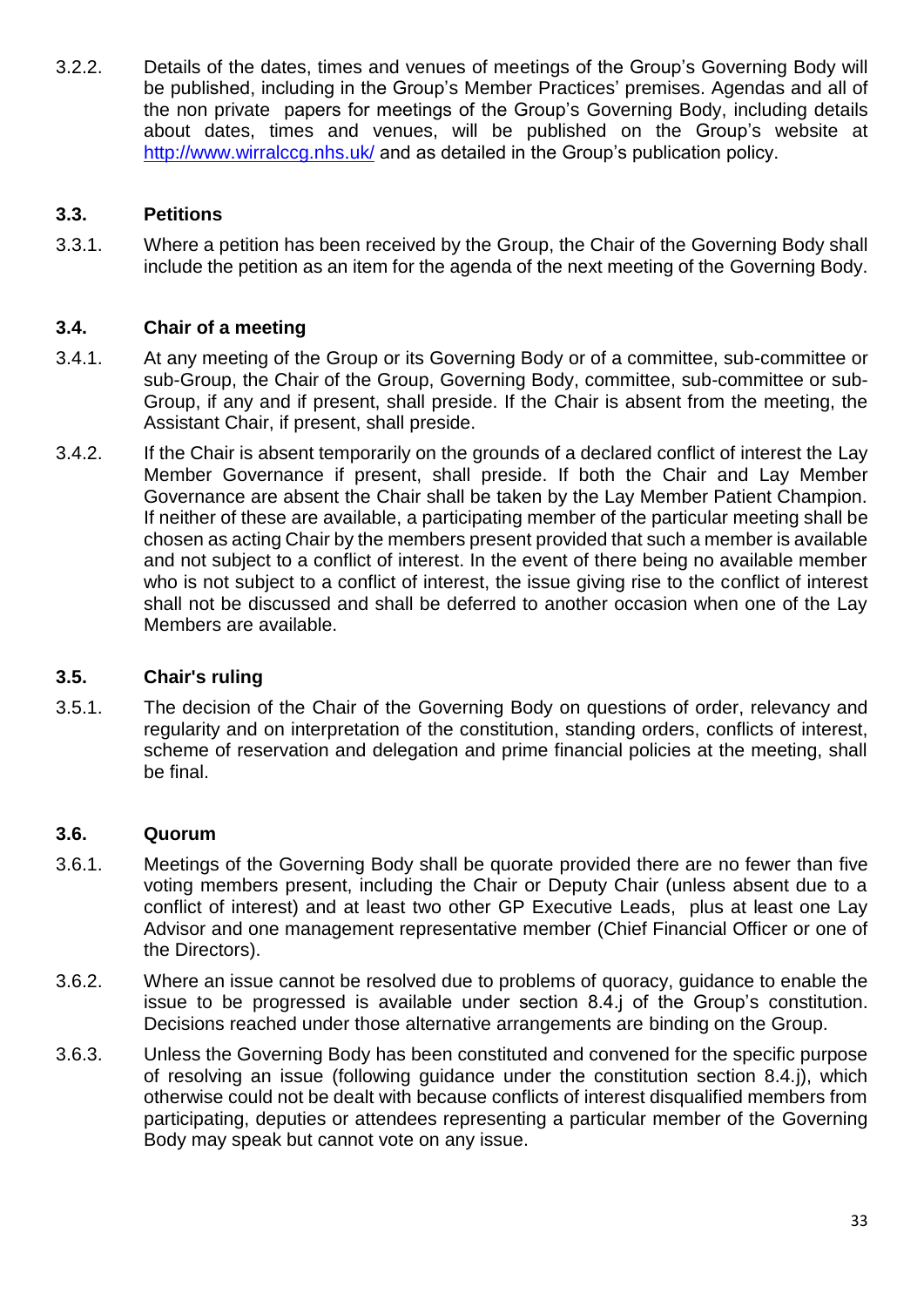3.2.2. Details of the dates, times and venues of meetings of the Group's Governing Body will be published, including in the Group's Member Practices' premises. Agendas and all of the non private papers for meetings of the Group's Governing Body, including details about dates, times and venues, will be published on the Group's website at http://www.wirralccg.nhs.uk/ and as detailed in the Group's publication policy.

### 3.3. Petitions

3.3.1. Where a petition has been received by the Group, the Chair of the Governing Body shall include the petition as an item for the agenda of the next meeting of the Governing Body.

### 3.4. Chair of a meeting

3.4.1. At any meeting of the Group or its Governing Body or of a committee, sub-committee or sub-Group, the Chair of the Group, Governing Body, committee, sub-committee or sub-Group, if any and if present, shall preside. If the Chair is absent from the meeting, the Assistant Chair, if present, shall preside.

3.4.2. If the Chair is absent temporarily on the grounds of a declared conflict of interest the Lay Member Governance if present, shall preside. If both the Chair and Lay Member Governance are absent the Chair shall be taken by the Lay Member Patient Champion. If neither of these are available, a participating member of the particular meeting shall be chosen as acting Chair by the members present provided that such a member is available and not subject to a conflict of interest. In the event of there being no available member who is not subject to a conflict of interest, the issue giving rise to the conflict of interest shall not be discussed and shall be deferred to another occasion when one of the Lay Members are available.

### 3.5. Chair's ruling

3.5.1. The decision of the Chair of the Governing Body on questions of order, relevancy and regularity and on interpretation of the constitution, standing orders, conflicts of interest, scheme of reservation and delegation and prime financial policies at the meeting, shall be final.

### 3.6. Quorum

3.6.1. Meetings of the Governing Body shall be quorate provided there are no fewer than five voting members present, including the Chair or Deputy Chair (unless absent due to a conflict of interest) and at least two other GP Executive Leads, plus at least one Lay Advisor and one management representative member (Chief Financial Officer or one of the Directors).

3.6.2. Where an issue cannot be resolved due to problems of quoracy, guidance to enable the issue to be progressed is available under section 8.4.j of the Group's constitution. Decisions reached under those alternative arrangements are binding on the Group.

3.6.3. Unless the Governing Body has been constituted and convened for the specific purpose of resolving an issue (following guidance under the constitution section 8.4.j), which otherwise could not be dealt with because conflicts of interest disqualified members from participating, deputies or attendees representing a particular member of the Governing Body may speak but cannot vote on any issue.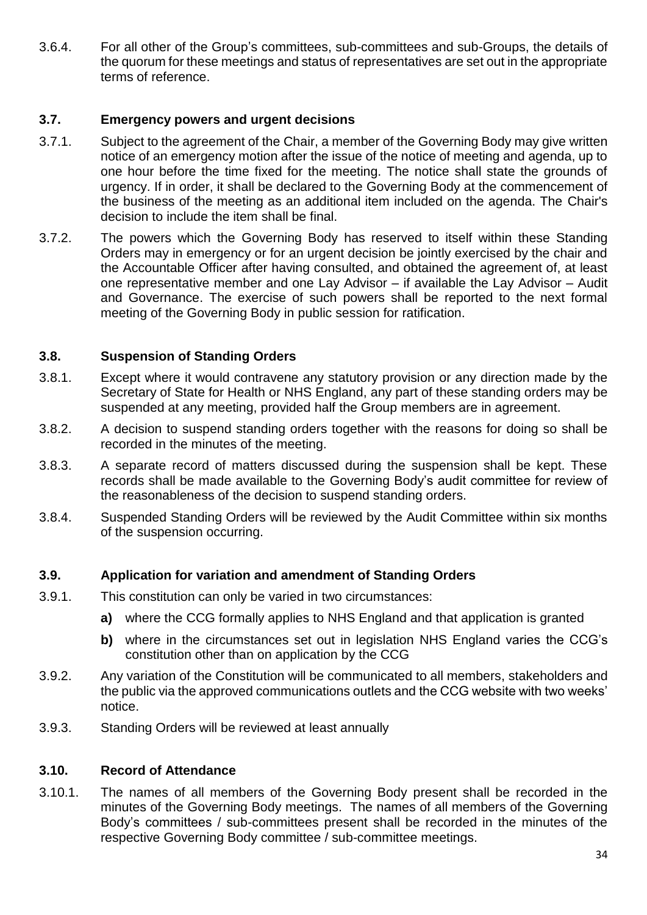3.6.4. For all other of the Group's committees, sub-committees and sub-Groups, the details of the quorum for these meetings and status of representatives are set out in the appropriate terms of reference.

### 3.7. Emergency powers and urgent decisions

3.7.1. Subject to the agreement of the Chair, a member of the Governing Body may give written notice of an emergency motion after the issue of the notice of meeting and agenda, up to one hour before the time fixed for the meeting. The notice shall state the grounds of urgency. If in order, it shall be declared to the Governing Body at the commencement of the business of the meeting as an additional item included on the agenda. The Chair's decision to include the item shall be final.

3.7.2. The powers which the Governing Body has reserved to itself within these Standing Orders may in emergency or for an urgent decision be jointly exercised by the chair and the Accountable Officer after having consulted, and obtained the agreement of, at least one representative member and one Lay Advisor – if available the Lay Advisor – Audit and Governance. The exercise of such powers shall be reported to the next formal meeting of the Governing Body in public session for ratification.

### 3.8. Suspension of Standing Orders

3.8.1. Except where it would contravene any statutory provision or any direction made by the Secretary of State for Health or NHS England, any part of these standing orders may be suspended at any meeting, provided half the Group members are in agreement.

3.8.2. A decision to suspend standing orders together with the reasons for doing so shall be recorded in the minutes of the meeting.

3.8.3. A separate record of matters discussed during the suspension shall be kept. These records shall be made available to the Governing Body's audit committee for review of the reasonableness of the decision to suspend standing orders.

3.8.4. Suspended Standing Orders will be reviewed by the Audit Committee within six months of the suspension occurring.

### 3.9. Application for variation and amendment of Standing Orders

3.9.1. This constitution can only be varied in two circumstances:

- **a)** where the CCG formally applies to NHS England and that application is granted
- **b)** where in the circumstances set out in legislation NHS England varies the CCG's constitution other than on application by the CCG

3.9.2. Any variation of the Constitution will be communicated to all members, stakeholders and the public via the approved communications outlets and the CCG website with two weeks' notice.

3.9.3. Standing Orders will be reviewed at least annually

### 3.10. Record of Attendance

3.10.1. The names of all members of the Governing Body present shall be recorded in the minutes of the Governing Body meetings. The names of all members of the Governing Body's committees / sub-committees present shall be recorded in the minutes of the respective Governing Body committee / sub-committee meetings.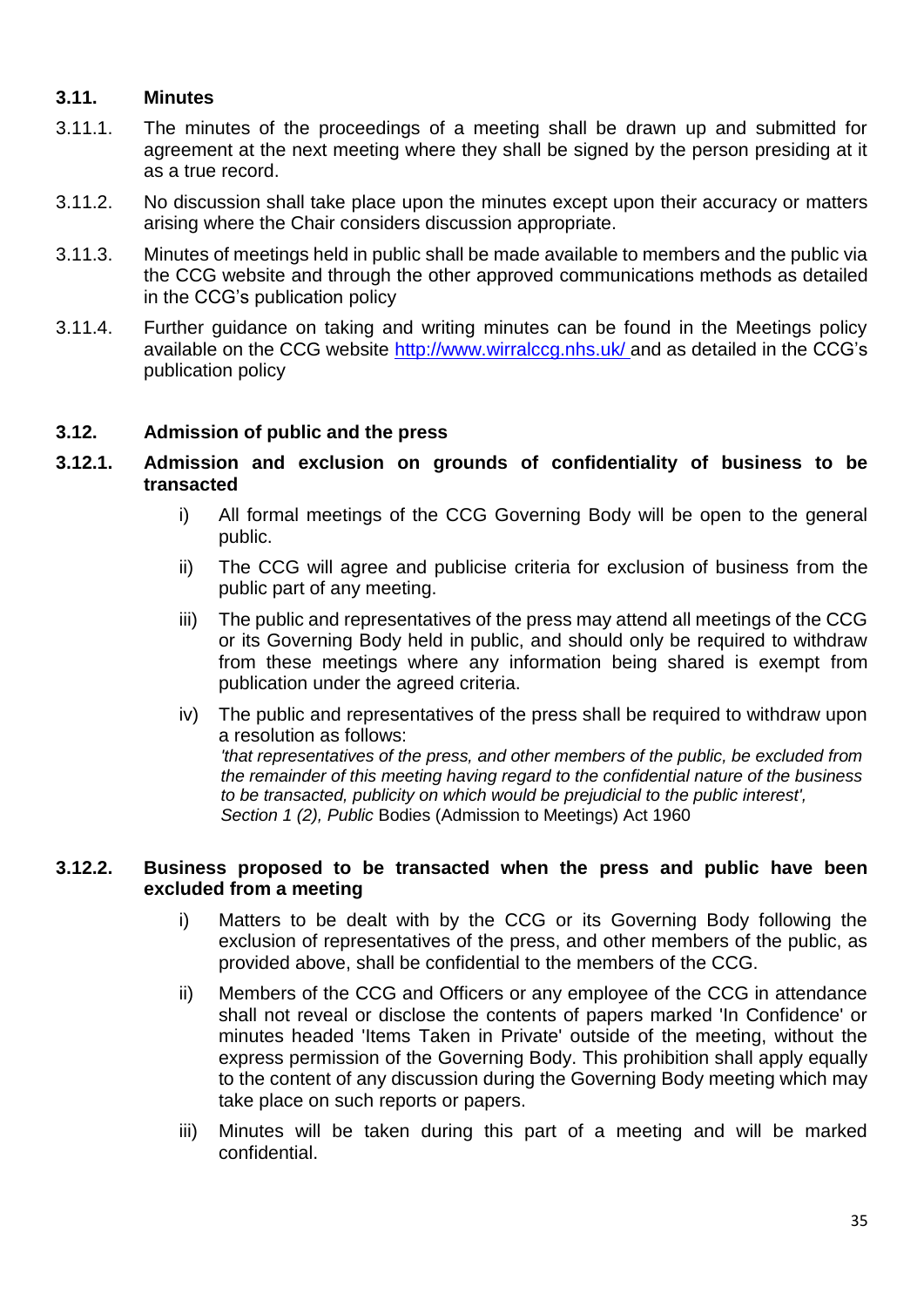### 3.11. Minutes

3.11.1. The minutes of the proceedings of a meeting shall be drawn up and submitted for agreement at the next meeting where they shall be signed by the person presiding at it as a true record.

3.11.2. No discussion shall take place upon the minutes except upon their accuracy or matters arising where the Chair considers discussion appropriate.

3.11.3. Minutes of meetings held in public shall be made available to members and the public via the CCG website and through the other approved communications methods as detailed in the CCG's publication policy

3.11.4. Further guidance on taking and writing minutes can be found in the Meetings policy available on the CCG website http://www.wirralccg.nhs.uk/ and as detailed in the CCG's publication policy

### 3.12. Admission of public and the press

#### 3.12.1. Admission and exclusion on grounds of confidentiality of business to be transacted

i) All formal meetings of the CCG Governing Body will be open to the general public.

ii) The CCG will agree and publicise criteria for exclusion of business from the public part of any meeting.

iii) The public and representatives of the press may attend all meetings of the CCG or its Governing Body held in public, and should only be required to withdraw from these meetings where any information being shared is exempt from publication under the agreed criteria.

iv) The public and representatives of the press shall be required to withdraw upon a resolution as follows:
*'that representatives of the press, and other members of the public, be excluded from the remainder of this meeting having regard to the confidential nature of the business to be transacted, publicity on which would be prejudicial to the public interest', Section 1 (2), Public* Bodies (Admission to Meetings) Act 1960

#### 3.12.2. Business proposed to be transacted when the press and public have been excluded from a meeting

i) Matters to be dealt with by the CCG or its Governing Body following the exclusion of representatives of the press, and other members of the public, as provided above, shall be confidential to the members of the CCG.

ii) Members of the CCG and Officers or any employee of the CCG in attendance shall not reveal or disclose the contents of papers marked 'In Confidence' or minutes headed 'Items Taken in Private' outside of the meeting, without the express permission of the Governing Body. This prohibition shall apply equally to the content of any discussion during the Governing Body meeting which may take place on such reports or papers.

iii) Minutes will be taken during this part of a meeting and will be marked confidential.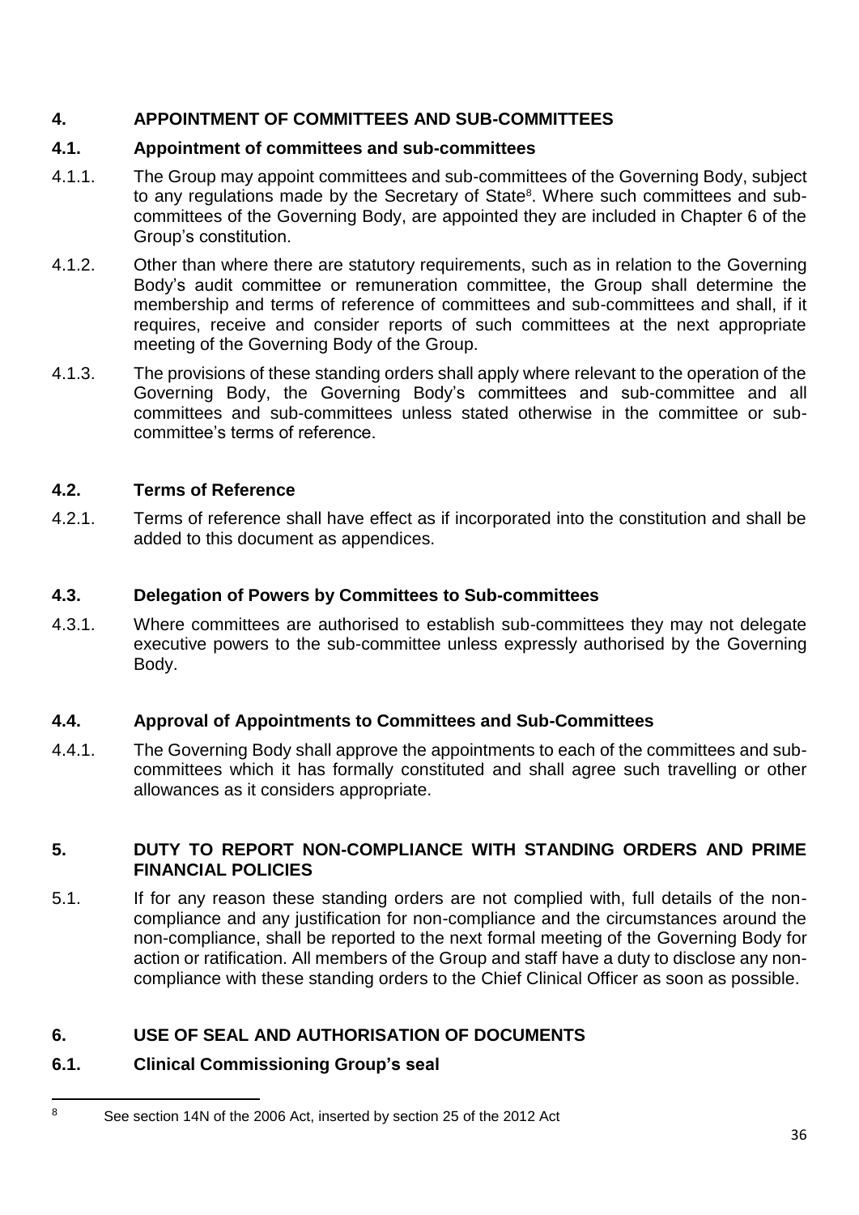## 4. APPOINTMENT OF COMMITTEES AND SUB-COMMITTEES

### 4.1. Appointment of committees and sub-committees

4.1.1. The Group may appoint committees and sub-committees of the Governing Body, subject to any regulations made by the Secretary of State[8]. Where such committees and sub-committees of the Governing Body, are appointed they are included in Chapter 6 of the Group's constitution.

4.1.2. Other than where there are statutory requirements, such as in relation to the Governing Body's audit committee or remuneration committee, the Group shall determine the membership and terms of reference of committees and sub-committees and shall, if it requires, receive and consider reports of such committees at the next appropriate meeting of the Governing Body of the Group.

4.1.3. The provisions of these standing orders shall apply where relevant to the operation of the Governing Body, the Governing Body's committees and sub-committee and all committees and sub-committees unless stated otherwise in the committee or sub-committee's terms of reference.

### 4.2. Terms of Reference

4.2.1. Terms of reference shall have effect as if incorporated into the constitution and shall be added to this document as appendices.

### 4.3. Delegation of Powers by Committees to Sub-committees

4.3.1. Where committees are authorised to establish sub-committees they may not delegate executive powers to the sub-committee unless expressly authorised by the Governing Body.

### 4.4. Approval of Appointments to Committees and Sub-Committees

4.4.1. The Governing Body shall approve the appointments to each of the committees and sub-committees which it has formally constituted and shall agree such travelling or other allowances as it considers appropriate.

## 5. DUTY TO REPORT NON-COMPLIANCE WITH STANDING ORDERS AND PRIME FINANCIAL POLICIES

5.1. If for any reason these standing orders are not complied with, full details of the non-compliance and any justification for non-compliance and the circumstances around the non-compliance, shall be reported to the next formal meeting of the Governing Body for action or ratification. All members of the Group and staff have a duty to disclose any non-compliance with these standing orders to the Chief Clinical Officer as soon as possible.

## 6. USE OF SEAL AND AUTHORISATION OF DOCUMENTS

### 6.1. Clinical Commissioning Group's seal

---

[8] See section 14N of the 2006 Act, inserted by section 25 of the 2012 Act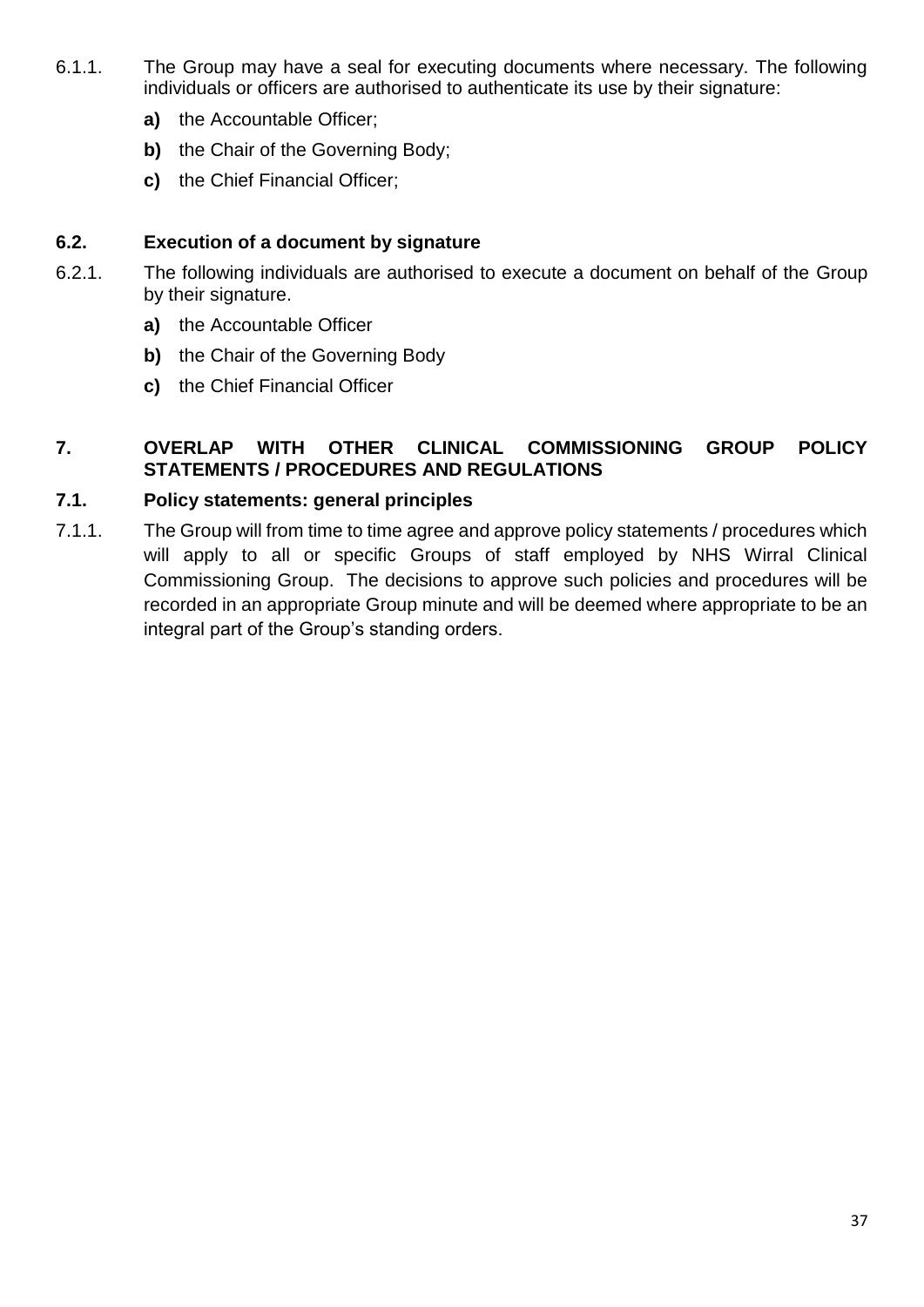6.1.1. The Group may have a seal for executing documents where necessary. The following individuals or officers are authorised to authenticate its use by their signature:

- **a)** the Accountable Officer;
- **b)** the Chair of the Governing Body;
- **c)** the Chief Financial Officer;

### 6.2. Execution of a document by signature

6.2.1. The following individuals are authorised to execute a document on behalf of the Group by their signature.

- **a)** the Accountable Officer
- **b)** the Chair of the Governing Body
- **c)** the Chief Financial Officer

## 7. OVERLAP WITH OTHER CLINICAL COMMISSIONING GROUP POLICY STATEMENTS / PROCEDURES AND REGULATIONS

### 7.1. Policy statements: general principles

7.1.1. The Group will from time to time agree and approve policy statements / procedures which will apply to all or specific Groups of staff employed by NHS Wirral Clinical Commissioning Group. The decisions to approve such policies and procedures will be recorded in an appropriate Group minute and will be deemed where appropriate to be an integral part of the Group's standing orders.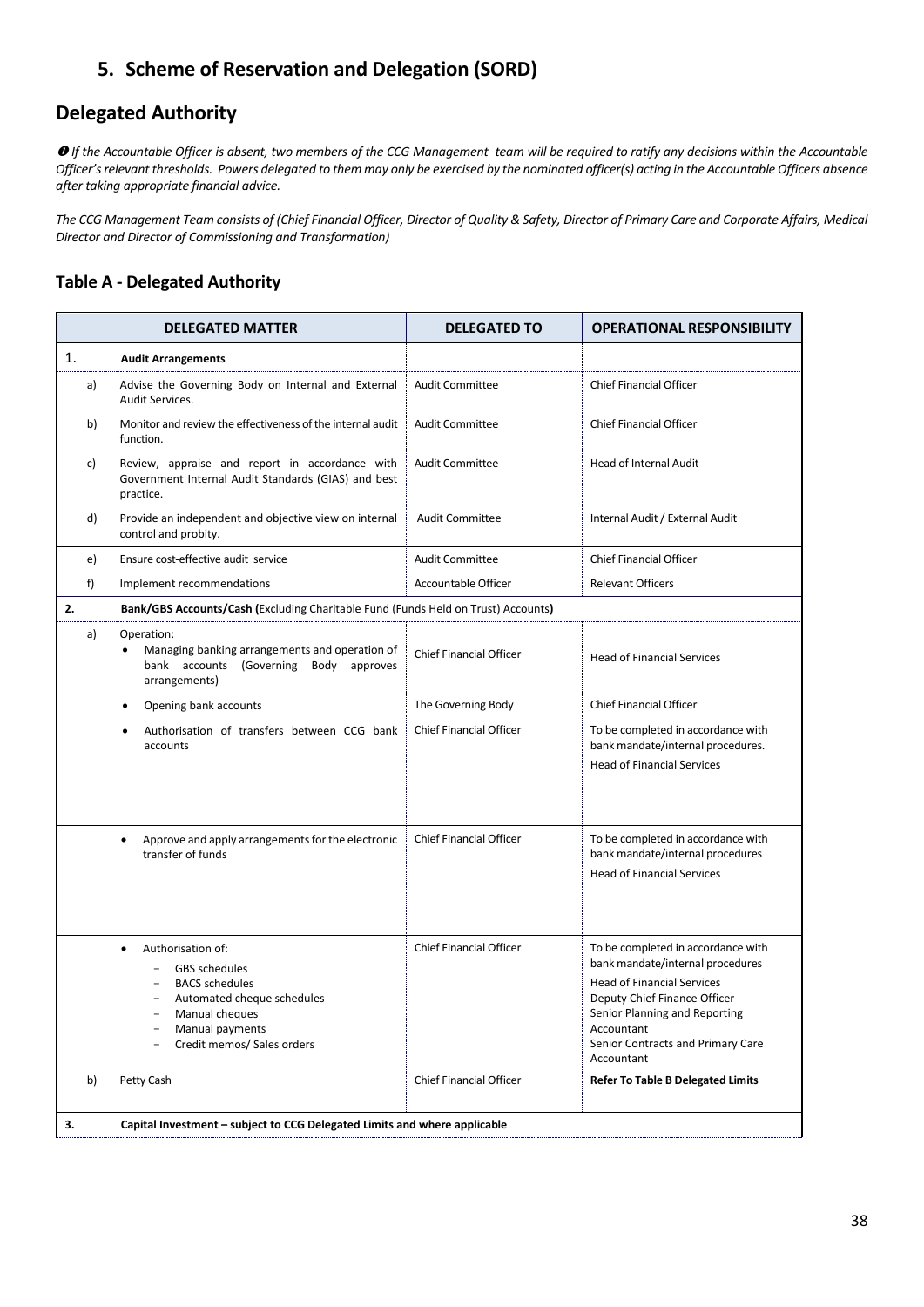## 5. Scheme of Reservation and Delegation (SORD)

## Delegated Authority

*➊ If the Accountable Officer is absent, two members of the CCG Management team will be required to ratify any decisions within the Accountable Officer's relevant thresholds. Powers delegated to them may only be exercised by the nominated officer(s) acting in the Accountable Officers absence after taking appropriate financial advice.*

*The CCG Management Team consists of (Chief Financial Officer, Director of Quality & Safety, Director of Primary Care and Corporate Affairs, Medical Director and Director of Commissioning and Transformation)*

### Table A - Delegated Authority

| | DELEGATED MATTER | DELEGATED TO | OPERATIONAL RESPONSIBILITY |
|---|---|---|---|
| 1. | **Audit Arrangements** | | |
| a) | Advise the Governing Body on Internal and External Audit Services. | Audit Committee | Chief Financial Officer |
| b) | Monitor and review the effectiveness of the internal audit function. | Audit Committee | Chief Financial Officer |
| c) | Review, appraise and report in accordance with Government Internal Audit Standards (GIAS) and best practice. | Audit Committee | Head of Internal Audit |
| d) | Provide an independent and objective view on internal control and probity. | Audit Committee | Internal Audit / External Audit |
| e) | Ensure cost-effective audit service | Audit Committee | Chief Financial Officer |
| f) | Implement recommendations | Accountable Officer | Relevant Officers |
| **2.** | **Bank/GBS Accounts/Cash (**Excluding Charitable Fund (Funds Held on Trust) Accounts**)** | | |
| a) | Operation:<br>• Managing banking arrangements and operation of bank accounts (Governing Body approves arrangements) | Chief Financial Officer | Head of Financial Services |
| | • Opening bank accounts | The Governing Body | Chief Financial Officer |
| | • Authorisation of transfers between CCG bank accounts | Chief Financial Officer | To be completed in accordance with bank mandate/internal procedures.<br>Head of Financial Services |
| | • Approve and apply arrangements for the electronic transfer of funds | Chief Financial Officer | To be completed in accordance with bank mandate/internal procedures<br>Head of Financial Services |
| | • Authorisation of:<br>– GBS schedules<br>– BACS schedules<br>– Automated cheque schedules<br>– Manual cheques<br>– Manual payments<br>– Credit memos/ Sales orders | Chief Financial Officer | To be completed in accordance with bank mandate/internal procedures<br>Head of Financial Services<br>Deputy Chief Finance Officer<br>Senior Planning and Reporting Accountant<br>Senior Contracts and Primary Care Accountant |
| b) | Petty Cash | Chief Financial Officer | **Refer To Table B Delegated Limits** |
| **3.** | **Capital Investment – subject to CCG Delegated Limits and where applicable** | | |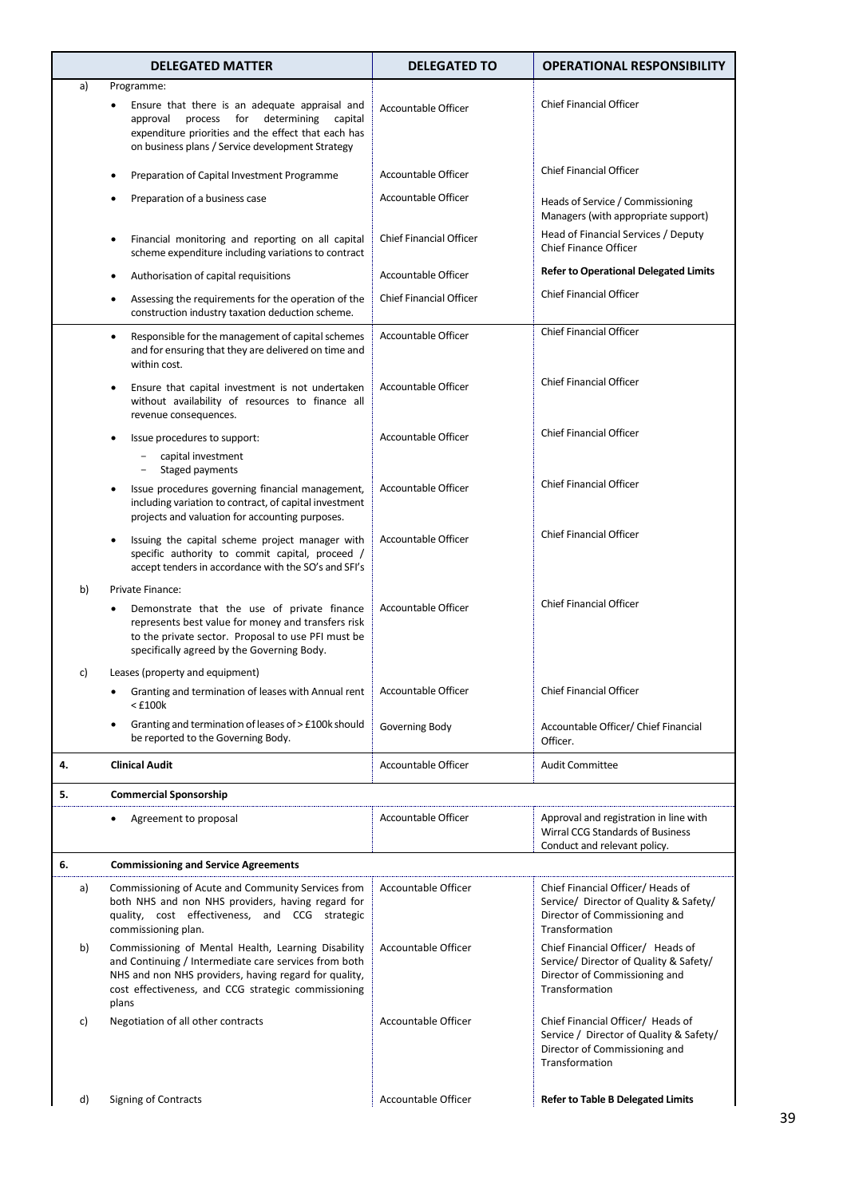| | DELEGATED MATTER | DELEGATED TO | OPERATIONAL RESPONSIBILITY |
|---|---|---|---|
| a) | Programme: | | |
| | • Ensure that there is an adequate appraisal and approval process for determining capital expenditure priorities and the effect that each has on business plans / Service development Strategy | Accountable Officer | Chief Financial Officer |
| | • Preparation of Capital Investment Programme | Accountable Officer | Chief Financial Officer |
| | • Preparation of a business case | Accountable Officer | Heads of Service / Commissioning Managers (with appropriate support) |
| | • Financial monitoring and reporting on all capital scheme expenditure including variations to contract | Chief Financial Officer | Head of Financial Services / Deputy Chief Finance Officer |
| | • Authorisation of capital requisitions | Accountable Officer | **Refer to Operational Delegated Limits** |
| | • Assessing the requirements for the operation of the construction industry taxation deduction scheme. | Chief Financial Officer | Chief Financial Officer |
| | • Responsible for the management of capital schemes and for ensuring that they are delivered on time and within cost. | Accountable Officer | Chief Financial Officer |
| | • Ensure that capital investment is not undertaken without availability of resources to finance all revenue consequences. | Accountable Officer | Chief Financial Officer |
| | • Issue procedures to support:<br>− capital investment<br>− Staged payments | Accountable Officer | Chief Financial Officer |
| | • Issue procedures governing financial management, including variation to contract, of capital investment projects and valuation for accounting purposes. | Accountable Officer | Chief Financial Officer |
| | • Issuing the capital scheme project manager with specific authority to commit capital, proceed / accept tenders in accordance with the SO's and SFI's | Accountable Officer | Chief Financial Officer |
| b) | Private Finance: | | |
| | • Demonstrate that the use of private finance represents best value for money and transfers risk to the private sector. Proposal to use PFI must be specifically agreed by the Governing Body. | Accountable Officer | Chief Financial Officer |
| c) | Leases (property and equipment) | | |
| | • Granting and termination of leases with Annual rent < £100k | Accountable Officer | Chief Financial Officer |
| | • Granting and termination of leases of > £100k should be reported to the Governing Body. | Governing Body | Accountable Officer/ Chief Financial Officer. |
| **4.** | **Clinical Audit** | Accountable Officer | Audit Committee |
| **5.** | **Commercial Sponsorship** | | |
| | • Agreement to proposal | Accountable Officer | Approval and registration in line with Wirral CCG Standards of Business Conduct and relevant policy. |
| **6.** | **Commissioning and Service Agreements** | | |
| a) | Commissioning of Acute and Community Services from both NHS and non NHS providers, having regard for quality, cost effectiveness, and CCG strategic commissioning plan. | Accountable Officer | Chief Financial Officer/ Heads of Service/ Director of Quality & Safety/ Director of Commissioning and Transformation |
| b) | Commissioning of Mental Health, Learning Disability and Continuing / Intermediate care services from both NHS and non NHS providers, having regard for quality, cost effectiveness, and CCG strategic commissioning plans | Accountable Officer | Chief Financial Officer/ Heads of Service/ Director of Quality & Safety/ Director of Commissioning and Transformation |
| c) | Negotiation of all other contracts | Accountable Officer | Chief Financial Officer/ Heads of Service / Director of Quality & Safety/ Director of Commissioning and Transformation |
| d) | Signing of Contracts | Accountable Officer | **Refer to Table B Delegated Limits** |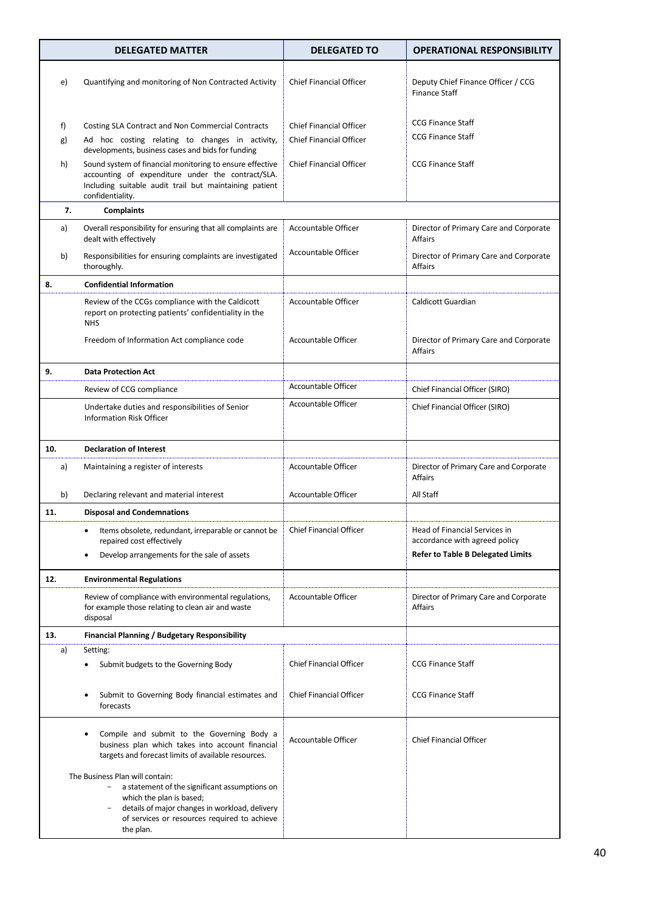| DELEGATED MATTER | | DELEGATED TO | OPERATIONAL RESPONSIBILITY |
|---|---|---|---|
| e) | Quantifying and monitoring of Non Contracted Activity | Chief Financial Officer | Deputy Chief Finance Officer / CCG Finance Staff |
| f) | Costing SLA Contract and Non Commercial Contracts | Chief Financial Officer | CCG Finance Staff |
| g) | Ad hoc costing relating to changes in activity, developments, business cases and bids for funding | Chief Financial Officer | CCG Finance Staff |
| h) | Sound system of financial monitoring to ensure effective accounting of expenditure under the contract/SLA. Including suitable audit trail but maintaining patient confidentiality. | Chief Financial Officer | CCG Finance Staff |
| **7.** | **Complaints** | | |
| a) | Overall responsibility for ensuring that all complaints are dealt with effectively | Accountable Officer | Director of Primary Care and Corporate Affairs |
| b) | Responsibilities for ensuring complaints are investigated thoroughly. | Accountable Officer | Director of Primary Care and Corporate Affairs |
| **8.** | **Confidential Information** | | |
| | Review of the CCGs compliance with the Caldicott report on protecting patients' confidentiality in the NHS | Accountable Officer | Caldicott Guardian |
| | Freedom of Information Act compliance code | Accountable Officer | Director of Primary Care and Corporate Affairs |
| **9.** | **Data Protection Act** | | |
| | Review of CCG compliance | Accountable Officer | Chief Financial Officer (SIRO) |
| | Undertake duties and responsibilities of Senior Information Risk Officer | Accountable Officer | Chief Financial Officer (SIRO) |
| **10.** | **Declaration of Interest** | | |
| a) | Maintaining a register of interests | Accountable Officer | Director of Primary Care and Corporate Affairs |
| b) | Declaring relevant and material interest | Accountable Officer | All Staff |
| **11.** | **Disposal and Condemnations** | | |
| | • Items obsolete, redundant, irreparable or cannot be repaired cost effectively<br>• Develop arrangements for the sale of assets | Chief Financial Officer | Head of Financial Services in accordance with agreed policy<br>**Refer to Table B Delegated Limits** |
| **12.** | **Environmental Regulations** | | |
| | Review of compliance with environmental regulations, for example those relating to clean air and waste disposal | Accountable Officer | Director of Primary Care and Corporate Affairs |
| **13.** | **Financial Planning / Budgetary Responsibility** | | |
| a) | Setting:<br>• Submit budgets to the Governing Body | Chief Financial Officer | CCG Finance Staff |
| | • Submit to Governing Body financial estimates and forecasts | Chief Financial Officer | CCG Finance Staff |
| | • Compile and submit to the Governing Body a business plan which takes into account financial targets and forecast limits of available resources.<br><br>The Business Plan will contain:<br>− a statement of the significant assumptions on which the plan is based;<br>− details of major changes in workload, delivery of services or resources required to achieve the plan. | Accountable Officer | Chief Financial Officer |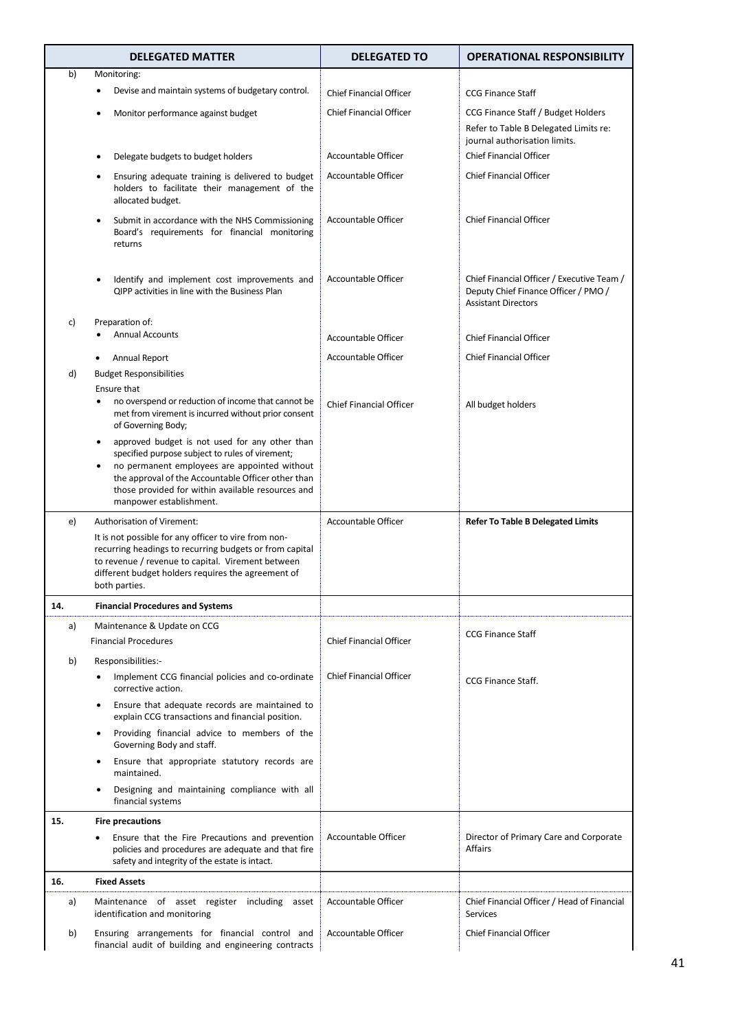| | DELEGATED MATTER | DELEGATED TO | OPERATIONAL RESPONSIBILITY |
|---|---|---|---|
| b) | Monitoring: | | |
| | • Devise and maintain systems of budgetary control. | Chief Financial Officer | CCG Finance Staff |
| | • Monitor performance against budget | Chief Financial Officer | CCG Finance Staff / Budget Holders<br>Refer to Table B Delegated Limits re: journal authorisation limits. |
| | • Delegate budgets to budget holders | Accountable Officer | Chief Financial Officer |
| | • Ensuring adequate training is delivered to budget holders to facilitate their management of the allocated budget. | Accountable Officer | Chief Financial Officer |
| | • Submit in accordance with the NHS Commissioning Board's requirements for financial monitoring returns | Accountable Officer | Chief Financial Officer |
| | • Identify and implement cost improvements and QIPP activities in line with the Business Plan | Accountable Officer | Chief Financial Officer / Executive Team / Deputy Chief Finance Officer / PMO / Assistant Directors |
| c) | Preparation of:<br>• Annual Accounts | Accountable Officer | Chief Financial Officer |
| | • Annual Report | Accountable Officer | Chief Financial Officer |
| d) | Budget Responsibilities<br>Ensure that<br>• no overspend or reduction of income that cannot be met from virement is incurred without prior consent of Governing Body;<br>• approved budget is not used for any other than specified purpose subject to rules of virement;<br>• no permanent employees are appointed without the approval of the Accountable Officer other than those provided for within available resources and manpower establishment. | Chief Financial Officer | All budget holders |
| e) | Authorisation of Virement:<br>It is not possible for any officer to vire from non-recurring headings to recurring budgets or from capital to revenue / revenue to capital. Virement between different budget holders requires the agreement of both parties. | Accountable Officer | **Refer To Table B Delegated Limits** |
| **14.** | **Financial Procedures and Systems** | | |
| a) | Maintenance & Update on CCG Financial Procedures | Chief Financial Officer | CCG Finance Staff |
| b) | Responsibilities:-<br>• Implement CCG financial policies and co-ordinate corrective action.<br>• Ensure that adequate records are maintained to explain CCG transactions and financial position.<br>• Providing financial advice to members of the Governing Body and staff.<br>• Ensure that appropriate statutory records are maintained.<br>• Designing and maintaining compliance with all financial systems | Chief Financial Officer | CCG Finance Staff. |
| **15.** | **Fire precautions** | | |
| | • Ensure that the Fire Precautions and prevention policies and procedures are adequate and that fire safety and integrity of the estate is intact. | Accountable Officer | Director of Primary Care and Corporate Affairs |
| **16.** | **Fixed Assets** | | |
| a) | Maintenance of asset register including asset identification and monitoring | Accountable Officer | Chief Financial Officer / Head of Financial Services |
| b) | Ensuring arrangements for financial control and financial audit of building and engineering contracts | Accountable Officer | Chief Financial Officer |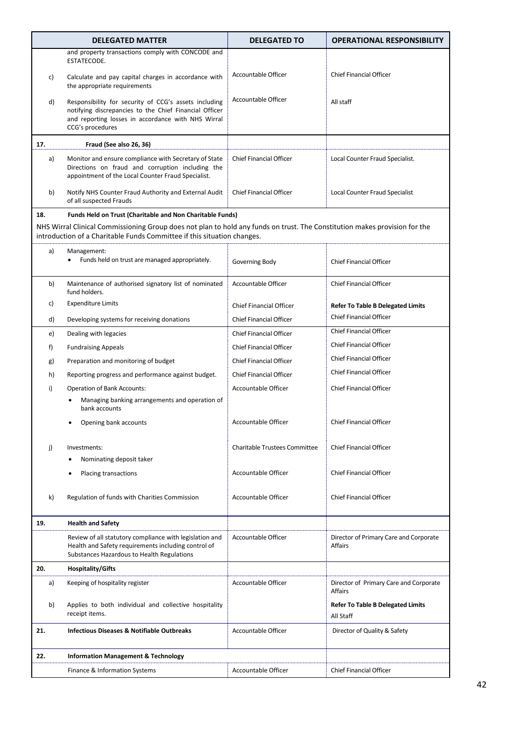| | DELEGATED MATTER | DELEGATED TO | OPERATIONAL RESPONSIBILITY |
|---|---|---|---|
| | and property transactions comply with CONCODE and ESTATECODE. | | |
| c) | Calculate and pay capital charges in accordance with the appropriate requirements | Accountable Officer | Chief Financial Officer |
| d) | Responsibility for security of CCG's assets including notifying discrepancies to the Chief Financial Officer and reporting losses in accordance with NHS Wirral CCG's procedures | Accountable Officer | All staff |
| **17.** | **Fraud (See also 26, 36)** | | |
| a) | Monitor and ensure compliance with Secretary of State Directions on fraud and corruption including the appointment of the Local Counter Fraud Specialist. | Chief Financial Officer | Local Counter Fraud Specialist. |
| b) | Notify NHS Counter Fraud Authority and External Audit of all suspected Frauds | Chief Financial Officer | Local Counter Fraud Specialist |
| **18.** | **Funds Held on Trust (Charitable and Non Charitable Funds)** | | |
| | NHS Wirral Clinical Commissioning Group does not plan to hold any funds on trust. The Constitution makes provision for the introduction of a Charitable Funds Committee if this situation changes. | | |
| a) | Management:<br>• Funds held on trust are managed appropriately. | Governing Body | Chief Financial Officer |
| b) | Maintenance of authorised signatory list of nominated fund holders. | Accountable Officer | Chief Financial Officer |
| c) | Expenditure Limits | Chief Financial Officer | **Refer To Table B Delegated Limits** |
| d) | Developing systems for receiving donations | Chief Financial Officer | Chief Financial Officer |
| e) | Dealing with legacies | Chief Financial Officer | Chief Financial Officer |
| f) | Fundraising Appeals | Chief Financial Officer | Chief Financial Officer |
| g) | Preparation and monitoring of budget | Chief Financial Officer | Chief Financial Officer |
| h) | Reporting progress and performance against budget. | Chief Financial Officer | Chief Financial Officer |
| i) | Operation of Bank Accounts:<br>• Managing banking arrangements and operation of bank accounts | Accountable Officer | Chief Financial Officer |
| | • Opening bank accounts | Accountable Officer | Chief Financial Officer |
| j) | Investments:<br>• Nominating deposit taker | Charitable Trustees Committee | Chief Financial Officer |
| | • Placing transactions | Accountable Officer | Chief Financial Officer |
| k) | Regulation of funds with Charities Commission | Accountable Officer | Chief Financial Officer |
| **19.** | **Health and Safety** | | |
| | Review of all statutory compliance with legislation and Health and Safety requirements including control of Substances Hazardous to Health Regulations | Accountable Officer | Director of Primary Care and Corporate Affairs |
| **20.** | **Hospitality/Gifts** | | |
| a) | Keeping of hospitality register | Accountable Officer | Director of Primary Care and Corporate Affairs |
| b) | Applies to both individual and collective hospitality receipt items. | | **Refer To Table B Delegated Limits**<br>All Staff |
| **21.** | **Infectious Diseases & Notifiable Outbreaks** | Accountable Officer | Director of Quality & Safety |
| **22.** | **Information Management & Technology** | | |
| | Finance & Information Systems | Accountable Officer | Chief Financial Officer |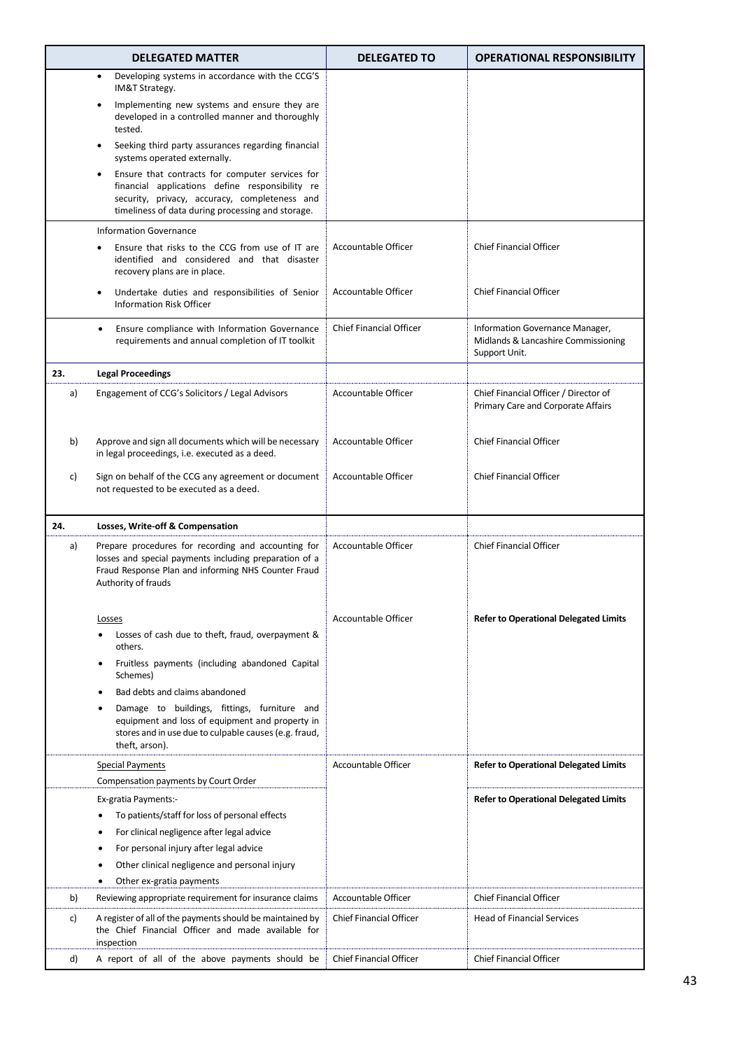| | DELEGATED MATTER | DELEGATED TO | OPERATIONAL RESPONSIBILITY |
|---|---|---|---|
| | • Developing systems in accordance with the CCG'S IM&T Strategy.<br>• Implementing new systems and ensure they are developed in a controlled manner and thoroughly tested.<br>• Seeking third party assurances regarding financial systems operated externally.<br>• Ensure that contracts for computer services for financial applications define responsibility re security, privacy, accuracy, completeness and timeliness of data during processing and storage. | | |
| | Information Governance<br>• Ensure that risks to the CCG from use of IT are identified and considered and that disaster recovery plans are in place. | Accountable Officer | Chief Financial Officer |
| | • Undertake duties and responsibilities of Senior Information Risk Officer | Accountable Officer | Chief Financial Officer |
| | • Ensure compliance with Information Governance requirements and annual completion of IT toolkit | Chief Financial Officer | Information Governance Manager, Midlands & Lancashire Commissioning Support Unit. |
| **23.** | **Legal Proceedings** | | |
| a) | Engagement of CCG's Solicitors / Legal Advisors | Accountable Officer | Chief Financial Officer / Director of Primary Care and Corporate Affairs |
| b) | Approve and sign all documents which will be necessary in legal proceedings, i.e. executed as a deed. | Accountable Officer | Chief Financial Officer |
| c) | Sign on behalf of the CCG any agreement or document not requested to be executed as a deed. | Accountable Officer | Chief Financial Officer |
| **24.** | **Losses, Write-off & Compensation** | | |
| a) | Prepare procedures for recording and accounting for losses and special payments including preparation of a Fraud Response Plan and informing NHS Counter Fraud Authority of frauds | Accountable Officer | Chief Financial Officer |
| | Losses<br>• Losses of cash due to theft, fraud, overpayment & others.<br>• Fruitless payments (including abandoned Capital Schemes)<br>• Bad debts and claims abandoned<br>• Damage to buildings, fittings, furniture and equipment and loss of equipment and property in stores and in use due to culpable causes (e.g. fraud, theft, arson). | Accountable Officer | **Refer to Operational Delegated Limits** |
| | Special Payments<br>Compensation payments by Court Order | Accountable Officer | **Refer to Operational Delegated Limits** |
| | Ex-gratia Payments:-<br>• To patients/staff for loss of personal effects<br>• For clinical negligence after legal advice<br>• For personal injury after legal advice<br>• Other clinical negligence and personal injury<br>• Other ex-gratia payments | | **Refer to Operational Delegated Limits** |
| b) | Reviewing appropriate requirement for insurance claims | Accountable Officer | Chief Financial Officer |
| c) | A register of all of the payments should be maintained by the Chief Financial Officer and made available for inspection | Chief Financial Officer | Head of Financial Services |
| d) | A report of all of the above payments should be | Chief Financial Officer | Chief Financial Officer |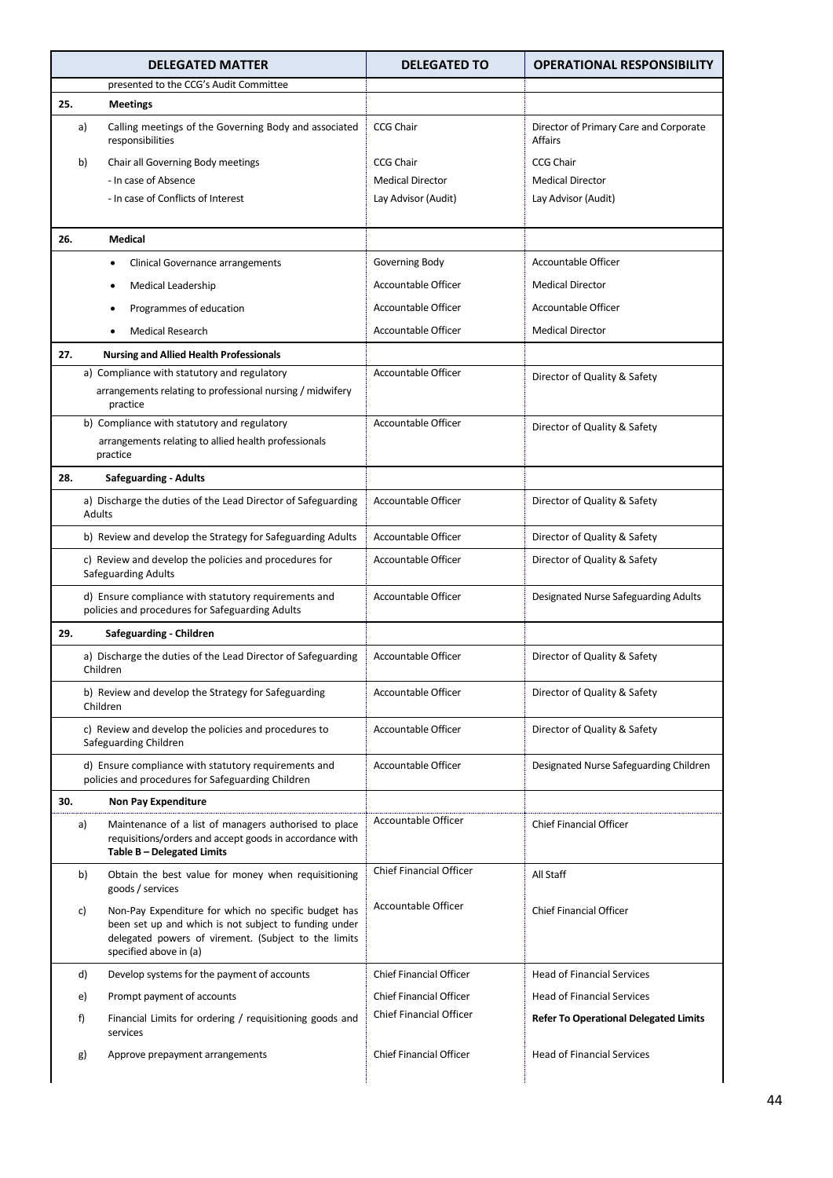| DELEGATED MATTER | DELEGATED TO | OPERATIONAL RESPONSIBILITY |
|---|---|---|
| presented to the CCG's Audit Committee | | |
| **25. Meetings** | | |
| a) Calling meetings of the Governing Body and associated responsibilities | CCG Chair | Director of Primary Care and Corporate Affairs |
| b) Chair all Governing Body meetings | CCG Chair | CCG Chair |
| - In case of Absence | Medical Director | Medical Director |
| - In case of Conflicts of Interest | Lay Advisor (Audit) | Lay Advisor (Audit) |
| **26. Medical** | | |
| • Clinical Governance arrangements | Governing Body | Accountable Officer |
| • Medical Leadership | Accountable Officer | Medical Director |
| • Programmes of education | Accountable Officer | Accountable Officer |
| • Medical Research | Accountable Officer | Medical Director |
| **27. Nursing and Allied Health Professionals** | | |
| a) Compliance with statutory and regulatory arrangements relating to professional nursing / midwifery practice | Accountable Officer | Director of Quality & Safety |
| b) Compliance with statutory and regulatory arrangements relating to allied health professionals practice | Accountable Officer | Director of Quality & Safety |
| **28. Safeguarding - Adults** | | |
| a) Discharge the duties of the Lead Director of Safeguarding Adults | Accountable Officer | Director of Quality & Safety |
| b) Review and develop the Strategy for Safeguarding Adults | Accountable Officer | Director of Quality & Safety |
| c) Review and develop the policies and procedures for Safeguarding Adults | Accountable Officer | Director of Quality & Safety |
| d) Ensure compliance with statutory requirements and policies and procedures for Safeguarding Adults | Accountable Officer | Designated Nurse Safeguarding Adults |
| **29. Safeguarding - Children** | | |
| a) Discharge the duties of the Lead Director of Safeguarding Children | Accountable Officer | Director of Quality & Safety |
| b) Review and develop the Strategy for Safeguarding Children | Accountable Officer | Director of Quality & Safety |
| c) Review and develop the policies and procedures to Safeguarding Children | Accountable Officer | Director of Quality & Safety |
| d) Ensure compliance with statutory requirements and policies and procedures for Safeguarding Children | Accountable Officer | Designated Nurse Safeguarding Children |
| **30. Non Pay Expenditure** | | |
| a) Maintenance of a list of managers authorised to place requisitions/orders and accept goods in accordance with **Table B – Delegated Limits** | Accountable Officer | Chief Financial Officer |
| b) Obtain the best value for money when requisitioning goods / services | Chief Financial Officer | All Staff |
| c) Non-Pay Expenditure for which no specific budget has been set up and which is not subject to funding under delegated powers of virement. (Subject to the limits specified above in (a) | Accountable Officer | Chief Financial Officer |
| d) Develop systems for the payment of accounts | Chief Financial Officer | Head of Financial Services |
| e) Prompt payment of accounts | Chief Financial Officer | Head of Financial Services |
| f) Financial Limits for ordering / requisitioning goods and services | Chief Financial Officer | **Refer To Operational Delegated Limits** |
| g) Approve prepayment arrangements | Chief Financial Officer | Head of Financial Services |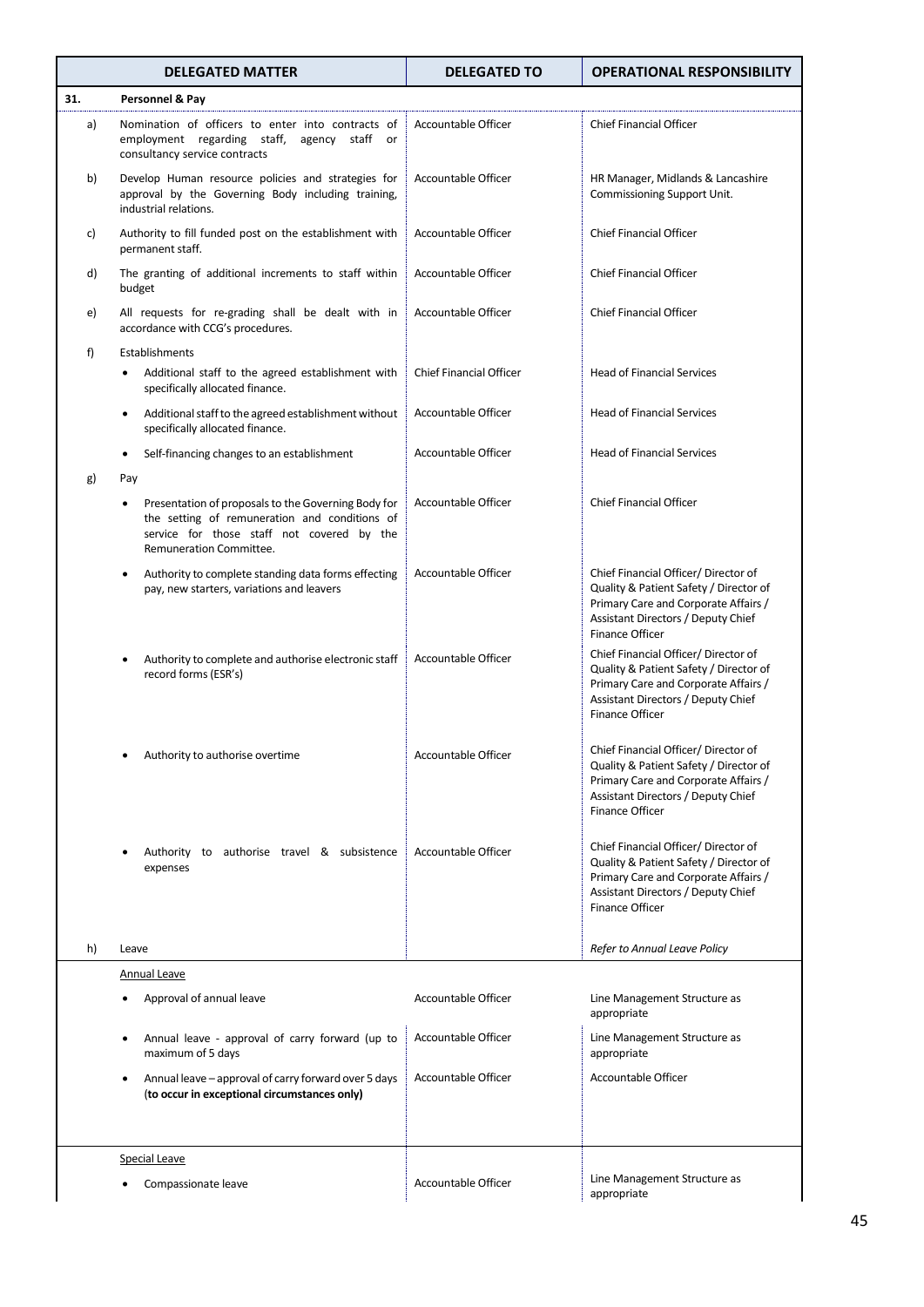| | DELEGATED MATTER | DELEGATED TO | OPERATIONAL RESPONSIBILITY |
|---|---|---|---|
| **31.** | **Personnel & Pay** | | |
| a) | Nomination of officers to enter into contracts of employment regarding staff, agency staff or consultancy service contracts | Accountable Officer | Chief Financial Officer |
| b) | Develop Human resource policies and strategies for approval by the Governing Body including training, industrial relations. | Accountable Officer | HR Manager, Midlands & Lancashire Commissioning Support Unit. |
| c) | Authority to fill funded post on the establishment with permanent staff. | Accountable Officer | Chief Financial Officer |
| d) | The granting of additional increments to staff within budget | Accountable Officer | Chief Financial Officer |
| e) | All requests for re-grading shall be dealt with in accordance with CCG's procedures. | Accountable Officer | Chief Financial Officer |
| f) | Establishments | | |
| | • Additional staff to the agreed establishment with specifically allocated finance. | Chief Financial Officer | Head of Financial Services |
| | • Additional staff to the agreed establishment without specifically allocated finance. | Accountable Officer | Head of Financial Services |
| | • Self-financing changes to an establishment | Accountable Officer | Head of Financial Services |
| g) | Pay | | |
| | • Presentation of proposals to the Governing Body for the setting of remuneration and conditions of service for those staff not covered by the Remuneration Committee. | Accountable Officer | Chief Financial Officer |
| | • Authority to complete standing data forms effecting pay, new starters, variations and leavers | Accountable Officer | Chief Financial Officer/ Director of Quality & Patient Safety / Director of Primary Care and Corporate Affairs / Assistant Directors / Deputy Chief Finance Officer |
| | • Authority to complete and authorise electronic staff record forms (ESR's) | Accountable Officer | Chief Financial Officer/ Director of Quality & Patient Safety / Director of Primary Care and Corporate Affairs / Assistant Directors / Deputy Chief Finance Officer |
| | • Authority to authorise overtime | Accountable Officer | Chief Financial Officer/ Director of Quality & Patient Safety / Director of Primary Care and Corporate Affairs / Assistant Directors / Deputy Chief Finance Officer |
| | • Authority to authorise travel & subsistence expenses | Accountable Officer | Chief Financial Officer/ Director of Quality & Patient Safety / Director of Primary Care and Corporate Affairs / Assistant Directors / Deputy Chief Finance Officer |
| h) | Leave | | *Refer to Annual Leave Policy* |
| | Annual Leave | | |
| | • Approval of annual leave | Accountable Officer | Line Management Structure as appropriate |
| | • Annual leave - approval of carry forward (up to maximum of 5 days | Accountable Officer | Line Management Structure as appropriate |
| | • Annual leave – approval of carry forward over 5 days **(to occur in exceptional circumstances only)** | Accountable Officer | Accountable Officer |
| | Special Leave | | |
| | • Compassionate leave | Accountable Officer | Line Management Structure as appropriate |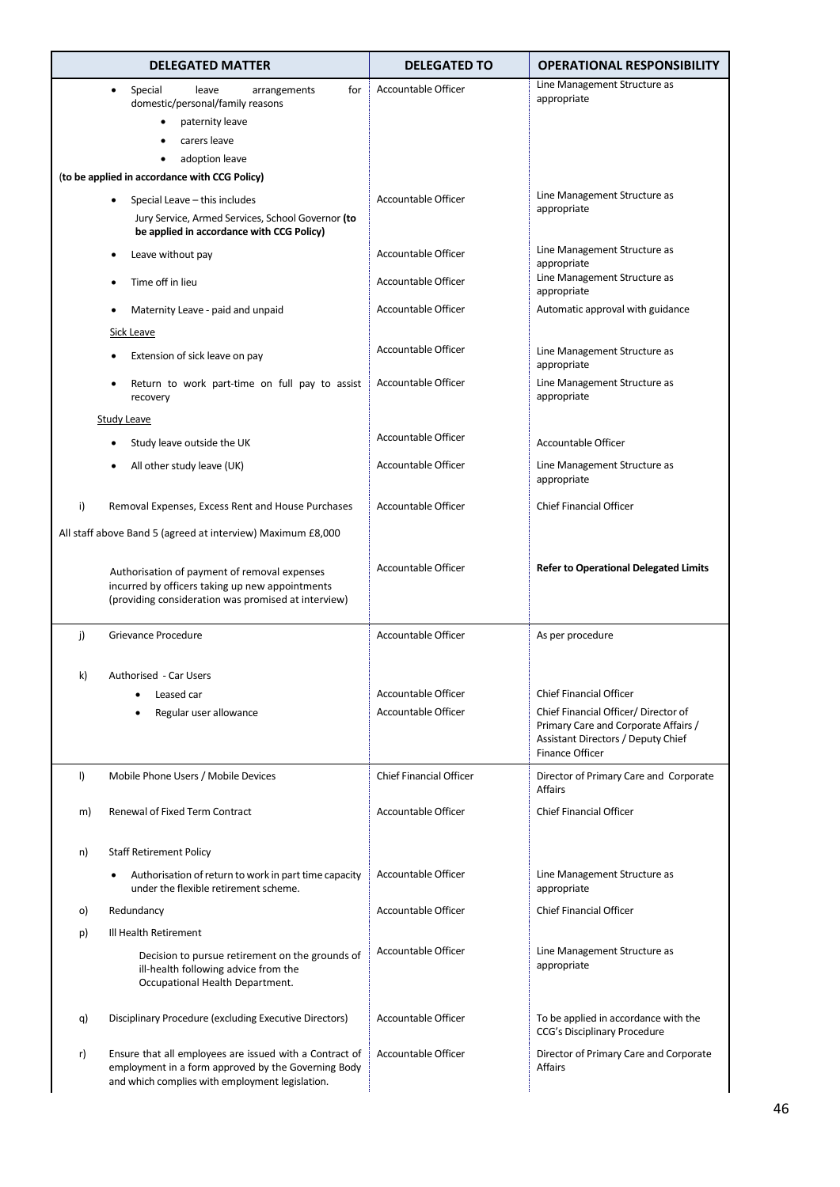| DELEGATED MATTER | DELEGATED TO | OPERATIONAL RESPONSIBILITY |
|---|---|---|
| • Special leave arrangements for domestic/personal/family reasons<br>• paternity leave<br>• carers leave<br>• adoption leave<br>(**to be applied in accordance with CCG Policy)** | Accountable Officer | Line Management Structure as appropriate |
| • Special Leave – this includes Jury Service, Armed Services, School Governor **(to be applied in accordance with CCG Policy)** | Accountable Officer | Line Management Structure as appropriate |
| • Leave without pay | Accountable Officer | Line Management Structure as appropriate |
| • Time off in lieu | Accountable Officer | Line Management Structure as appropriate |
| • Maternity Leave - paid and unpaid | Accountable Officer | Automatic approval with guidance |
| Sick Leave | | |
| • Extension of sick leave on pay | Accountable Officer | Line Management Structure as appropriate |
| • Return to work part-time on full pay to assist recovery | Accountable Officer | Line Management Structure as appropriate |
| Study Leave | | |
| • Study leave outside the UK | Accountable Officer | Accountable Officer |
| • All other study leave (UK) | Accountable Officer | Line Management Structure as appropriate |
| i) Removal Expenses, Excess Rent and House Purchases<br>All staff above Band 5 (agreed at interview) Maximum £8,000 | Accountable Officer | Chief Financial Officer |
| Authorisation of payment of removal expenses incurred by officers taking up new appointments (providing consideration was promised at interview) | Accountable Officer | **Refer to Operational Delegated Limits** |
| j) Grievance Procedure | Accountable Officer | As per procedure |
| k) Authorised - Car Users | | |
| • Leased car | Accountable Officer | Chief Financial Officer |
| • Regular user allowance | Accountable Officer | Chief Financial Officer/ Director of Primary Care and Corporate Affairs / Assistant Directors / Deputy Chief Finance Officer |
| l) Mobile Phone Users / Mobile Devices | Chief Financial Officer | Director of Primary Care and Corporate Affairs |
| m) Renewal of Fixed Term Contract | Accountable Officer | Chief Financial Officer |
| n) Staff Retirement Policy | | |
| • Authorisation of return to work in part time capacity under the flexible retirement scheme. | Accountable Officer | Line Management Structure as appropriate |
| o) Redundancy | Accountable Officer | Chief Financial Officer |
| p) Ill Health Retirement | | |
| Decision to pursue retirement on the grounds of ill-health following advice from the Occupational Health Department. | Accountable Officer | Line Management Structure as appropriate |
| q) Disciplinary Procedure (excluding Executive Directors) | Accountable Officer | To be applied in accordance with the CCG's Disciplinary Procedure |
| r) Ensure that all employees are issued with a Contract of employment in a form approved by the Governing Body and which complies with employment legislation. | Accountable Officer | Director of Primary Care and Corporate Affairs |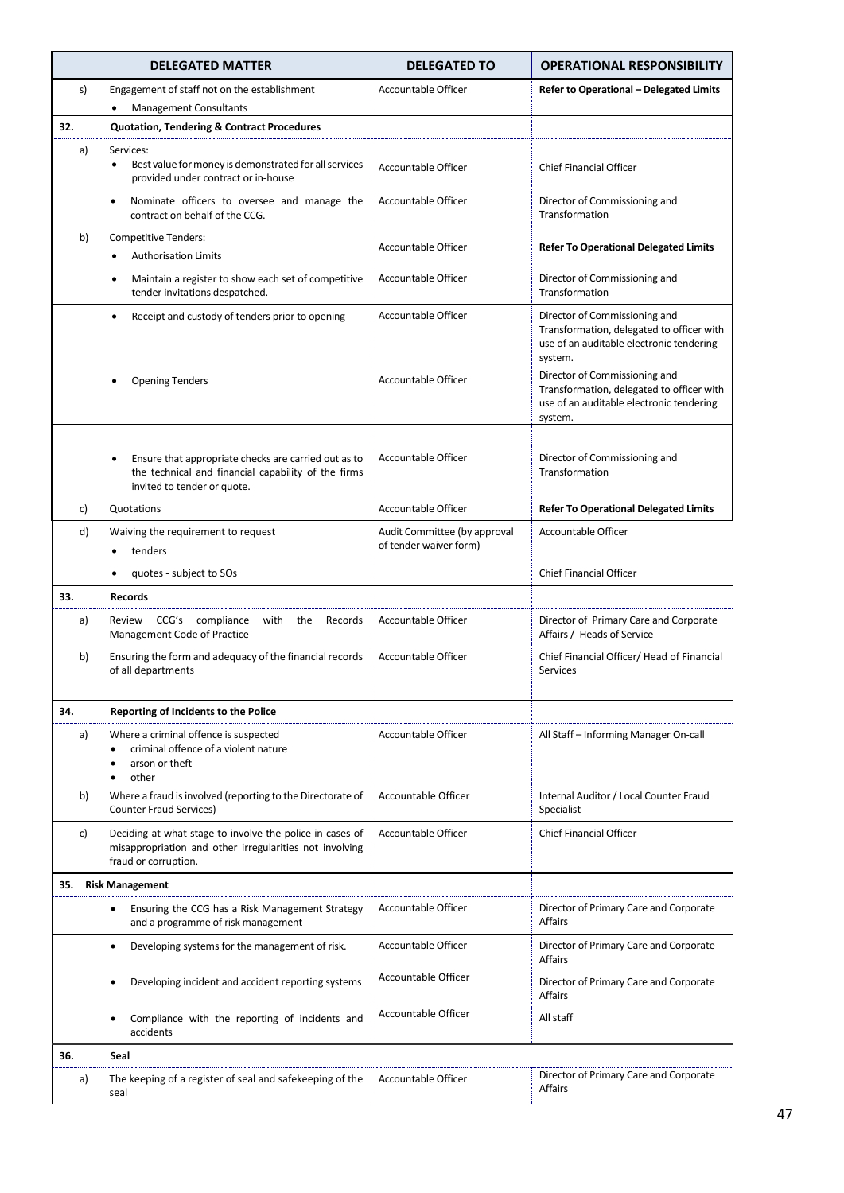| | DELEGATED MATTER | DELEGATED TO | OPERATIONAL RESPONSIBILITY |
|---|---|---|---|
| s) | Engagement of staff not on the establishment<br>• Management Consultants | Accountable Officer | **Refer to Operational – Delegated Limits** |
| **32.** | **Quotation, Tendering & Contract Procedures** | | |
| a) | Services:<br>• Best value for money is demonstrated for all services provided under contract or in-house | Accountable Officer | Chief Financial Officer |
| | • Nominate officers to oversee and manage the contract on behalf of the CCG. | Accountable Officer | Director of Commissioning and Transformation |
| b) | Competitive Tenders:<br>• Authorisation Limits | Accountable Officer | **Refer To Operational Delegated Limits** |
| | • Maintain a register to show each set of competitive tender invitations despatched. | Accountable Officer | Director of Commissioning and Transformation |
| | • Receipt and custody of tenders prior to opening | Accountable Officer | Director of Commissioning and Transformation, delegated to officer with use of an auditable electronic tendering system. |
| | • Opening Tenders | Accountable Officer | Director of Commissioning and Transformation, delegated to officer with use of an auditable electronic tendering system. |
| | • Ensure that appropriate checks are carried out as to the technical and financial capability of the firms invited to tender or quote. | Accountable Officer | Director of Commissioning and Transformation |
| c) | Quotations | Accountable Officer | **Refer To Operational Delegated Limits** |
| d) | Waiving the requirement to request<br>• tenders | Audit Committee (by approval of tender waiver form) | Accountable Officer |
| | • quotes - subject to SOs | | Chief Financial Officer |
| **33.** | **Records** | | |
| a) | Review CCG's compliance with the Records Management Code of Practice | Accountable Officer | Director of Primary Care and Corporate Affairs / Heads of Service |
| b) | Ensuring the form and adequacy of the financial records of all departments | Accountable Officer | Chief Financial Officer/ Head of Financial Services |
| **34.** | **Reporting of Incidents to the Police** | | |
| a) | Where a criminal offence is suspected<br>• criminal offence of a violent nature<br>• arson or theft<br>• other | Accountable Officer | All Staff – Informing Manager On-call |
| b) | Where a fraud is involved (reporting to the Directorate of Counter Fraud Services) | Accountable Officer | Internal Auditor / Local Counter Fraud Specialist |
| c) | Deciding at what stage to involve the police in cases of misappropriation and other irregularities not involving fraud or corruption. | Accountable Officer | Chief Financial Officer |
| **35.** | **Risk Management** | | |
| | • Ensuring the CCG has a Risk Management Strategy and a programme of risk management | Accountable Officer | Director of Primary Care and Corporate Affairs |
| | • Developing systems for the management of risk. | Accountable Officer | Director of Primary Care and Corporate Affairs |
| | • Developing incident and accident reporting systems | Accountable Officer | Director of Primary Care and Corporate Affairs |
| | • Compliance with the reporting of incidents and accidents | Accountable Officer | All staff |
| **36.** | **Seal** | | |
| a) | The keeping of a register of seal and safekeeping of the seal | Accountable Officer | Director of Primary Care and Corporate Affairs |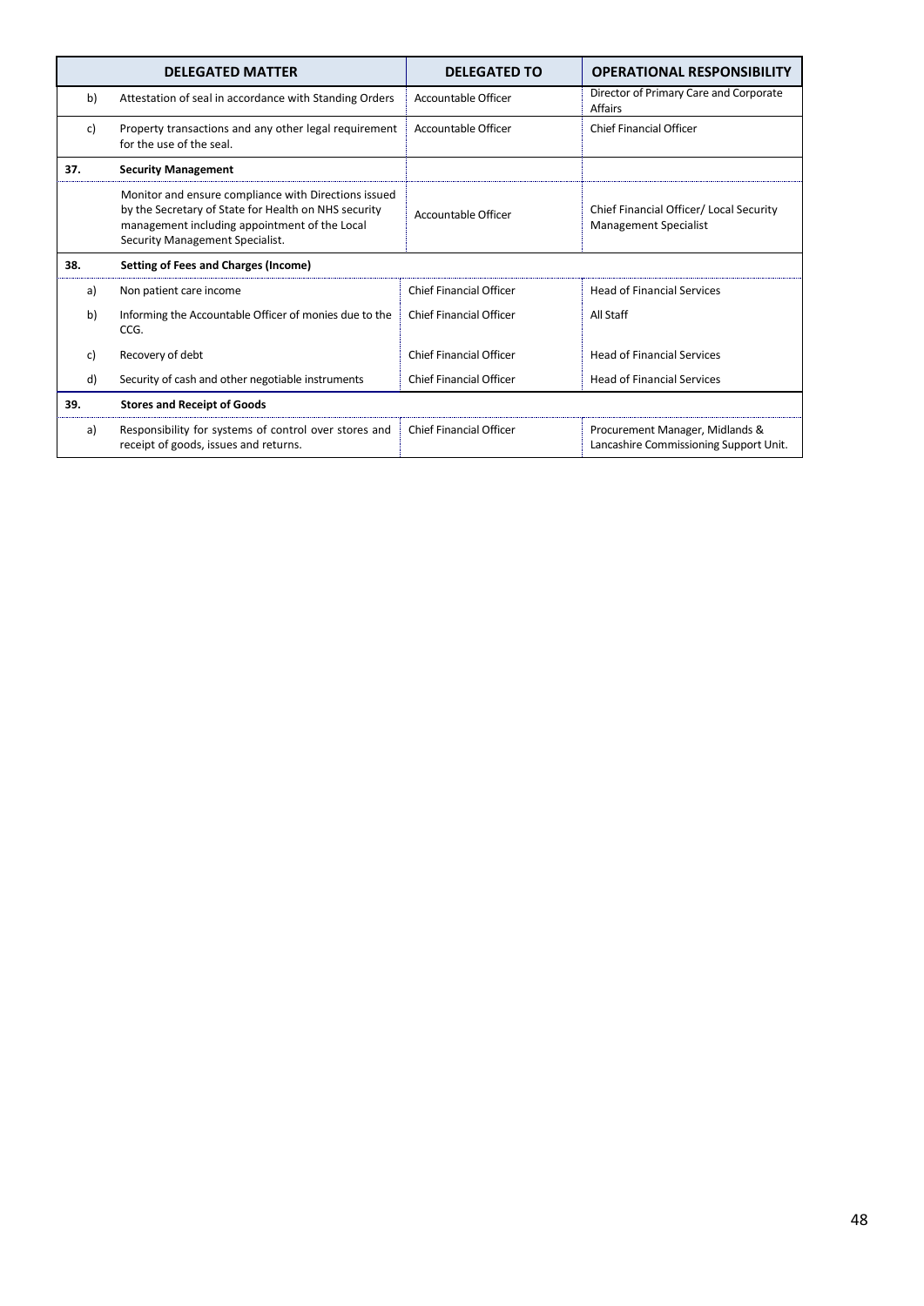| | DELEGATED MATTER | DELEGATED TO | OPERATIONAL RESPONSIBILITY |
|---|---|---|---|
| b) | Attestation of seal in accordance with Standing Orders | Accountable Officer | Director of Primary Care and Corporate Affairs |
| c) | Property transactions and any other legal requirement for the use of the seal. | Accountable Officer | Chief Financial Officer |
| **37.** | **Security Management** | | |
| | Monitor and ensure compliance with Directions issued by the Secretary of State for Health on NHS security management including appointment of the Local Security Management Specialist. | Accountable Officer | Chief Financial Officer/ Local Security Management Specialist |
| **38.** | **Setting of Fees and Charges (Income)** | | |
| a) | Non patient care income | Chief Financial Officer | Head of Financial Services |
| b) | Informing the Accountable Officer of monies due to the CCG. | Chief Financial Officer | All Staff |
| c) | Recovery of debt | Chief Financial Officer | Head of Financial Services |
| d) | Security of cash and other negotiable instruments | Chief Financial Officer | Head of Financial Services |
| **39.** | **Stores and Receipt of Goods** | | |
| a) | Responsibility for systems of control over stores and receipt of goods, issues and returns. | Chief Financial Officer | Procurement Manager, Midlands & Lancashire Commissioning Support Unit. |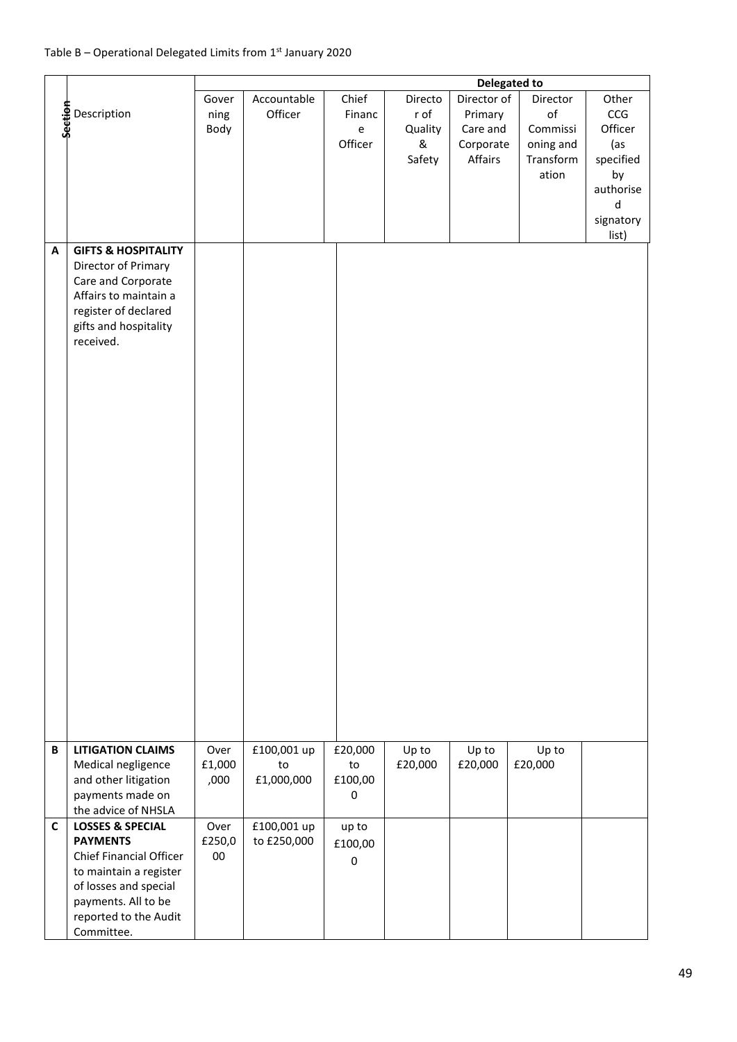Table B – Operational Delegated Limits from 1st January 2020

| Section | Description | Delegated to | | | | | | |
|---|---|---|---|---|---|---|---|---|
| | | Governing Body | Accountable Officer | Chief Finance Officer | Director of Quality & Safety | Director of Primary Care and Corporate Affairs | Director of Commissioning and Transformation | Other CCG Officer (as specified by authorised signatory list) |
| A | **GIFTS & HOSPITALITY** Director of Primary Care and Corporate Affairs to maintain a register of declared gifts and hospitality received. | | | | | | | |
| B | **LITIGATION CLAIMS** Medical negligence and other litigation payments made on the advice of NHSLA | Over £1,000,000 | £100,001 up to £1,000,000 | £20,000 to £100,000 | Up to £20,000 | Up to £20,000 | Up to £20,000 | |
| C | **LOSSES & SPECIAL PAYMENTS** Chief Financial Officer to maintain a register of losses and special payments. All to be reported to the Audit Committee. | Over £250,000 | £100,001 up to £250,000 | up to £100,000 | | | | |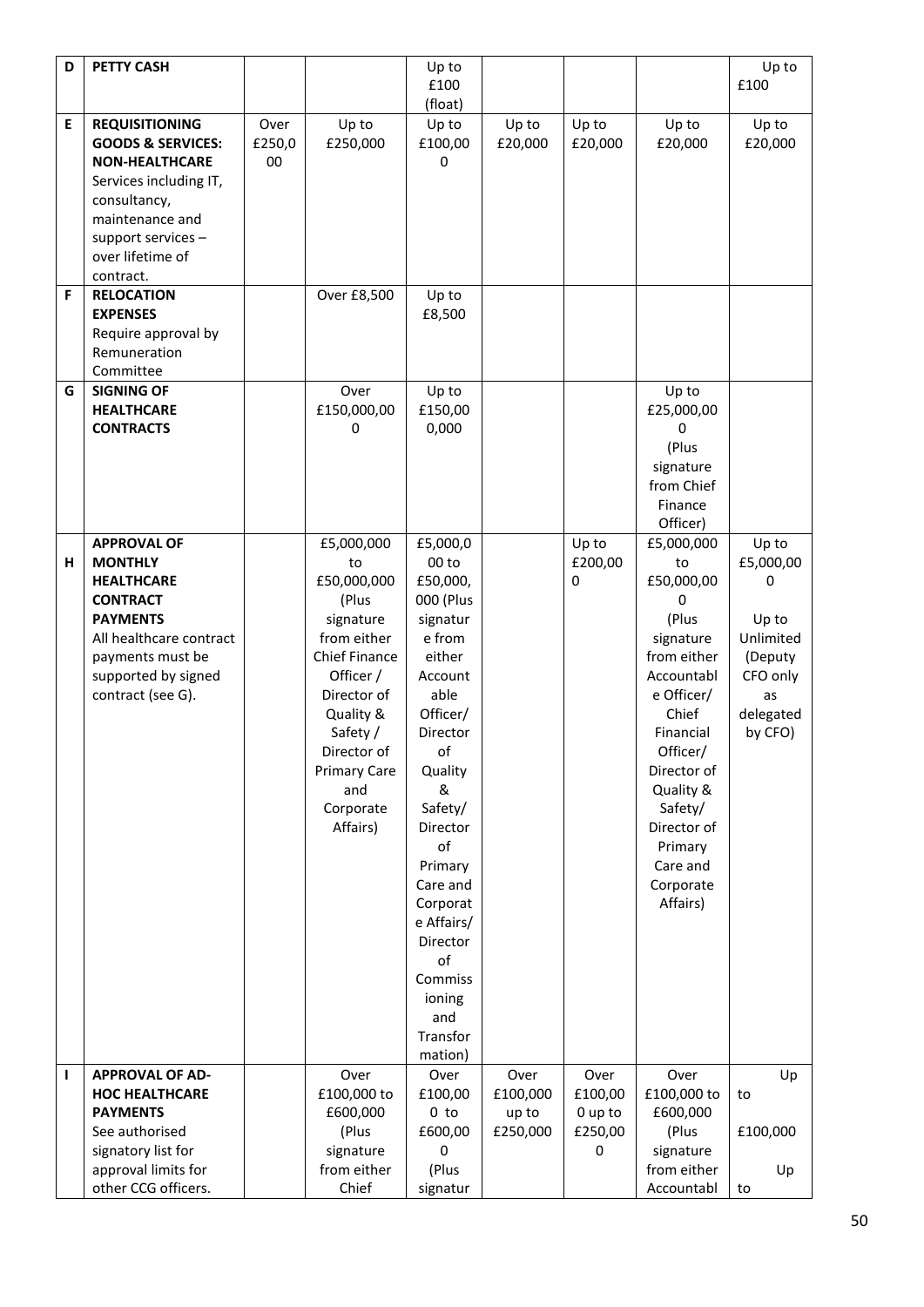| | | | | | | | | |
|---|---|---|---|---|---|---|---|---|
| D | **PETTY CASH** | | | Up to £100 (float) | | | | Up to £100 |
| E | **REQUISITIONING GOODS & SERVICES: NON-HEALTHCARE** Services including IT, consultancy, maintenance and support services – over lifetime of contract. | Over £250,000 | Up to £250,000 | Up to £100,000 | Up to £20,000 | Up to £20,000 | Up to £20,000 | Up to £20,000 |
| F | **RELOCATION EXPENSES** Require approval by Remuneration Committee | | Over £8,500 | Up to £8,500 | | | | |
| G | **SIGNING OF HEALTHCARE CONTRACTS** | | Over £150,000,000 | Up to £150,000,000 | | | Up to £25,000,000 (Plus signature from Chief Finance Officer) | |
| H | **APPROVAL OF MONTHLY HEALTHCARE CONTRACT PAYMENTS** All healthcare contract payments must be supported by signed contract (see G). | | £5,000,000 to £50,000,000 (Plus signature from either Chief Finance Officer / Director of Quality & Safety / Director of Primary Care and Corporate Affairs) | £5,000,000 to £50,000,000 (Plus signature from either Accountable Officer/ Director of Quality & Safety/ Director of Primary Care and Corporate Affairs/ Director of Commissioning and Transformation) | | Up to £200,000 | £5,000,000 to £50,000,000 (Plus signature from either Accountable Officer/ Chief Financial Officer/ Director of Quality & Safety/ Director of Primary Care and Corporate Affairs) | Up to £5,000,000<br><br>Up to Unlimited (Deputy CFO only as delegated by CFO) |
| I | **APPROVAL OF AD-HOC HEALTHCARE PAYMENTS** See authorised signatory list for approval limits for other CCG officers. | | Over £100,000 to £600,000 (Plus signature from either Chief | Over £100,000 to £600,000 (Plus signatur | Over £100,000 up to £250,000 | Over £100,000 up to £250,000 | Over £100,000 to £600,000 (Plus signature from either Accountabl | Up to £100,000<br><br>Up to |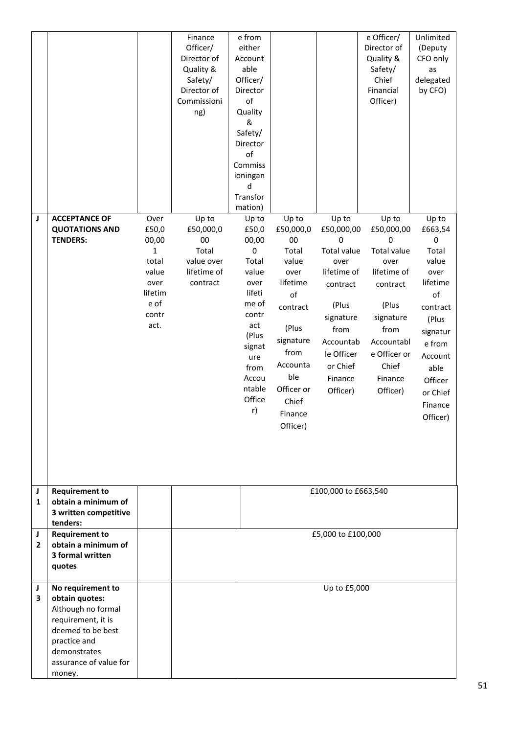| | | | | | | | | |
|---|---|---|---|---|---|---|---|---|
| | | | Finance Officer/ Director of Quality & Safety/ Director of Commissioning) | e from either Accountable Officer/ Director of Quality & Safety/ Director of Commissioningand Transformation) | | | e Officer/ Director of Quality & Safety/ Chief Financial Officer) | Unlimited (Deputy CFO only as delegated by CFO) |
| J | **ACCEPTANCE OF QUOTATIONS AND TENDERS:** | Over £50,000,001 total value over lifetime of contract. | Up to £50,000,000 Total value over lifetime of contract | Up to £50,000,000 Total value over lifetime of contract (Plus signature from Accountable Officer) | Up to £50,000,000 Total value over lifetime of contract (Plus signature from Accountable Officer or Chief Finance Officer) | Up to £50,000,000 Total value over lifetime of contract (Plus signature from Accountable Officer or Chief Finance Officer) | Up to £50,000,000 Total value over lifetime of contract (Plus signature from Accountable Officer or Chief Finance Officer) | Up to £663,540 Total value over lifetime of contract (Plus signature from Accountable Officer or Chief Finance Officer) |
| J 1 | **Requirement to obtain a minimum of 3 written competitive tenders:** | | | £100,000 to £663,540 | | | | |
| J 2 | **Requirement to obtain a minimum of 3 formal written quotes** | | | £5,000 to £100,000 | | | | |
| J 3 | **No requirement to obtain quotes:** Although no formal requirement, it is deemed to be best practice and demonstrates assurance of value for money. | | | Up to £5,000 | | | | |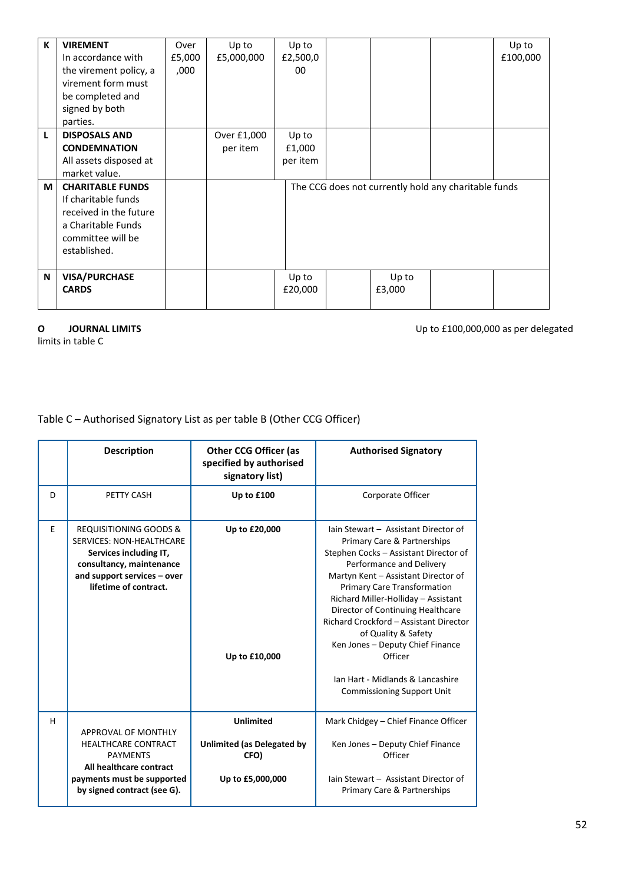| | | | | | | | | |
|---|---|---|---|---|---|---|---|---|
| K | **VIREMENT**<br>In accordance with the virement policy, a virement form must be completed and signed by both parties. | Over £5,000,000 | Up to £5,000,000 | Up to £2,500,000 | | | | Up to £100,000 |
| L | **DISPOSALS AND CONDEMNATION**<br>All assets disposed at market value. | | Over £1,000 per item | Up to £1,000 per item | | | | |
| M | **CHARITABLE FUNDS**<br>If charitable funds received in the future a Charitable Funds committee will be established. | | | The CCG does not currently hold any charitable funds | | | | |
| N | **VISA/PURCHASE CARDS** | | | Up to £20,000 | | Up to £3,000 | | |

**O JOURNAL LIMITS** Up to £100,000,000 as per delegated limits in table C

Table C – Authorised Signatory List as per table B (Other CCG Officer)

| | Description | Other CCG Officer (as specified by authorised signatory list) | Authorised Signatory |
|---|---|---|---|
| D | PETTY CASH | **Up to £100** | Corporate Officer |
| E | REQUISITIONING GOODS & SERVICES: NON-HEALTHCARE **Services including IT, consultancy, maintenance and support services – over lifetime of contract.** | **Up to £20,000**<br><br>**Up to £10,000** | Iain Stewart – Assistant Director of Primary Care & Partnerships<br>Stephen Cocks – Assistant Director of Performance and Delivery<br>Martyn Kent – Assistant Director of Primary Care Transformation<br>Richard Miller-Holliday – Assistant Director of Continuing Healthcare<br>Richard Crockford – Assistant Director of Quality & Safety<br>Ken Jones – Deputy Chief Finance Officer<br><br>Ian Hart - Midlands & Lancashire Commissioning Support Unit |
| H | APPROVAL OF MONTHLY HEALTHCARE CONTRACT PAYMENTS **All healthcare contract payments must be supported by signed contract (see G).** | **Unlimited**<br><br>**Unlimited (as Delegated by CFO)**<br><br>**Up to £5,000,000** | Mark Chidgey – Chief Finance Officer<br><br>Ken Jones – Deputy Chief Finance Officer<br><br>Iain Stewart – Assistant Director of Primary Care & Partnerships |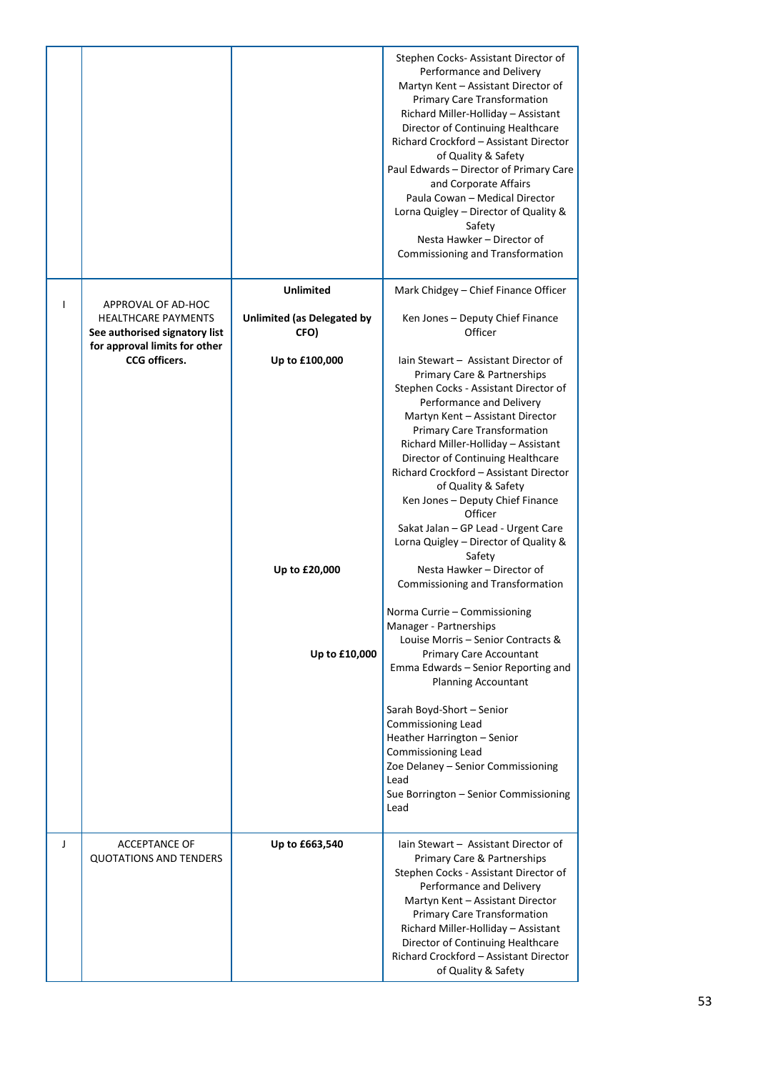| | | | |
|---|---|---|---|
| | | | Stephen Cocks- Assistant Director of Performance and Delivery<br>Martyn Kent – Assistant Director of Primary Care Transformation<br>Richard Miller-Holliday – Assistant Director of Continuing Healthcare<br>Richard Crockford – Assistant Director of Quality & Safety<br>Paul Edwards – Director of Primary Care and Corporate Affairs<br>Paula Cowan – Medical Director<br>Lorna Quigley – Director of Quality & Safety<br>Nesta Hawker – Director of Commissioning and Transformation |
| I | APPROVAL OF AD-HOC HEALTHCARE PAYMENTS<br>**See authorised signatory list for approval limits for other CCG officers.** | **Unlimited** | Mark Chidgey – Chief Finance Officer |
| | | **Unlimited (as Delegated by CFO)** | Ken Jones – Deputy Chief Finance Officer |
| | | **Up to £100,000** | Iain Stewart – Assistant Director of Primary Care & Partnerships<br>Stephen Cocks - Assistant Director of Performance and Delivery<br>Martyn Kent – Assistant Director Primary Care Transformation<br>Richard Miller-Holliday – Assistant Director of Continuing Healthcare<br>Richard Crockford – Assistant Director of Quality & Safety<br>Ken Jones – Deputy Chief Finance Officer<br>Sakat Jalan – GP Lead - Urgent Care<br>Lorna Quigley – Director of Quality & Safety<br>Nesta Hawker – Director of Commissioning and Transformation |
| | | **Up to £20,000** | Norma Currie – Commissioning Manager - Partnerships<br>Louise Morris – Senior Contracts & Primary Care Accountant<br>Emma Edwards – Senior Reporting and Planning Accountant |
| | | **Up to £10,000** | Sarah Boyd-Short – Senior Commissioning Lead<br>Heather Harrington – Senior Commissioning Lead<br>Zoe Delaney – Senior Commissioning Lead<br>Sue Borrington – Senior Commissioning Lead |
| J | ACCEPTANCE OF QUOTATIONS AND TENDERS | **Up to £663,540** | Iain Stewart – Assistant Director of Primary Care & Partnerships<br>Stephen Cocks - Assistant Director of Performance and Delivery<br>Martyn Kent – Assistant Director Primary Care Transformation<br>Richard Miller-Holliday – Assistant Director of Continuing Healthcare<br>Richard Crockford – Assistant Director of Quality & Safety |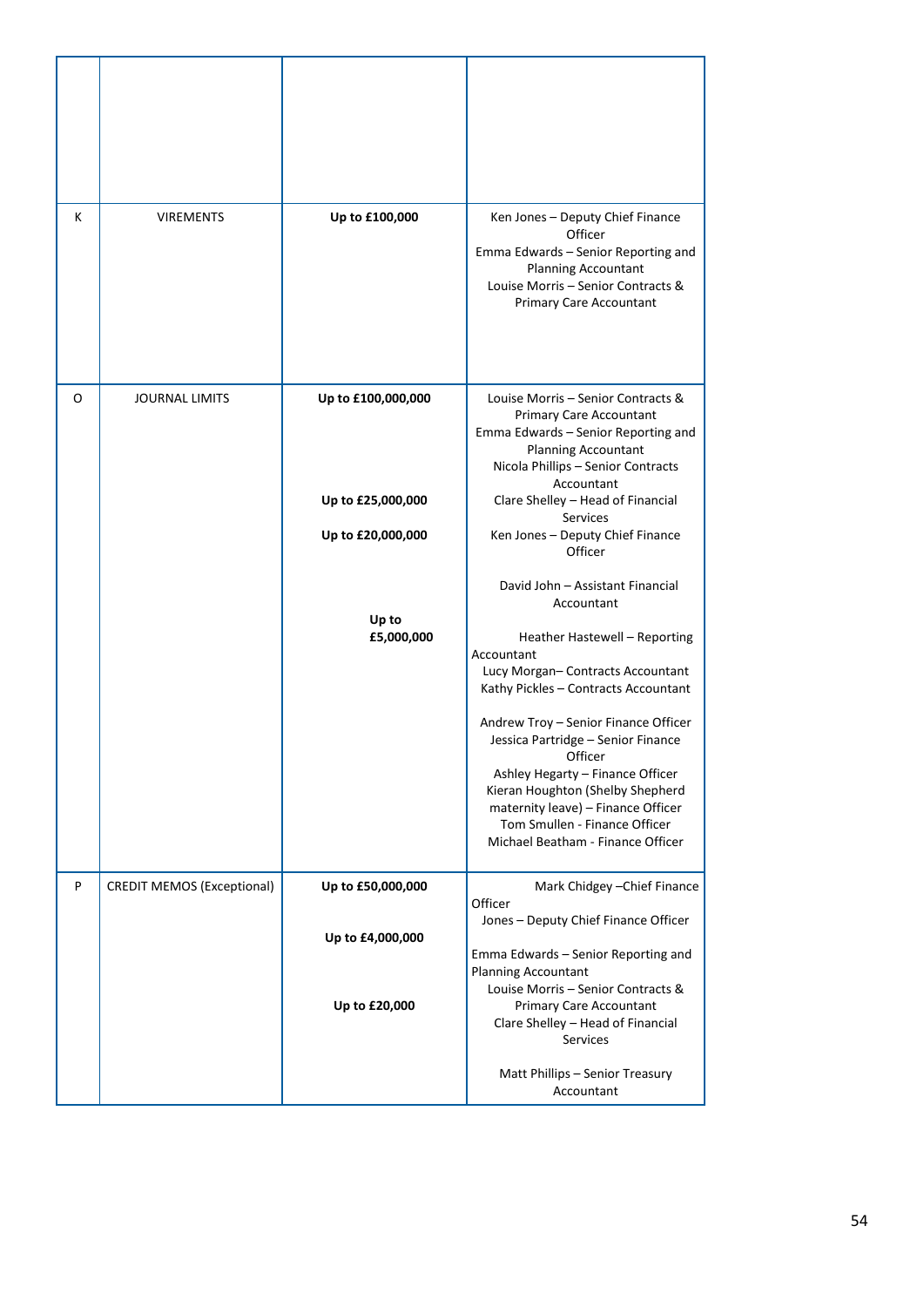| | | | |
|---|---|---|---|
| | | | |
| K | VIREMENTS | **Up to £100,000** | Ken Jones – Deputy Chief Finance Officer<br>Emma Edwards – Senior Reporting and Planning Accountant<br>Louise Morris – Senior Contracts & Primary Care Accountant |
| O | JOURNAL LIMITS | **Up to £100,000,000**<br><br>**Up to £25,000,000**<br><br>**Up to £20,000,000**<br><br>**Up to £5,000,000** | Louise Morris – Senior Contracts & Primary Care Accountant<br>Emma Edwards – Senior Reporting and Planning Accountant<br>Nicola Phillips – Senior Contracts Accountant<br>Clare Shelley – Head of Financial Services<br>Ken Jones – Deputy Chief Finance Officer<br><br>David John – Assistant Financial Accountant<br><br>Heather Hastewell – Reporting Accountant<br>Lucy Morgan– Contracts Accountant<br>Kathy Pickles – Contracts Accountant<br><br>Andrew Troy – Senior Finance Officer<br>Jessica Partridge – Senior Finance Officer<br>Ashley Hegarty – Finance Officer<br>Kieran Houghton (Shelby Shepherd maternity leave) – Finance Officer<br>Tom Smullen - Finance Officer<br>Michael Beatham - Finance Officer |
| P | CREDIT MEMOS (Exceptional) | **Up to £50,000,000**<br><br>**Up to £4,000,000**<br><br>**Up to £20,000** | Mark Chidgey –Chief Finance Officer<br>Jones – Deputy Chief Finance Officer<br><br>Emma Edwards – Senior Reporting and Planning Accountant<br>Louise Morris – Senior Contracts & Primary Care Accountant<br>Clare Shelley – Head of Financial Services<br><br>Matt Phillips – Senior Treasury Accountant |